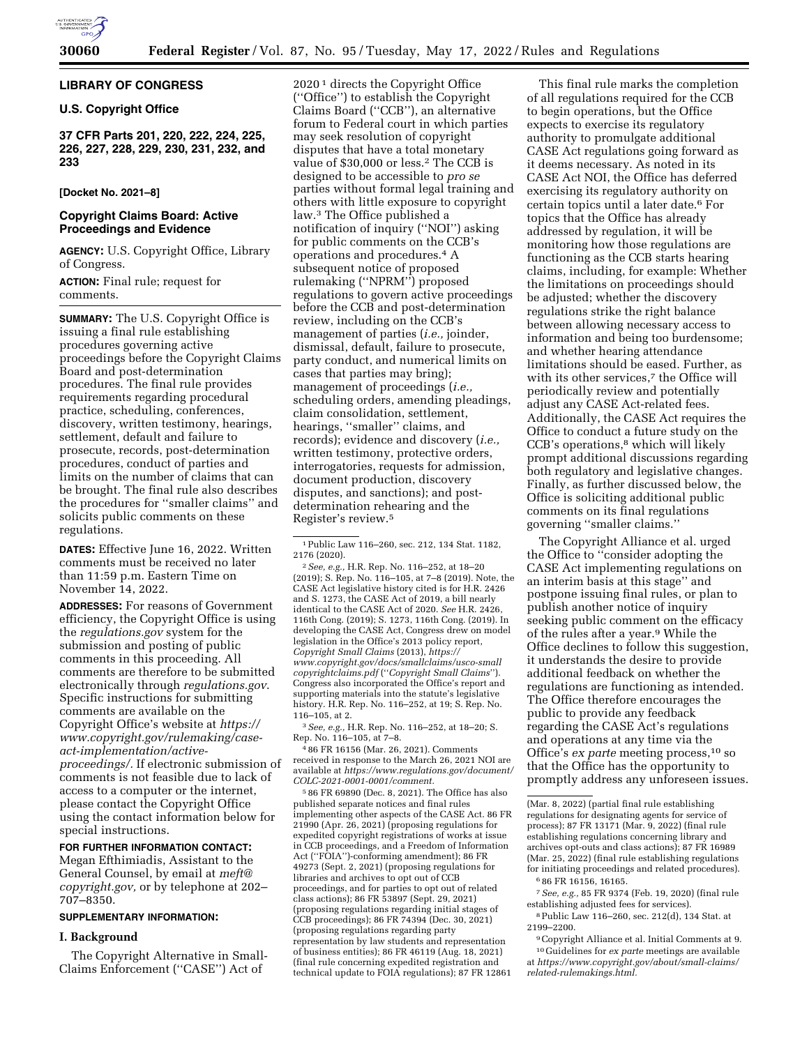## LIBRARY OF CONGRESS

### U.S. Copyright Office

### 37 CFR Parts 201, 220, 222, 224, 225, 226, 227, 228, 229, 230, 231, 232, and 233

**[Docket No. 2021–8]**

### Copyright Claims Board: Active Proceedings and Evidence

**AGENCY:** U.S. Copyright Office, Library of Congress.

**ACTION:** Final rule; request for comments.

**SUMMARY:** The U.S. Copyright Office is issuing a final rule establishing procedures governing active proceedings before the Copyright Claims Board and post-determination procedures. The final rule provides requirements regarding procedural practice, scheduling, conferences, discovery, written testimony, hearings, settlement, default and failure to prosecute, records, post-determination procedures, conduct of parties and limits on the number of claims that can be brought. The final rule also describes the procedures for "smaller claims" and solicits public comments on these regulations.

**DATES:** Effective June 16, 2022. Written comments must be received no later than 11:59 p.m. Eastern Time on November 14, 2022.

**ADDRESSES:** For reasons of Government efficiency, the Copyright Office is using the *regulations.gov* system for the submission and posting of public comments in this proceeding. All comments are therefore to be submitted electronically through *regulations.gov*. Specific instructions for submitting comments are available on the Copyright Office's website at *https://www.copyright.gov/rulemaking/case-act-implementation/active-proceedings/*. If electronic submission of comments is not feasible due to lack of access to a computer or the internet, please contact the Copyright Office using the contact information below for special instructions.

**FOR FURTHER INFORMATION CONTACT:** Megan Efthimiadis, Assistant to the General Counsel, by email at *meft@copyright.gov,* or by telephone at 202–707–8350.

**SUPPLEMENTARY INFORMATION:**

#### I. Background

The Copyright Alternative in Small-Claims Enforcement ("CASE") Act of 2020 [1] directs the Copyright Office ("Office") to establish the Copyright Claims Board ("CCB"), an alternative forum to Federal court in which parties may seek resolution of copyright disputes that have a total monetary value of $30,000 or less.[2] The CCB is designed to be accessible to *pro se* parties without formal legal training and others with little exposure to copyright law.[3] The Office published a notification of inquiry ("NOI") asking for public comments on the CCB's operations and procedures.[4] A subsequent notice of proposed rulemaking ("NPRM") proposed regulations to govern active proceedings before the CCB and post-determination review, including on the CCB's management of parties (*i.e.,* joinder, dismissal, default, failure to prosecute, party conduct, and numerical limits on cases that parties may bring); management of proceedings (*i.e.,* scheduling orders, amending pleadings, claim consolidation, settlement, hearings, "smaller" claims, and records); evidence and discovery (*i.e.,* written testimony, protective orders, interrogatories, requests for admission, document production, discovery disputes, and sanctions); and post-determination rehearing and the Register's review.[5]

This final rule marks the completion of all regulations required for the CCB to begin operations, but the Office expects to exercise its regulatory authority to promulgate additional CASE Act regulations going forward as it deems necessary. As noted in its CASE Act NOI, the Office has deferred exercising its regulatory authority on certain topics until a later date.[6] For topics that the Office has already addressed by regulation, it will be monitoring how those regulations are functioning as the CCB starts hearing claims, including, for example: Whether the limitations on proceedings should be adjusted; whether the discovery regulations strike the right balance between allowing necessary access to information and being too burdensome; and whether hearing attendance limitations should be eased. Further, as with its other services,[7] the Office will periodically review and potentially adjust any CASE Act-related fees. Additionally, the CASE Act requires the Office to conduct a future study on the CCB's operations,[8] which will likely prompt additional discussions regarding both regulatory and legislative changes. Finally, as further discussed below, the Office is soliciting additional public comments on its final regulations governing "smaller claims."

The Copyright Alliance et al. urged the Office to "consider adopting the CASE Act implementing regulations on an interim basis at this stage" and postpone issuing final rules, or plan to publish another notice of inquiry seeking public comment on the efficacy of the rules after a year.[9] While the Office declines to follow this suggestion, it understands the desire to provide additional feedback on whether the regulations are functioning as intended. The Office therefore encourages the public to provide any feedback regarding the CASE Act's regulations and operations at any time via the Office's *ex parte* meeting process,[10] so that the Office has the opportunity to promptly address any unforeseen issues.

---

[1] Public Law 116–260, sec. 212, 134 Stat. 1182, 2176 (2020).

[2] *See, e.g.,* H.R. Rep. No. 116–252, at 18–20 (2019); S. Rep. No. 116–105, at 7–8 (2019). Note, the CASE Act legislative history cited is for H.R. 2426 and S. 1273, the CASE Act of 2019, a bill nearly identical to the CASE Act of 2020. *See* H.R. 2426, 116th Cong. (2019); S. 1273, 116th Cong. (2019). In developing the CASE Act, Congress drew on model legislation in the Office's 2013 policy report, *Copyright Small Claims* (2013), *https://www.copyright.gov/docs/smallclaims/usco-smallcopyrightclaims.pdf* ("*Copyright Small Claims*"). Congress also incorporated the Office's report and supporting materials into the statute's legislative history. H.R. Rep. No. 116–252, at 19; S. Rep. No. 116–105, at 2.

[3] *See, e.g.,* H.R. Rep. No. 116–252, at 18–20; S. Rep. No. 116–105, at 7–8.

[4] 86 FR 16156 (Mar. 26, 2021). Comments received in response to the March 26, 2021 NOI are available at *https://www.regulations.gov/document/COLC-2021-0001-0001/comment.*

[5] 86 FR 69890 (Dec. 8, 2021). The Office has also published separate notices and final rules implementing other aspects of the CASE Act. 86 FR 21990 (Apr. 26, 2021) (proposing regulations for expedited copyright registrations of works at issue in CCB proceedings, and a Freedom of Information Act ("FOIA")-conforming amendment); 86 FR 49273 (Sept. 2, 2021) (proposing regulations for libraries and archives to opt out of CCB proceedings, and for parties to opt out of related class actions); 86 FR 53897 (Sept. 29, 2021) (proposing regulations regarding initial stages of CCB proceedings); 86 FR 74394 (Dec. 30, 2021) (proposing regulations regarding party representation by law students and representation of business entities); 86 FR 46119 (Aug. 18, 2021) (final rule concerning expedited registration and technical update to FOIA regulations); 87 FR 12861 (Mar. 8, 2022) (partial final rule establishing regulations for designating agents for service of process); 87 FR 13171 (Mar. 9, 2022) (final rule establishing regulations concerning library and archives opt-outs and class actions); 87 FR 16989 (Mar. 25, 2022) (final rule establishing regulations for initiating proceedings and related procedures).

[6] 86 FR 16156, 16165.

[7] *See, e.g.,* 85 FR 9374 (Feb. 19, 2020) (final rule establishing adjusted fees for services).

[8] Public Law 116–260, sec. 212(d), 134 Stat. at 2199–2200.

[9] Copyright Alliance et al. Initial Comments at 9.

[10] Guidelines for *ex parte* meetings are available at *https://www.copyright.gov/about/small-claims/related-rulemakings.html.*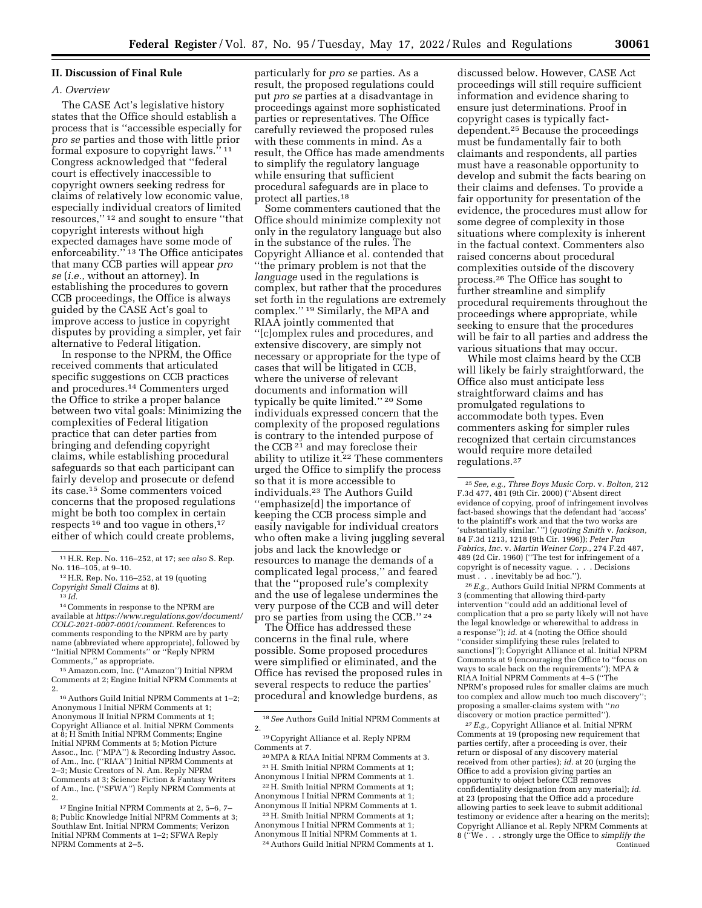## II. Discussion of Final Rule

### A. Overview

The CASE Act's legislative history states that the Office should establish a process that is ''accessible especially for *pro se* parties and those with little prior formal exposure to copyright laws.'' [11] Congress acknowledged that ''federal court is effectively inaccessible to copyright owners seeking redress for claims of relatively low economic value, especially individual creators of limited resources,'' [12] and sought to ensure ''that copyright interests without high expected damages have some mode of enforceability.'' [13] The Office anticipates that many CCB parties will appear *pro se* (*i.e.,* without an attorney). In establishing the procedures to govern CCB proceedings, the Office is always guided by the CASE Act's goal to improve access to justice in copyright disputes by providing a simpler, yet fair alternative to Federal litigation.

In response to the NPRM, the Office received comments that articulated specific suggestions on CCB practices and procedures.[14] Commenters urged the Office to strike a proper balance between two vital goals: Minimizing the complexities of Federal litigation practice that can deter parties from bringing and defending copyright claims, while establishing procedural safeguards so that each participant can fairly develop and prosecute or defend its case.[15] Some commenters voiced concerns that the proposed regulations might be both too complex in certain respects [16] and too vague in others,[17] either of which could create problems, particularly for *pro se* parties. As a result, the proposed regulations could put *pro se* parties at a disadvantage in proceedings against more sophisticated parties or representatives. The Office carefully reviewed the proposed rules with these comments in mind. As a result, the Office has made amendments to simplify the regulatory language while ensuring that sufficient procedural safeguards are in place to protect all parties.[18]

Some commenters cautioned that the Office should minimize complexity not only in the regulatory language but also in the substance of the rules. The Copyright Alliance et al. contended that ''the primary problem is not that the *language* used in the regulations is complex, but rather that the procedures set forth in the regulations are extremely complex.'' [19] Similarly, the MPA and RIAA jointly commented that ''[c]omplex rules and procedures, and extensive discovery, are simply not necessary or appropriate for the type of cases that will be litigated in CCB, where the universe of relevant documents and information will typically be quite limited.'' [20] Some individuals expressed concern that the complexity of the proposed regulations is contrary to the intended purpose of the CCB [21] and may foreclose their ability to utilize it.[22] These commenters urged the Office to simplify the process so that it is more accessible to individuals.[23] The Authors Guild ''emphasize[d] the importance of keeping the CCB process simple and easily navigable for individual creators who often make a living juggling several jobs and lack the knowledge or resources to manage the demands of a complicated legal process,'' and feared that the ''proposed rule's complexity and the use of legalese undermines the very purpose of the CCB and will deter pro se parties from using the CCB.'' [24]

The Office has addressed these concerns in the final rule, where possible. Some proposed procedures were simplified or eliminated, and the Office has revised the proposed rules in several respects to reduce the parties' procedural and knowledge burdens, as discussed below. However, CASE Act proceedings will still require sufficient information and evidence sharing to ensure just determinations. Proof in copyright cases is typically fact-dependent.[25] Because the proceedings must be fundamentally fair to both claimants and respondents, all parties must have a reasonable opportunity to develop and submit the facts bearing on their claims and defenses. To provide a fair opportunity for presentation of the evidence, the procedures must allow for some degree of complexity in those situations where complexity is inherent in the factual context. Commenters also raised concerns about procedural complexities outside of the discovery process.[26] The Office has sought to further streamline and simplify procedural requirements throughout the proceedings where appropriate, while seeking to ensure that the procedures will be fair to all parties and address the various situations that may occur.

While most claims heard by the CCB will likely be fairly straightforward, the Office also must anticipate less straightforward claims and has promulgated regulations to accommodate both types. Even commenters asking for simpler rules recognized that certain circumstances would require more detailed regulations.[27]

---

[11] H.R. Rep. No. 116–252, at 17; *see also* S. Rep. No. 116–105, at 9–10.

[12] H.R. Rep. No. 116–252, at 19 (quoting *Copyright Small Claims* at 8).

[13] *Id.*

[14] Comments in response to the NPRM are available at *https://www.regulations.gov/document/COLC-2021-0007-0001/comment.* References to comments responding to the NPRM are by party name (abbreviated where appropriate), followed by ''Initial NPRM Comments'' or ''Reply NPRM Comments,'' as appropriate.

[15] Amazon.com, Inc. (''Amazon'') Initial NPRM Comments at 2; Engine Initial NPRM Comments at 2.

[16] Authors Guild Initial NPRM Comments at 1–2; Anonymous I Initial NPRM Comments at 1; Anonymous II Initial NPRM Comments at 1; Copyright Alliance et al. Initial NPRM Comments at 8; H Smith Initial NPRM Comments; Engine Initial NPRM Comments at 5; Motion Picture Assoc., Inc. (''MPA'') & Recording Industry Assoc. of Am., Inc. (''RIAA'') Initial NPRM Comments at 2–3; Music Creators of N. Am. Reply NPRM Comments at 3; Science Fiction & Fantasy Writers of Am., Inc. (''SFWA'') Reply NPRM Comments at 2.

[17] Engine Initial NPRM Comments at 2, 5–6, 7–8; Public Knowledge Initial NPRM Comments at 3; Southlaw Ent. Initial NPRM Comments; Verizon Initial NPRM Comments at 1–2; SFWA Reply NPRM Comments at 2–5.

[18] *See* Authors Guild Initial NPRM Comments at 2.

[19] Copyright Alliance et al. Reply NPRM Comments at 7.

[20] MPA & RIAA Initial NPRM Comments at 3.

[21] H. Smith Initial NPRM Comments at 1; Anonymous I Initial NPRM Comments at 1.

[22] H. Smith Initial NPRM Comments at 1; Anonymous I Initial NPRM Comments at 1; Anonymous II Initial NPRM Comments at 1.

[23] H. Smith Initial NPRM Comments at 1; Anonymous I Initial NPRM Comments at 1; Anonymous II Initial NPRM Comments at 1.

[24] Authors Guild Initial NPRM Comments at 1.

[25] *See, e.g., Three Boys Music Corp.* v. *Bolton,* 212 F.3d 477, 481 (9th Cir. 2000) (''Absent direct evidence of copying, proof of infringement involves fact-based showings that the defendant had 'access' to the plaintiff's work and that the two works are 'substantially similar.' '') (*quoting Smith* v. *Jackson,* 84 F.3d 1213, 1218 (9th Cir. 1996)); *Peter Pan Fabrics, Inc.* v. *Martin Weiner Corp.,* 274 F.2d 487, 489 (2d Cir. 1960) (''The test for infringement of a copyright is of necessity vague. . . . Decisions must . . . inevitably be ad hoc.'').

[26] *E.g.,* Authors Guild Initial NPRM Comments at 3 (commenting that allowing third-party intervention ''could add an additional level of complication that a pro se party likely will not have the legal knowledge or wherewithal to address in a response''); *id.* at 4 (noting the Office should ''consider simplifying these rules [related to sanctions]''); Copyright Alliance et al. Initial NPRM Comments at 9 (encouraging the Office to ''focus on ways to scale back on the requirements''); MPA & RIAA Initial NPRM Comments at 4–5 (''The NPRM's proposed rules for smaller claims are much too complex and allow much too much discovery''; proposing a smaller-claims system with ''*no* discovery or motion practice permitted'').

[27] *E.g.,* Copyright Alliance et al. Initial NPRM Comments at 19 (proposing new requirement that parties certify, after a proceeding is over, their return or disposal of any discovery material received from other parties); *id.* at 20 (urging the Office to add a provision giving parties an opportunity to object before CCB removes confidentiality designation from any material); *id.* at 23 (proposing that the Office add a procedure allowing parties to seek leave to submit additional testimony or evidence after a hearing on the merits); Copyright Alliance et al. Reply NPRM Comments at 8 (''We . . . strongly urge the Office to *simplify the*

Continued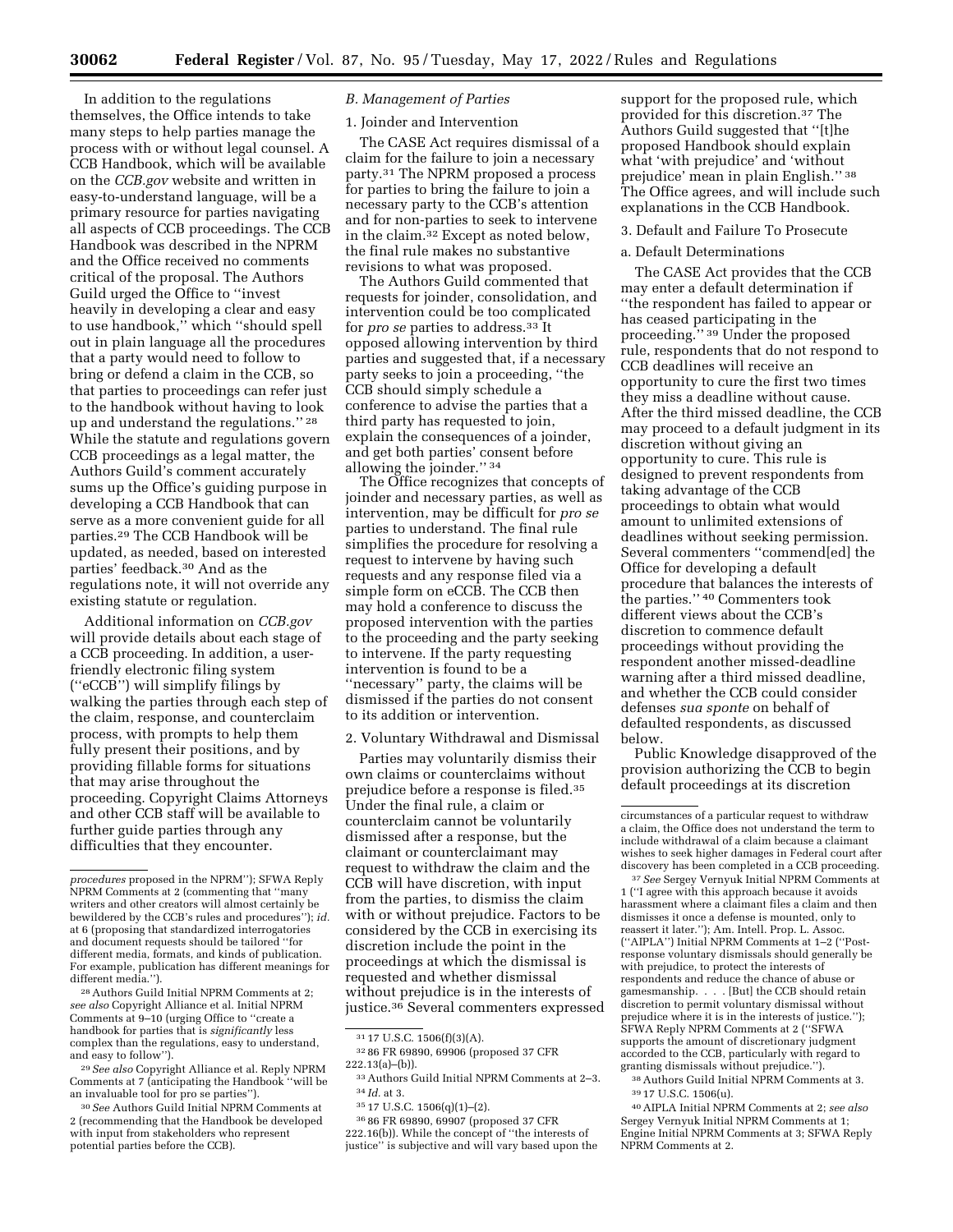In addition to the regulations themselves, the Office intends to take many steps to help parties manage the process with or without legal counsel. A CCB Handbook, which will be available on the *CCB.gov* website and written in easy-to-understand language, will be a primary resource for parties navigating all aspects of CCB proceedings. The CCB Handbook was described in the NPRM and the Office received no comments critical of the proposal. The Authors Guild urged the Office to ''invest heavily in developing a clear and easy to use handbook,'' which ''should spell out in plain language all the procedures that a party would need to follow to bring or defend a claim in the CCB, so that parties to proceedings can refer just to the handbook without having to look up and understand the regulations.'' [28] While the statute and regulations govern CCB proceedings as a legal matter, the Authors Guild's comment accurately sums up the Office's guiding purpose in developing a CCB Handbook that can serve as a more convenient guide for all parties.[29] The CCB Handbook will be updated, as needed, based on interested parties' feedback.[30] And as the regulations note, it will not override any existing statute or regulation.

Additional information on *CCB.gov* will provide details about each stage of a CCB proceeding. In addition, a user-friendly electronic filing system (''eCCB'') will simplify filings by walking the parties through each step of the claim, response, and counterclaim process, with prompts to help them fully present their positions, and by providing fillable forms for situations that may arise throughout the proceeding. Copyright Claims Attorneys and other CCB staff will be available to further guide parties through any difficulties that they encounter.

### B. Management of Parties

#### 1. Joinder and Intervention

The CASE Act requires dismissal of a claim for the failure to join a necessary party.[31] The NPRM proposed a process for parties to bring the failure to join a necessary party to the CCB's attention and for non-parties to seek to intervene in the claim.[32] Except as noted below, the final rule makes no substantive revisions to what was proposed.

The Authors Guild commented that requests for joinder, consolidation, and intervention could be too complicated for *pro se* parties to address.[33] It opposed allowing intervention by third parties and suggested that, if a necessary party seeks to join a proceeding, ''the CCB should simply schedule a conference to advise the parties that a third party has requested to join, explain the consequences of a joinder, and get both parties' consent before allowing the joinder.'' [34]

The Office recognizes that concepts of joinder and necessary parties, as well as intervention, may be difficult for *pro se* parties to understand. The final rule simplifies the procedure for resolving a request to intervene by having such requests and any response filed via a simple form on eCCB. The CCB then may hold a conference to discuss the proposed intervention with the parties to the proceeding and the party seeking to intervene. If the party requesting intervention is found to be a ''necessary'' party, the claims will be dismissed if the parties do not consent to its addition or intervention.

#### 2. Voluntary Withdrawal and Dismissal

Parties may voluntarily dismiss their own claims or counterclaims without prejudice before a response is filed.[35] Under the final rule, a claim or counterclaim cannot be voluntarily dismissed after a response, but the claimant or counterclaimant may request to withdraw the claim and the CCB will have discretion, with input from the parties, to dismiss the claim with or without prejudice. Factors to be considered by the CCB in exercising its discretion include the point in the proceedings at which the dismissal is requested and whether dismissal without prejudice is in the interests of justice.[36] Several commenters expressed support for the proposed rule, which provided for this discretion.[37] The Authors Guild suggested that ''[t]he proposed Handbook should explain what 'with prejudice' and 'without prejudice' mean in plain English.'' [38] The Office agrees, and will include such explanations in the CCB Handbook.

#### 3. Default and Failure To Prosecute

##### a. Default Determinations

The CASE Act provides that the CCB may enter a default determination if ''the respondent has failed to appear or has ceased participating in the proceeding.'' [39] Under the proposed rule, respondents that do not respond to CCB deadlines will receive an opportunity to cure the first two times they miss a deadline without cause. After the third missed deadline, the CCB may proceed to a default judgment in its discretion without giving an opportunity to cure. This rule is designed to prevent respondents from taking advantage of the CCB proceedings to obtain what would amount to unlimited extensions of deadlines without seeking permission. Several commenters ''commend[ed] the Office for developing a default procedure that balances the interests of the parties.'' [40] Commenters took different views about the CCB's discretion to commence default proceedings without providing the respondent another missed-deadline warning after a third missed deadline, and whether the CCB could consider defenses *sua sponte* on behalf of defaulted respondents, as discussed below.

Public Knowledge disapproved of the provision authorizing the CCB to begin default proceedings at its discretion

---

*procedures* proposed in the NPRM''); SFWA Reply NPRM Comments at 2 (commenting that ''many writers and other creators will almost certainly be bewildered by the CCB's rules and procedures''); *id.* at 6 (proposing that standardized interrogatories and document requests should be tailored ''for different media, formats, and kinds of publication. For example, publication has different meanings for different media.'').

[28] Authors Guild Initial NPRM Comments at 2; *see also* Copyright Alliance et al. Initial NPRM Comments at 9–10 (urging Office to ''create a handbook for parties that is *significantly* less complex than the regulations, easy to understand, and easy to follow'').

[29] *See also* Copyright Alliance et al. Reply NPRM Comments at 7 (anticipating the Handbook ''will be an invaluable tool for pro se parties'').

[30] *See* Authors Guild Initial NPRM Comments at 2 (recommending that the Handbook be developed with input from stakeholders who represent potential parties before the CCB).

[31] 17 U.S.C. 1506(f)(3)(A).

[32] 86 FR 69890, 69906 (proposed 37 CFR 222.13(a)–(b)).

[33] Authors Guild Initial NPRM Comments at 2–3.

[34] *Id.* at 3.

[35] 17 U.S.C. 1506(q)(1)–(2).

[36] 86 FR 69890, 69907 (proposed 37 CFR 222.16(b)). While the concept of ''the interests of justice'' is subjective and will vary based upon the circumstances of a particular request to withdraw a claim, the Office does not understand the term to include withdrawal of a claim because a claimant wishes to seek higher damages in Federal court after discovery has been completed in a CCB proceeding.

[37] *See* Sergey Vernyuk Initial NPRM Comments at 1 (''I agree with this approach because it avoids harassment where a claimant files a claim and then dismisses it once a defense is mounted, only to reassert it later.''); Am. Intell. Prop. L. Assoc. (''AIPLA'') Initial NPRM Comments at 1–2 (''Post-response voluntary dismissals should generally be with prejudice, to protect the interests of respondents and reduce the chance of abuse or gamesmanship. . . . [But] the CCB should retain discretion to permit voluntary dismissal without prejudice where it is in the interests of justice.''); SFWA Reply NPRM Comments at 2 (''SFWA supports the amount of discretionary judgment accorded to the CCB, particularly with regard to granting dismissals without prejudice.'').

[38] Authors Guild Initial NPRM Comments at 3.

[39] 17 U.S.C. 1506(u).

[40] AIPLA Initial NPRM Comments at 2; *see also* Sergey Vernyuk Initial NPRM Comments at 1; Engine Initial NPRM Comments at 3; SFWA Reply NPRM Comments at 2.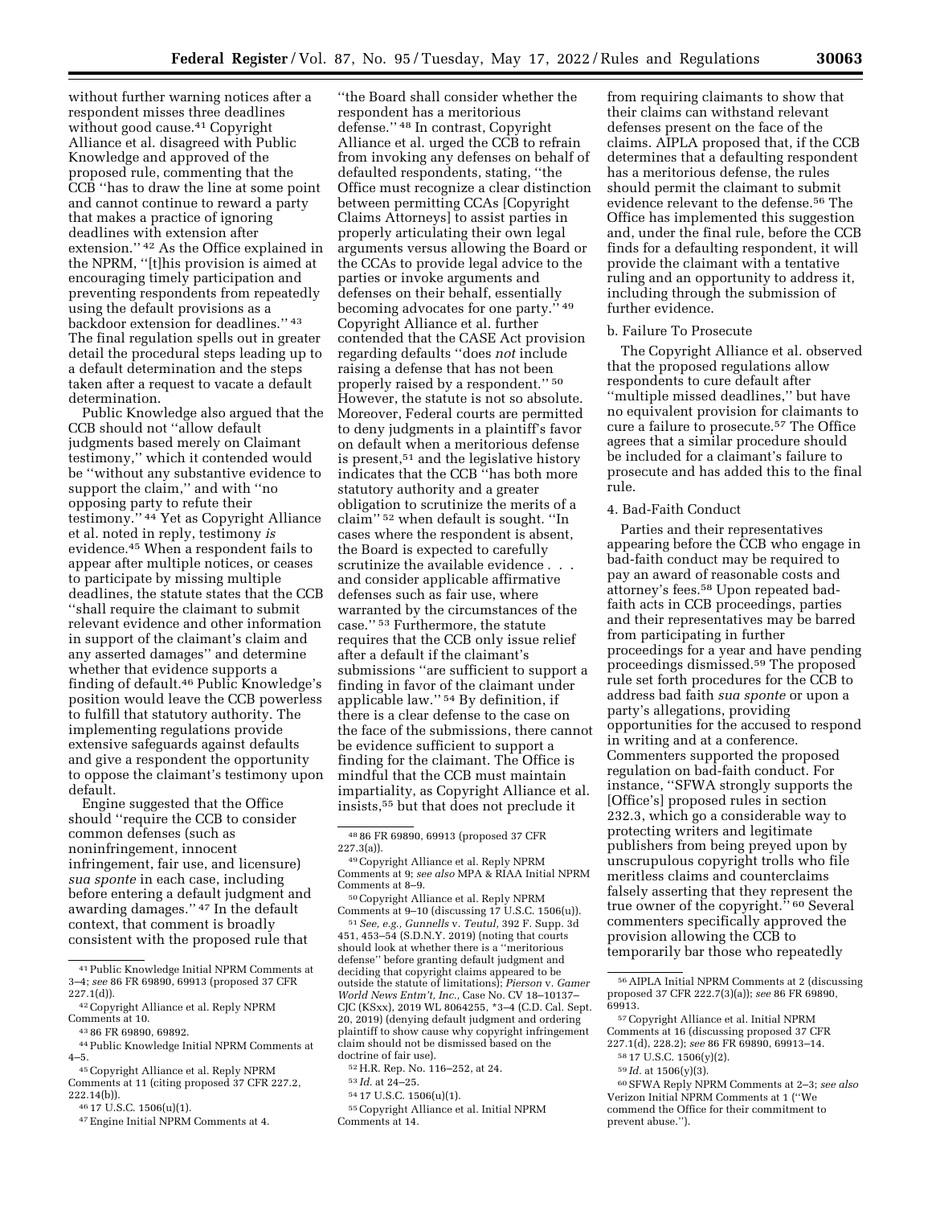without further warning notices after a respondent misses three deadlines without good cause.[41] Copyright Alliance et al. disagreed with Public Knowledge and approved of the proposed rule, commenting that the CCB "has to draw the line at some point and cannot continue to reward a party that makes a practice of ignoring deadlines with extension after extension." [42] As the Office explained in the NPRM, "[t]his provision is aimed at encouraging timely participation and preventing respondents from repeatedly using the default provisions as a backdoor extension for deadlines." [43] The final regulation spells out in greater detail the procedural steps leading up to a default determination and the steps taken after a request to vacate a default determination.

Public Knowledge also argued that the CCB should not "allow default judgments based merely on Claimant testimony," which it contended would be "without any substantive evidence to support the claim," and with "no opposing party to refute their testimony." [44] Yet as Copyright Alliance et al. noted in reply, testimony *is* evidence.[45] When a respondent fails to appear after multiple notices, or ceases to participate by missing multiple deadlines, the statute states that the CCB "shall require the claimant to submit relevant evidence and other information in support of the claimant's claim and any asserted damages" and determine whether that evidence supports a finding of default.[46] Public Knowledge's position would leave the CCB powerless to fulfill that statutory authority. The implementing regulations provide extensive safeguards against defaults and give a respondent the opportunity to oppose the claimant's testimony upon default.

Engine suggested that the Office should "require the CCB to consider common defenses (such as noninfringement, innocent infringement, fair use, and licensure) *sua sponte* in each case, including before entering a default judgment and awarding damages." [47] In the default context, that comment is broadly consistent with the proposed rule that "the Board shall consider whether the respondent has a meritorious defense." [48] In contrast, Copyright Alliance et al. urged the CCB to refrain from invoking any defenses on behalf of defaulted respondents, stating, "the Office must recognize a clear distinction between permitting CCAs [Copyright Claims Attorneys] to assist parties in properly articulating their own legal arguments versus allowing the Board or the CCAs to provide legal advice to the parties or invoke arguments and defenses on their behalf, essentially becoming advocates for one party." [49] Copyright Alliance et al. further contended that the CASE Act provision regarding defaults "does *not* include raising a defense that has not been properly raised by a respondent." [50] However, the statute is not so absolute. Moreover, Federal courts are permitted to deny judgments in a plaintiff's favor on default when a meritorious defense is present,[51] and the legislative history indicates that the CCB "has both more statutory authority and a greater obligation to scrutinize the merits of a claim" [52] when default is sought. "In cases where the respondent is absent, the Board is expected to carefully scrutinize the available evidence . . . and consider applicable affirmative defenses such as fair use, where warranted by the circumstances of the case." [53] Furthermore, the statute requires that the CCB only issue relief after a default if the claimant's submissions "are sufficient to support a finding in favor of the claimant under applicable law." [54] By definition, if there is a clear defense to the case on the face of the submissions, there cannot be evidence sufficient to support a finding for the claimant. The Office is mindful that the CCB must maintain impartiality, as Copyright Alliance et al. insists,[55] but that does not preclude it from requiring claimants to show that their claims can withstand relevant defenses present on the face of the claims. AIPLA proposed that, if the CCB determines that a defaulting respondent has a meritorious defense, the rules should permit the claimant to submit evidence relevant to the defense.[56] The Office has implemented this suggestion and, under the final rule, before the CCB finds for a defaulting respondent, it will provide the claimant with a tentative ruling and an opportunity to address it, including through the submission of further evidence.

### b. Failure To Prosecute

The Copyright Alliance et al. observed that the proposed regulations allow respondents to cure default after "multiple missed deadlines," but have no equivalent provision for claimants to cure a failure to prosecute.[57] The Office agrees that a similar procedure should be included for a claimant's failure to prosecute and has added this to the final rule.

### 4. Bad-Faith Conduct

Parties and their representatives appearing before the CCB who engage in bad-faith conduct may be required to pay an award of reasonable costs and attorney's fees.[58] Upon repeated bad-faith acts in CCB proceedings, parties and their representatives may be barred from participating in further proceedings for a year and have pending proceedings dismissed.[59] The proposed rule set forth procedures for the CCB to address bad faith *sua sponte* or upon a party's allegations, providing opportunities for the accused to respond in writing and at a conference. Commenters supported the proposed regulation on bad-faith conduct. For instance, "SFWA strongly supports the [Office's] proposed rules in section 232.3, which go a considerable way to protecting writers and legitimate publishers from being preyed upon by unscrupulous copyright trolls who file meritless claims and counterclaims falsely asserting that they represent the true owner of the copyright." [60] Several commenters specifically approved the provision allowing the CCB to temporarily bar those who repeatedly

---

[41] Public Knowledge Initial NPRM Comments at 3–4; *see* 86 FR 69890, 69913 (proposed 37 CFR 227.1(d)).

[42] Copyright Alliance et al. Reply NPRM Comments at 10.

[43] 86 FR 69890, 69892.

[44] Public Knowledge Initial NPRM Comments at 4–5.

[45] Copyright Alliance et al. Reply NPRM Comments at 11 (citing proposed 37 CFR 227.2, 222.14(b)).

[46] 17 U.S.C. 1506(u)(1).

[47] Engine Initial NPRM Comments at 4.

[48] 86 FR 69890, 69913 (proposed 37 CFR 227.3(a)).

[49] Copyright Alliance et al. Reply NPRM Comments at 9; *see also* MPA & RIAA Initial NPRM Comments at 8–9.

[50] Copyright Alliance et al. Reply NPRM Comments at 9–10 (discussing 17 U.S.C. 1506(u)).

[51] *See, e.g., Gunnells* v. *Teutul,* 392 F. Supp. 3d 451, 453–54 (S.D.N.Y. 2019) (noting that courts should look at whether there is a "meritorious defense" before granting default judgment and deciding that copyright claims appeared to be outside the statute of limitations); *Pierson* v. *Gamer World News Entm't, Inc.,* Case No. CV 18–10137–CJC (KSxx), 2019 WL 8064255, *3–4 (C.D. Cal. Sept. 20, 2019) (denying default judgment and ordering plaintiff to show cause why copyright infringement claim should not be dismissed based on the doctrine of fair use).

[52] H.R. Rep. No. 116–252, at 24.

[53] *Id.* at 24–25.

[54] 17 U.S.C. 1506(u)(1).

[55] Copyright Alliance et al. Initial NPRM Comments at 14.

[56] AIPLA Initial NPRM Comments at 2 (discussing proposed 37 CFR 222.7(3)(a)); *see* 86 FR 69890, 69913.

[57] Copyright Alliance et al. Initial NPRM Comments at 16 (discussing proposed 37 CFR 227.1(d), 228.2); *see* 86 FR 69890, 69913–14.

[58] 17 U.S.C. 1506(y)(2).

[59] *Id.* at 1506(y)(3).

[60] SFWA Reply NPRM Comments at 2–3; *see also* Verizon Initial NPRM Comments at 1 ("We commend the Office for their commitment to prevent abuse.").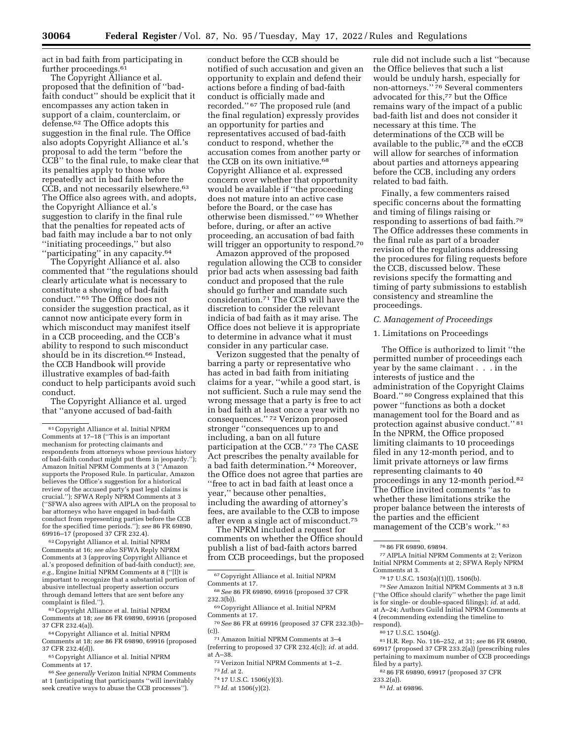act in bad faith from participating in further proceedings.[61]

The Copyright Alliance et al. proposed that the definition of ''bad-faith conduct'' should be explicit that it encompasses any action taken in support of a claim, counterclaim, or defense.[62] The Office adopts this suggestion in the final rule. The Office also adopts Copyright Alliance et al.'s proposal to add the term ''before the CCB'' to the final rule, to make clear that its penalties apply to those who repeatedly act in bad faith before the CCB, and not necessarily elsewhere.[63] The Office also agrees with, and adopts, the Copyright Alliance et al.'s suggestion to clarify in the final rule that the penalties for repeated acts of bad faith may include a bar to not only ''initiating proceedings,'' but also ''participating'' in any capacity.[64]

The Copyright Alliance et al. also commented that ''the regulations should clearly articulate what is necessary to constitute a showing of bad-faith conduct.'' [65] The Office does not consider the suggestion practical, as it cannot now anticipate every form in which misconduct may manifest itself in a CCB proceeding, and the CCB's ability to respond to such misconduct should be in its discretion.[66] Instead, the CCB Handbook will provide illustrative examples of bad-faith conduct to help participants avoid such conduct.

The Copyright Alliance et al. urged that ''anyone accused of bad-faith conduct before the CCB should be notified of such accusation and given an opportunity to explain and defend their actions before a finding of bad-faith conduct is officially made and recorded.'' [67] The proposed rule (and the final regulation) expressly provides an opportunity for parties and representatives accused of bad-faith conduct to respond, whether the accusation comes from another party or the CCB on its own initiative.[68] Copyright Alliance et al. expressed concern over whether that opportunity would be available if ''the proceeding does not mature into an active case before the Board, or the case has otherwise been dismissed.'' [69] Whether before, during, or after an active proceeding, an accusation of bad faith will trigger an opportunity to respond.[70]

Amazon approved of the proposed regulation allowing the CCB to consider prior bad acts when assessing bad faith conduct and proposed that the rule should go further and mandate such consideration.[71] The CCB will have the discretion to consider the relevant indicia of bad faith as it may arise. The Office does not believe it is appropriate to determine in advance what it must consider in any particular case.

Verizon suggested that the penalty of barring a party or representative who has acted in bad faith from initiating claims for a year, ''while a good start, is not sufficient. Such a rule may send the wrong message that a party is free to act in bad faith at least once a year with no consequences.'' [72] Verizon proposed stronger ''consequences up to and including, a ban on all future participation at the CCB.'' [73] The CASE Act prescribes the penalty available for a bad faith determination.[74] Moreover, the Office does not agree that parties are ''free to act in bad faith at least once a year,'' because other penalties, including the awarding of attorney's fees, are available to the CCB to impose after even a single act of misconduct.[75]

The NPRM included a request for comments on whether the Office should publish a list of bad-faith actors barred from CCB proceedings, but the proposed rule did not include such a list ''because the Office believes that such a list would be unduly harsh, especially for non-attorneys.'' [76] Several commenters advocated for this,[77] but the Office remains wary of the impact of a public bad-faith list and does not consider it necessary at this time. The determinations of the CCB will be available to the public,[78] and the eCCB will allow for searches of information about parties and attorneys appearing before the CCB, including any orders related to bad faith.

Finally, a few commenters raised specific concerns about the formatting and timing of filings raising or responding to assertions of bad faith.[79] The Office addresses these comments in the final rule as part of a broader revision of the regulations addressing the procedures for filing requests before the CCB, discussed below. These revisions specify the formatting and timing of party submissions to establish consistency and streamline the proceedings.

### *C. Management of Proceedings*

#### 1. Limitations on Proceedings

The Office is authorized to limit ''the permitted number of proceedings each year by the same claimant . . . in the interests of justice and the administration of the Copyright Claims Board.'' [80] Congress explained that this power ''functions as both a docket management tool for the Board and as protection against abusive conduct.'' [81] In the NPRM, the Office proposed limiting claimants to 10 proceedings filed in any 12-month period, and to limit private attorneys or law firms representing claimants to 40 proceedings in any 12-month period.[82] The Office invited comments ''as to whether these limitations strike the proper balance between the interests of the parties and the efficient management of the CCB's work.'' [83]

---

[61] Copyright Alliance et al. Initial NPRM Comments at 17–18 (''This is an important mechanism for protecting claimants and respondents from attorneys whose previous history of bad-faith conduct might put them in jeopardy.''); Amazon Initial NPRM Comments at 3 (''Amazon supports the Proposed Rule. In particular, Amazon believes the Office's suggestion for a historical review of the accused party's past legal claims is crucial.''); SFWA Reply NPRM Comments at 3 (''SFWA also agrees with AIPLA on the proposal to bar attorneys who have engaged in bad-faith conduct from representing parties before the CCB for the specified time periods.''); *see* 86 FR 69890, 69916–17 (proposed 37 CFR 232.4).

[62] Copyright Alliance et al. Initial NPRM Comments at 16; *see also* SFWA Reply NPRM Comments at 3 (approving Copyright Alliance et al.'s proposed definition of bad-faith conduct); *see, e.g.,* Engine Initial NPRM Comments at 8 (''[I]t is important to recognize that a substantial portion of abusive intellectual property assertion occurs through demand letters that are sent before any complaint is filed.'').

[63] Copyright Alliance et al. Initial NPRM Comments at 18; *see* 86 FR 69890, 69916 (proposed 37 CFR 232.4(a)).

[64] Copyright Alliance et al. Initial NPRM Comments at 18; *see* 86 FR 69890, 69916 (proposed 37 CFR 232.4(d)).

[65] Copyright Alliance et al. Initial NPRM Comments at 17.

[66] *See generally* Verizon Initial NPRM Comments at 1 (anticipating that participants ''will inevitably seek creative ways to abuse the CCB processes'').

[67] Copyright Alliance et al. Initial NPRM Comments at 17.

[68] *See* 86 FR 69890, 69916 (proposed 37 CFR 232.3(b)).

[69] Copyright Alliance et al. Initial NPRM Comments at 17.

[70] *See* 86 FR at 69916 (proposed 37 CFR 232.3(b)–(c)).

[71] Amazon Initial NPRM Comments at 3–4 (referring to proposed 37 CFR 232.4(c)); *id.* at add. at A–38.

[72] Verizon Initial NPRM Comments at 1–2.

[73] *Id.* at 2.

[74] 17 U.S.C. 1506(y)(3).

[75] *Id.* at 1506(y)(2).

[76] 86 FR 69890, 69894.

[77] AIPLA Initial NPRM Comments at 2; Verizon Initial NPRM Comments at 2; SFWA Reply NPRM Comments at 3.

[78] 17 U.S.C. 1503(a)(1)(I), 1506(b).

[79] *See* Amazon Initial NPRM Comments at 3 n.8 (''the Office should clarify'' whether the page limit is for single- or double-spaced filings); *id.* at add. at A–24; Authors Guild Initial NPRM Comments at 4 (recommending extending the timeline to respond).

[80] 17 U.S.C. 1504(g).

[81] H.R. Rep. No. 116–252, at 31; *see* 86 FR 69890, 69917 (proposed 37 CFR 233.2(a)) (prescribing rules pertaining to maximum number of CCB proceedings filed by a party).

[82] 86 FR 69890, 69917 (proposed 37 CFR 233.2(a)).

[83] *Id.* at 69896.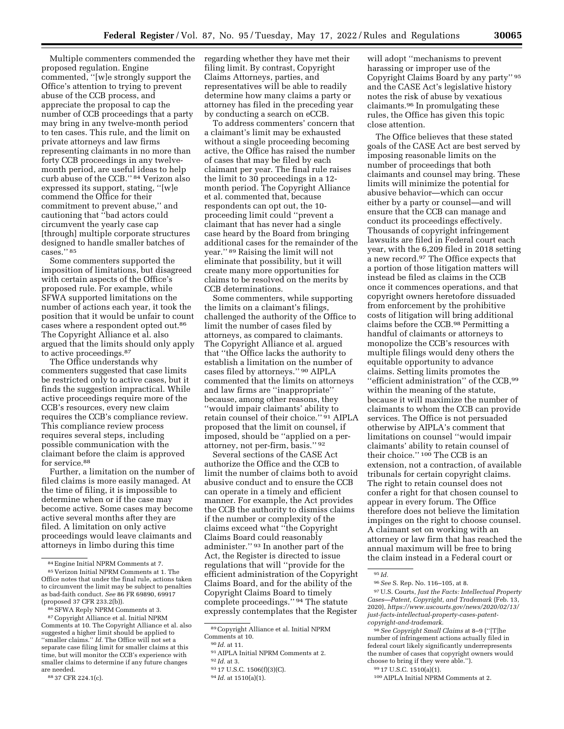Multiple commenters commended the proposed regulation. Engine commented, ''[w]e strongly support the Office's attention to trying to prevent abuse of the CCB process, and appreciate the proposal to cap the number of CCB proceedings that a party may bring in any twelve-month period to ten cases. This rule, and the limit on private attorneys and law firms representing claimants in no more than forty CCB proceedings in any twelve-month period, are useful ideas to help curb abuse of the CCB.'' [84] Verizon also expressed its support, stating, ''[w]e commend the Office for their commitment to prevent abuse,'' and cautioning that ''bad actors could circumvent the yearly case cap [through] multiple corporate structures designed to handle smaller batches of cases.'' [85]

Some commenters supported the imposition of limitations, but disagreed with certain aspects of the Office's proposed rule. For example, while SFWA supported limitations on the number of actions each year, it took the position that it would be unfair to count cases where a respondent opted out.[86] The Copyright Alliance et al. also argued that the limits should only apply to active proceedings.[87]

The Office understands why commenters suggested that case limits be restricted only to active cases, but it finds the suggestion impractical. While active proceedings require more of the CCB's resources, every new claim requires the CCB's compliance review. This compliance review process requires several steps, including possible communication with the claimant before the claim is approved for service.[88]

Further, a limitation on the number of filed claims is more easily managed. At the time of filing, it is impossible to determine when or if the case may become active. Some cases may become active several months after they are filed. A limitation on only active proceedings would leave claimants and attorneys in limbo during this time regarding whether they have met their filing limit. By contrast, Copyright Claims Attorneys, parties, and representatives will be able to readily determine how many claims a party or attorney has filed in the preceding year by conducting a search on eCCB.

To address commenters' concern that a claimant's limit may be exhausted without a single proceeding becoming active, the Office has raised the number of cases that may be filed by each claimant per year. The final rule raises the limit to 30 proceedings in a 12-month period. The Copyright Alliance et al. commented that, because respondents can opt out, the 10-proceeding limit could ''prevent a claimant that has never had a single case heard by the Board from bringing additional cases for the remainder of the year.'' [89] Raising the limit will not eliminate that possibility, but it will create many more opportunities for claims to be resolved on the merits by CCB determinations.

Some commenters, while supporting the limits on a claimant's filings, challenged the authority of the Office to limit the number of cases filed by attorneys, as compared to claimants. The Copyright Alliance et al. argued that ''the Office lacks the authority to establish a limitation on the number of cases filed by attorneys.'' [90] AIPLA commented that the limits on attorneys and law firms are ''inappropriate'' because, among other reasons, they ''would impair claimants' ability to retain counsel of their choice.'' [91] AIPLA proposed that the limit on counsel, if imposed, should be ''applied on a per-attorney, not per-firm, basis.'' [92]

Several sections of the CASE Act authorize the Office and the CCB to limit the number of claims both to avoid abusive conduct and to ensure the CCB can operate in a timely and efficient manner. For example, the Act provides the CCB the authority to dismiss claims if the number or complexity of the claims exceed what ''the Copyright Claims Board could reasonably administer.'' [93] In another part of the Act, the Register is directed to issue regulations that will ''provide for the efficient administration of the Copyright Claims Board, and for the ability of the Copyright Claims Board to timely complete proceedings.'' [94] The statute expressly contemplates that the Register will adopt ''mechanisms to prevent harassing or improper use of the Copyright Claims Board by any party'' [95] and the CASE Act's legislative history notes the risk of abuse by vexatious claimants.[96] In promulgating these rules, the Office has given this topic close attention.

The Office believes that these stated goals of the CASE Act are best served by imposing reasonable limits on the number of proceedings that both claimants and counsel may bring. These limits will minimize the potential for abusive behavior—which can occur either by a party or counsel—and will ensure that the CCB can manage and conduct its proceedings effectively. Thousands of copyright infringement lawsuits are filed in Federal court each year, with the 6,209 filed in 2018 setting a new record.[97] The Office expects that a portion of those litigation matters will instead be filed as claims in the CCB once it commences operations, and that copyright owners heretofore dissuaded from enforcement by the prohibitive costs of litigation will bring additional claims before the CCB.[98] Permitting a handful of claimants or attorneys to monopolize the CCB's resources with multiple filings would deny others the equitable opportunity to advance claims. Setting limits promotes the ''efficient administration'' of the CCB,[99] within the meaning of the statute, because it will maximize the number of claimants to whom the CCB can provide services. The Office is not persuaded otherwise by AIPLA's comment that limitations on counsel ''would impair claimants' ability to retain counsel of their choice.'' [100] The CCB is an extension, not a contraction, of available tribunals for certain copyright claims. The right to retain counsel does not confer a right for that chosen counsel to appear in every forum. The Office therefore does not believe the limitation impinges on the right to choose counsel. A claimant set on working with an attorney or law firm that has reached the annual maximum will be free to bring the claim instead in a Federal court or

---

[84] Engine Initial NPRM Comments at 7.

[85] Verizon Initial NPRM Comments at 1. The Office notes that under the final rule, actions taken to circumvent the limit may be subject to penalties as bad-faith conduct. *See* 86 FR 69890, 69917 (proposed 37 CFR 233.2(b)).

[86] SFWA Reply NPRM Comments at 3.

[87] Copyright Alliance et al. Initial NPRM Comments at 10. The Copyright Alliance et al. also suggested a higher limit should be applied to ''smaller claims.'' *Id.* The Office will not set a separate case filing limit for smaller claims at this time, but will monitor the CCB's experience with smaller claims to determine if any future changes are needed.

[88] 37 CFR 224.1(c).

[89] Copyright Alliance et al. Initial NPRM Comments at 10.

[90] *Id.* at 11.

[91] AIPLA Initial NPRM Comments at 2.

[92] *Id.* at 3.

[93] 17 U.S.C. 1506(f)(3)(C).

[94] *Id.* at 1510(a)(1).

[95] *Id.*

[96] *See* S. Rep. No. 116–105, at 8.

[97] U.S. Courts, *Just the Facts: Intellectual Property Cases—Patent, Copyright, and Trademark* (Feb. 13, 2020), *https://www.uscourts.gov/news/2020/02/13/just-facts-intellectual-property-cases-patent-copyright-and-trademark*.

[98] *See Copyright Small Claims* at 8–9 (''[T]he number of infringement actions actually filed in federal court likely significantly underrepresents the number of cases that copyright owners would choose to bring if they were able.'').

[99] 17 U.S.C. 1510(a)(1).

[100] AIPLA Initial NPRM Comments at 2.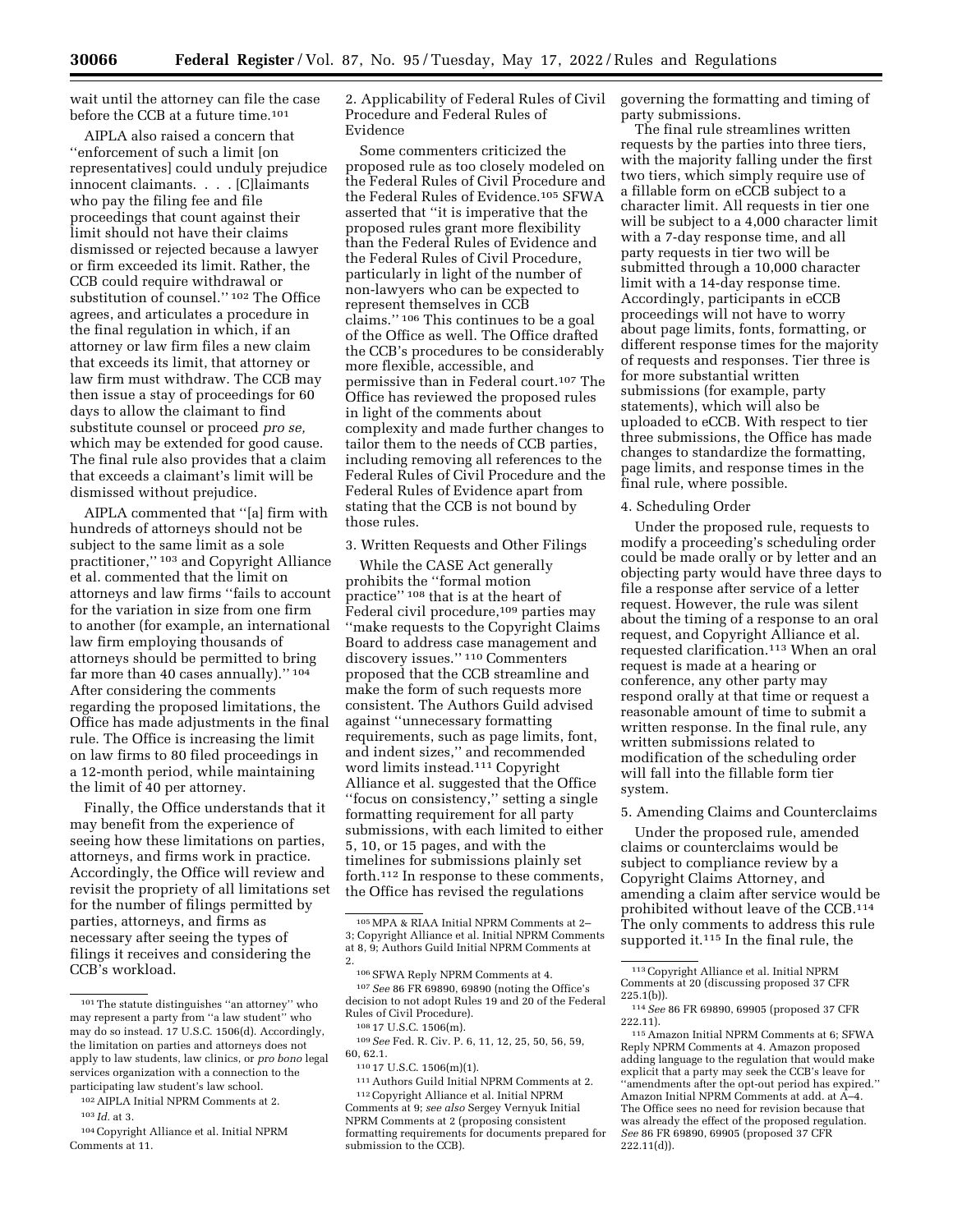wait until the attorney can file the case before the CCB at a future time.[101]

AIPLA also raised a concern that ''enforcement of such a limit [on representatives] could unduly prejudice innocent claimants. . . . [C]laimants who pay the filing fee and file proceedings that count against their limit should not have their claims dismissed or rejected because a lawyer or firm exceeded its limit. Rather, the CCB could require withdrawal or substitution of counsel.'' [102] The Office agrees, and articulates a procedure in the final regulation in which, if an attorney or law firm files a new claim that exceeds its limit, that attorney or law firm must withdraw. The CCB may then issue a stay of proceedings for 60 days to allow the claimant to find substitute counsel or proceed *pro se,* which may be extended for good cause. The final rule also provides that a claim that exceeds a claimant's limit will be dismissed without prejudice.

AIPLA commented that ''[a] firm with hundreds of attorneys should not be subject to the same limit as a sole practitioner,'' [103] and Copyright Alliance et al. commented that the limit on attorneys and law firms ''fails to account for the variation in size from one firm to another (for example, an international law firm employing thousands of attorneys should be permitted to bring far more than 40 cases annually).'' [104] After considering the comments regarding the proposed limitations, the Office has made adjustments in the final rule. The Office is increasing the limit on law firms to 80 filed proceedings in a 12-month period, while maintaining the limit of 40 per attorney.

Finally, the Office understands that it may benefit from the experience of seeing how these limitations on parties, attorneys, and firms work in practice. Accordingly, the Office will review and revisit the propriety of all limitations set for the number of filings permitted by parties, attorneys, and firms as necessary after seeing the types of filings it receives and considering the CCB's workload.

2. Applicability of Federal Rules of Civil Procedure and Federal Rules of Evidence

Some commenters criticized the proposed rule as too closely modeled on the Federal Rules of Civil Procedure and the Federal Rules of Evidence.[105] SFWA asserted that ''it is imperative that the proposed rules grant more flexibility than the Federal Rules of Evidence and the Federal Rules of Civil Procedure, particularly in light of the number of non-lawyers who can be expected to represent themselves in CCB claims.'' [106] This continues to be a goal of the Office as well. The Office drafted the CCB's procedures to be considerably more flexible, accessible, and permissive than in Federal court.[107] The Office has reviewed the proposed rules in light of the comments about complexity and made further changes to tailor them to the needs of CCB parties, including removing all references to the Federal Rules of Civil Procedure and the Federal Rules of Evidence apart from stating that the CCB is not bound by those rules.

3. Written Requests and Other Filings

While the CASE Act generally prohibits the ''formal motion practice'' [108] that is at the heart of Federal civil procedure,[109] parties may ''make requests to the Copyright Claims Board to address case management and discovery issues.'' [110] Commenters proposed that the CCB streamline and make the form of such requests more consistent. The Authors Guild advised against ''unnecessary formatting requirements, such as page limits, font, and indent sizes,'' and recommended word limits instead.[111] Copyright Alliance et al. suggested that the Office ''focus on consistency,'' setting a single formatting requirement for all party submissions, with each limited to either 5, 10, or 15 pages, and with the timelines for submissions plainly set forth.[112] In response to these comments, the Office has revised the regulations governing the formatting and timing of party submissions.

The final rule streamlines written requests by the parties into three tiers, with the majority falling under the first two tiers, which simply require use of a fillable form on eCCB subject to a character limit. All requests in tier one will be subject to a 4,000 character limit with a 7-day response time, and all party requests in tier two will be submitted through a 10,000 character limit with a 14-day response time. Accordingly, participants in eCCB proceedings will not have to worry about page limits, fonts, formatting, or different response times for the majority of requests and responses. Tier three is for more substantial written submissions (for example, party statements), which will also be uploaded to eCCB. With respect to tier three submissions, the Office has made changes to standardize the formatting, page limits, and response times in the final rule, where possible.

4. Scheduling Order

Under the proposed rule, requests to modify a proceeding's scheduling order could be made orally or by letter and an objecting party would have three days to file a response after service of a letter request. However, the rule was silent about the timing of a response to an oral request, and Copyright Alliance et al. requested clarification.[113] When an oral request is made at a hearing or conference, any other party may respond orally at that time or request a reasonable amount of time to submit a written response. In the final rule, any written submissions related to modification of the scheduling order will fall into the fillable form tier system.

5. Amending Claims and Counterclaims

Under the proposed rule, amended claims or counterclaims would be subject to compliance review by a Copyright Claims Attorney, and amending a claim after service would be prohibited without leave of the CCB.[114] The only comments to address this rule supported it.[115] In the final rule, the

---

[101] The statute distinguishes ''an attorney'' who may represent a party from ''a law student'' who may do so instead. 17 U.S.C. 1506(d). Accordingly, the limitation on parties and attorneys does not apply to law students, law clinics, or *pro bono* legal services organization with a connection to the participating law student's law school.

[102] AIPLA Initial NPRM Comments at 2.

[103] *Id.* at 3.

[104] Copyright Alliance et al. Initial NPRM Comments at 11.

[105] MPA & RIAA Initial NPRM Comments at 2–3; Copyright Alliance et al. Initial NPRM Comments at 8, 9; Authors Guild Initial NPRM Comments at 2.

[106] SFWA Reply NPRM Comments at 4.

[107] *See* 86 FR 69890, 69890 (noting the Office's decision to not adopt Rules 19 and 20 of the Federal Rules of Civil Procedure).

[108] 17 U.S.C. 1506(m).

[109] *See* Fed. R. Civ. P. 6, 11, 12, 25, 50, 56, 59, 60, 62.1.

[110] 17 U.S.C. 1506(m)(1).

[111] Authors Guild Initial NPRM Comments at 2.

[112] Copyright Alliance et al. Initial NPRM Comments at 9; *see also* Sergey Vernyuk Initial NPRM Comments at 2 (proposing consistent formatting requirements for documents prepared for submission to the CCB).

[113] Copyright Alliance et al. Initial NPRM Comments at 20 (discussing proposed 37 CFR 225.1(b)).

[114] *See* 86 FR 69890, 69905 (proposed 37 CFR 222.11).

[115] Amazon Initial NPRM Comments at 6; SFWA Reply NPRM Comments at 4. Amazon proposed adding language to the regulation that would make explicit that a party may seek the CCB's leave for ''amendments after the opt-out period has expired.'' Amazon Initial NPRM Comments at add. at A–4. The Office sees no need for revision because that was already the effect of the proposed regulation. *See* 86 FR 69890, 69905 (proposed 37 CFR 222.11(d)).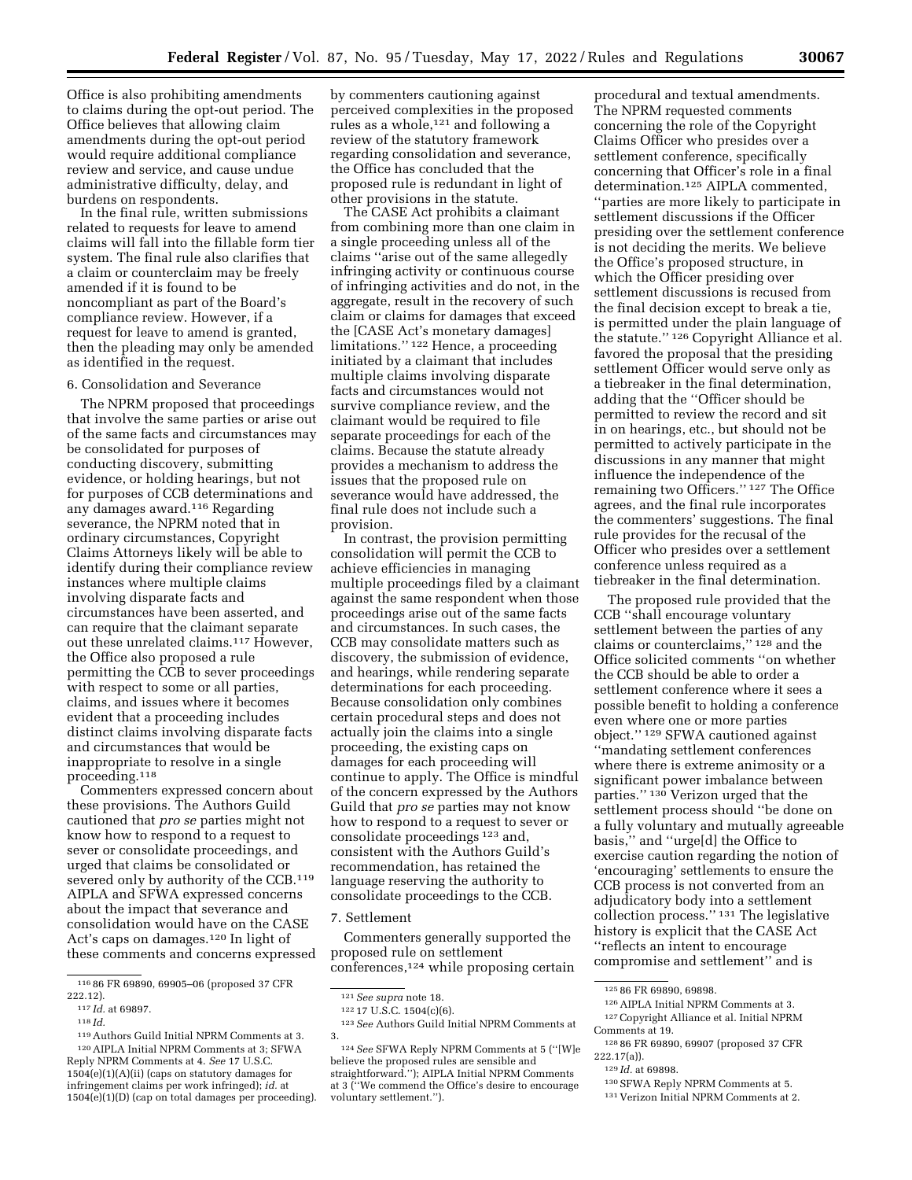Office is also prohibiting amendments to claims during the opt-out period. The Office believes that allowing claim amendments during the opt-out period would require additional compliance review and service, and cause undue administrative difficulty, delay, and burdens on respondents.

In the final rule, written submissions related to requests for leave to amend claims will fall into the fillable form tier system. The final rule also clarifies that a claim or counterclaim may be freely amended if it is found to be noncompliant as part of the Board's compliance review. However, if a request for leave to amend is granted, then the pleading may only be amended as identified in the request.

6. Consolidation and Severance

The NPRM proposed that proceedings that involve the same parties or arise out of the same facts and circumstances may be consolidated for purposes of conducting discovery, submitting evidence, or holding hearings, but not for purposes of CCB determinations and any damages award.[116] Regarding severance, the NPRM noted that in ordinary circumstances, Copyright Claims Attorneys likely will be able to identify during their compliance review instances where multiple claims involving disparate facts and circumstances have been asserted, and can require that the claimant separate out these unrelated claims.[117] However, the Office also proposed a rule permitting the CCB to sever proceedings with respect to some or all parties, claims, and issues where it becomes evident that a proceeding includes distinct claims involving disparate facts and circumstances that would be inappropriate to resolve in a single proceeding.[118]

Commenters expressed concern about these provisions. The Authors Guild cautioned that *pro se* parties might not know how to respond to a request to sever or consolidate proceedings, and urged that claims be consolidated or severed only by authority of the CCB.[119] AIPLA and SFWA expressed concerns about the impact that severance and consolidation would have on the CASE Act's caps on damages.[120] In light of these comments and concerns expressed by commenters cautioning against perceived complexities in the proposed rules as a whole,[121] and following a review of the statutory framework regarding consolidation and severance, the Office has concluded that the proposed rule is redundant in light of other provisions in the statute.

The CASE Act prohibits a claimant from combining more than one claim in a single proceeding unless all of the claims "arise out of the same allegedly infringing activity or continuous course of infringing activities and do not, in the aggregate, result in the recovery of such claim or claims for damages that exceed the [CASE Act's monetary damages] limitations." [122] Hence, a proceeding initiated by a claimant that includes multiple claims involving disparate facts and circumstances would not survive compliance review, and the claimant would be required to file separate proceedings for each of the claims. Because the statute already provides a mechanism to address the issues that the proposed rule on severance would have addressed, the final rule does not include such a provision.

In contrast, the provision permitting consolidation will permit the CCB to achieve efficiencies in managing multiple proceedings filed by a claimant against the same respondent when those proceedings arise out of the same facts and circumstances. In such cases, the CCB may consolidate matters such as discovery, the submission of evidence, and hearings, while rendering separate determinations for each proceeding. Because consolidation only combines certain procedural steps and does not actually join the claims into a single proceeding, the existing caps on damages for each proceeding will continue to apply. The Office is mindful of the concern expressed by the Authors Guild that *pro se* parties may not know how to respond to a request to sever or consolidate proceedings [123] and, consistent with the Authors Guild's recommendation, has retained the language reserving the authority to consolidate proceedings to the CCB.

7. Settlement

Commenters generally supported the proposed rule on settlement conferences,[124] while proposing certain procedural and textual amendments. The NPRM requested comments concerning the role of the Copyright Claims Officer who presides over a settlement conference, specifically concerning that Officer's role in a final determination.[125] AIPLA commented, "parties are more likely to participate in settlement discussions if the Officer presiding over the settlement conference is not deciding the merits. We believe the Office's proposed structure, in which the Officer presiding over settlement discussions is recused from the final decision except to break a tie, is permitted under the plain language of the statute." [126] Copyright Alliance et al. favored the proposal that the presiding settlement Officer would serve only as a tiebreaker in the final determination, adding that the "Officer should be permitted to review the record and sit in on hearings, etc., but should not be permitted to actively participate in the discussions in any manner that might influence the independence of the remaining two Officers." [127] The Office agrees, and the final rule incorporates the commenters' suggestions. The final rule provides for the recusal of the Officer who presides over a settlement conference unless required as a tiebreaker in the final determination.

The proposed rule provided that the CCB "shall encourage voluntary settlement between the parties of any claims or counterclaims," [128] and the Office solicited comments "on whether the CCB should be able to order a settlement conference where it sees a possible benefit to holding a conference even where one or more parties object." [129] SFWA cautioned against "mandating settlement conferences where there is extreme animosity or a significant power imbalance between parties." [130] Verizon urged that the settlement process should "be done on a fully voluntary and mutually agreeable basis," and "urge[d] the Office to exercise caution regarding the notion of 'encouraging' settlements to ensure the CCB process is not converted from an adjudicatory body into a settlement collection process." [131] The legislative history is explicit that the CASE Act "reflects an intent to encourage compromise and settlement" and is

---

[116] 86 FR 69890, 69905–06 (proposed 37 CFR 222.12).

[117] *Id.* at 69897.

[118] *Id.*

[119] Authors Guild Initial NPRM Comments at 3.

[120] AIPLA Initial NPRM Comments at 3; SFWA Reply NPRM Comments at 4. *See* 17 U.S.C. 1504(e)(1)(A)(ii) (caps on statutory damages for infringement claims per work infringed); *id.* at 1504(e)(1)(D) (cap on total damages per proceeding).

[121] *See supra* note 18.

[122] 17 U.S.C. 1504(c)(6).

[123] *See* Authors Guild Initial NPRM Comments at 3.

[124] *See* SFWA Reply NPRM Comments at 5 ("[W]e believe the proposed rules are sensible and straightforward."); AIPLA Initial NPRM Comments at 3 ("We commend the Office's desire to encourage voluntary settlement.").

[125] 86 FR 69890, 69898.

[126] AIPLA Initial NPRM Comments at 3.

[127] Copyright Alliance et al. Initial NPRM Comments at 19.

[128] 86 FR 69890, 69907 (proposed 37 CFR 222.17(a)).

[129] *Id.* at 69898.

[130] SFWA Reply NPRM Comments at 5.

[131] Verizon Initial NPRM Comments at 2.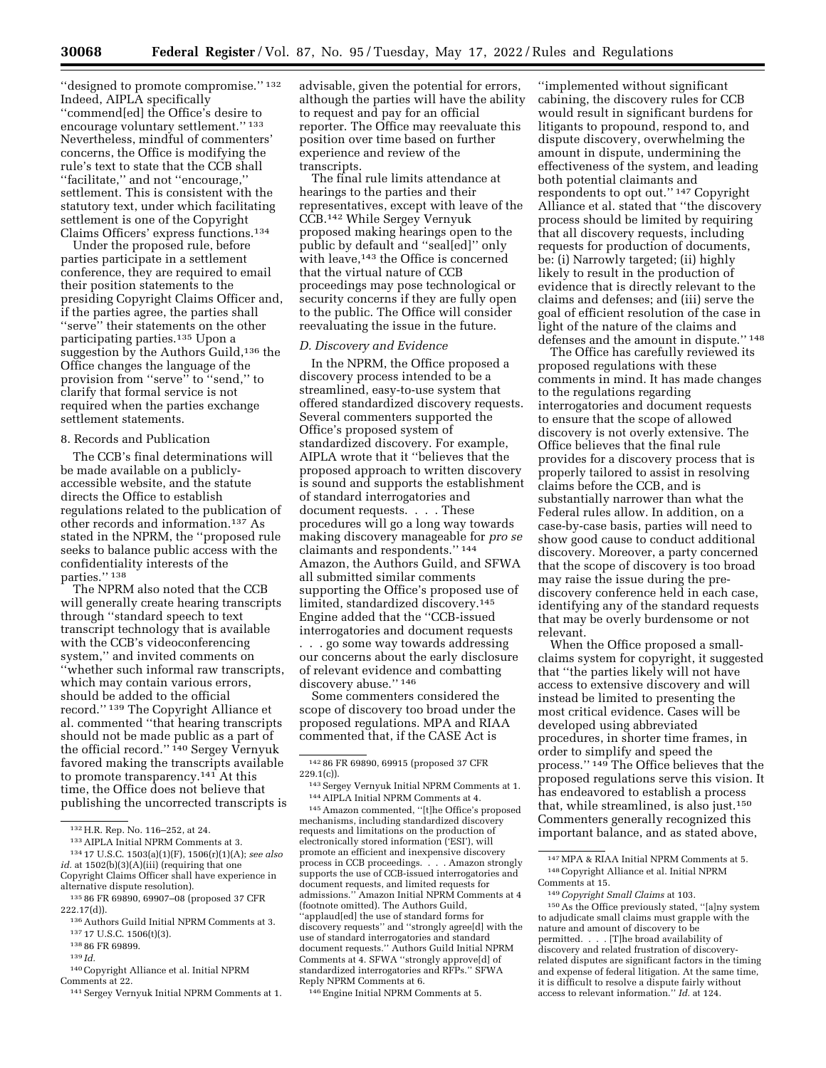"designed to promote compromise."[132] Indeed, AIPLA specifically "commend[ed] the Office's desire to encourage voluntary settlement."[133] Nevertheless, mindful of commenters' concerns, the Office is modifying the rule's text to state that the CCB shall "facilitate," and not "encourage," settlement. This is consistent with the statutory text, under which facilitating settlement is one of the Copyright Claims Officers' express functions.[134]

Under the proposed rule, before parties participate in a settlement conference, they are required to email their position statements to the presiding Copyright Claims Officer and, if the parties agree, the parties shall "serve" their statements on the other participating parties.[135] Upon a suggestion by the Authors Guild,[136] the Office changes the language of the provision from "serve" to "send," to clarify that formal service is not required when the parties exchange settlement statements.

8. Records and Publication

The CCB's final determinations will be made available on a publicly-accessible website, and the statute directs the Office to establish regulations related to the publication of other records and information.[137] As stated in the NPRM, the "proposed rule seeks to balance public access with the confidentiality interests of the parties."[138]

The NPRM also noted that the CCB will generally create hearing transcripts through "standard speech to text transcript technology that is available with the CCB's videoconferencing system," and invited comments on "whether such informal raw transcripts, which may contain various errors, should be added to the official record."[139] The Copyright Alliance et al. commented "that hearing transcripts should not be made public as a part of the official record."[140] Sergey Vernyuk favored making the transcripts available to promote transparency.[141] At this time, the Office does not believe that publishing the uncorrected transcripts is advisable, given the potential for errors, although the parties will have the ability to request and pay for an official reporter. The Office may reevaluate this position over time based on further experience and review of the transcripts.

The final rule limits attendance at hearings to the parties and their representatives, except with leave of the CCB.[142] While Sergey Vernyuk proposed making hearings open to the public by default and "seal[ed]" only with leave,[143] the Office is concerned that the virtual nature of CCB proceedings may pose technological or security concerns if they are fully open to the public. The Office will consider reevaluating the issue in the future.

*D. Discovery and Evidence*

In the NPRM, the Office proposed a discovery process intended to be a streamlined, easy-to-use system that offered standardized discovery requests. Several commenters supported the Office's proposed system of standardized discovery. For example, AIPLA wrote that it "believes that the proposed approach to written discovery is sound and supports the establishment of standard interrogatories and document requests. . . . These procedures will go a long way towards making discovery manageable for *pro se* claimants and respondents."[144] Amazon, the Authors Guild, and SFWA all submitted similar comments supporting the Office's proposed use of limited, standardized discovery.[145] Engine added that the "CCB-issued interrogatories and document requests . . . go some way towards addressing our concerns about the early disclosure of relevant evidence and combatting discovery abuse."[146]

Some commenters considered the scope of discovery too broad under the proposed regulations. MPA and RIAA commented that, if the CASE Act is "implemented without significant cabining, the discovery rules for CCB would result in significant burdens for litigants to propound, respond to, and dispute discovery, overwhelming the amount in dispute, undermining the effectiveness of the system, and leading both potential claimants and respondents to opt out."[147] Copyright Alliance et al. stated that "the discovery process should be limited by requiring that all discovery requests, including requests for production of documents, be: (i) Narrowly targeted; (ii) highly likely to result in the production of evidence that is directly relevant to the claims and defenses; and (iii) serve the goal of efficient resolution of the case in light of the nature of the claims and defenses and the amount in dispute."[148]

The Office has carefully reviewed its proposed regulations with these comments in mind. It has made changes to the regulations regarding interrogatories and document requests to ensure that the scope of allowed discovery is not overly extensive. The Office believes that the final rule provides for a discovery process that is properly tailored to assist in resolving claims before the CCB, and is substantially narrower than what the Federal rules allow. In addition, on a case-by-case basis, parties will need to show good cause to conduct additional discovery. Moreover, a party concerned that the scope of discovery is too broad may raise the issue during the pre-discovery conference held in each case, identifying any of the standard requests that may be overly burdensome or not relevant.

When the Office proposed a small-claims system for copyright, it suggested that "the parties likely will not have access to extensive discovery and will instead be limited to presenting the most critical evidence. Cases will be developed using abbreviated procedures, in shorter time frames, in order to simplify and speed the process."[149] The Office believes that the proposed regulations serve this vision. It has endeavored to establish a process that, while streamlined, is also just.[150] Commenters generally recognized this important balance, and as stated above,

---

[132] H.R. Rep. No. 116–252, at 24.

[133] AIPLA Initial NPRM Comments at 3.

[134] 17 U.S.C. 1503(a)(1)(F), 1506(r)(1)(A); *see also id.* at 1502(b)(3)(A)(iii) (requiring that one Copyright Claims Officer shall have experience in alternative dispute resolution).

[135] 86 FR 69890, 69907–08 (proposed 37 CFR 222.17(d)).

[136] Authors Guild Initial NPRM Comments at 3.

[137] 17 U.S.C. 1506(t)(3).

[138] 86 FR 69899.

[139] *Id.*

[140] Copyright Alliance et al. Initial NPRM Comments at 22.

[141] Sergey Vernyuk Initial NPRM Comments at 1.

[142] 86 FR 69890, 69915 (proposed 37 CFR 229.1(c)).

[143] Sergey Vernyuk Initial NPRM Comments at 1.

[144] AIPLA Initial NPRM Comments at 4.

[145] Amazon commented, "[t]he Office's proposed mechanisms, including standardized discovery requests and limitations on the production of electronically stored information ('ESI'), will promote an efficient and inexpensive discovery process in CCB proceedings. . . . Amazon strongly supports the use of CCB-issued interrogatories and document requests, and limited requests for admissions." Amazon Initial NPRM Comments at 4 (footnote omitted). The Authors Guild, "applaud[ed] the use of standard forms for discovery requests" and "strongly agree[d] with the use of standard interrogatories and standard document requests." Authors Guild Initial NPRM Comments at 4. SFWA "strongly approve[d] of standardized interrogatories and RFPs." SFWA Reply NPRM Comments at 6.

[146] Engine Initial NPRM Comments at 5.

[147] MPA & RIAA Initial NPRM Comments at 5.

[148] Copyright Alliance et al. Initial NPRM Comments at 15.

[149] *Copyright Small Claims* at 103.

[150] As the Office previously stated, "[a]ny system to adjudicate small claims must grapple with the nature and amount of discovery to be permitted. . . . [T]he broad availability of discovery and related frustration of discovery-related disputes are significant factors in the timing and expense of federal litigation. At the same time, it is difficult to resolve a dispute fairly without access to relevant information." *Id.* at 124.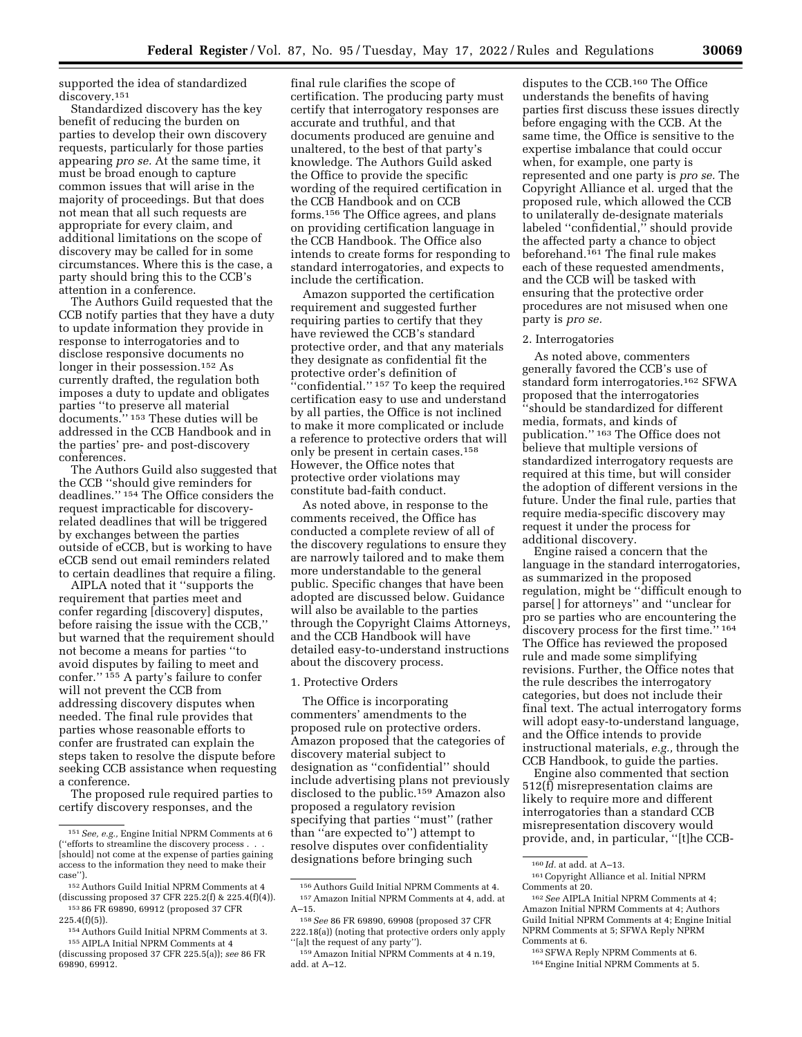supported the idea of standardized discovery.[151]

Standardized discovery has the key benefit of reducing the burden on parties to develop their own discovery requests, particularly for those parties appearing *pro se.* At the same time, it must be broad enough to capture common issues that will arise in the majority of proceedings. But that does not mean that all such requests are appropriate for every claim, and additional limitations on the scope of discovery may be called for in some circumstances. Where this is the case, a party should bring this to the CCB's attention in a conference.

The Authors Guild requested that the CCB notify parties that they have a duty to update information they provide in response to interrogatories and to disclose responsive documents no longer in their possession.[152] As currently drafted, the regulation both imposes a duty to update and obligates parties "to preserve all material documents." [153] These duties will be addressed in the CCB Handbook and in the parties' pre- and post-discovery conferences.

The Authors Guild also suggested that the CCB "should give reminders for deadlines." [154] The Office considers the request impracticable for discovery-related deadlines that will be triggered by exchanges between the parties outside of eCCB, but is working to have eCCB send out email reminders related to certain deadlines that require a filing.

AIPLA noted that it "supports the requirement that parties meet and confer regarding [discovery] disputes, before raising the issue with the CCB," but warned that the requirement should not become a means for parties "to avoid disputes by failing to meet and confer." [155] A party's failure to confer will not prevent the CCB from addressing discovery disputes when needed. The final rule provides that parties whose reasonable efforts to confer are frustrated can explain the steps taken to resolve the dispute before seeking CCB assistance when requesting a conference.

The proposed rule required parties to certify discovery responses, and the final rule clarifies the scope of certification. The producing party must certify that interrogatory responses are accurate and truthful, and that documents produced are genuine and unaltered, to the best of that party's knowledge. The Authors Guild asked the Office to provide the specific wording of the required certification in the CCB Handbook and on CCB forms.[156] The Office agrees, and plans on providing certification language in the CCB Handbook. The Office also intends to create forms for responding to standard interrogatories, and expects to include the certification.

Amazon supported the certification requirement and suggested further requiring parties to certify that they have reviewed the CCB's standard protective order, and that any materials they designate as confidential fit the protective order's definition of "confidential." [157] To keep the required certification easy to use and understand by all parties, the Office is not inclined to make it more complicated or include a reference to protective orders that will only be present in certain cases.[158] However, the Office notes that protective order violations may constitute bad-faith conduct.

As noted above, in response to the comments received, the Office has conducted a complete review of all of the discovery regulations to ensure they are narrowly tailored and to make them more understandable to the general public. Specific changes that have been adopted are discussed below. Guidance will also be available to the parties through the Copyright Claims Attorneys, and the CCB Handbook will have detailed easy-to-understand instructions about the discovery process.

1. Protective Orders

The Office is incorporating commenters' amendments to the proposed rule on protective orders. Amazon proposed that the categories of discovery material subject to designation as "confidential" should include advertising plans not previously disclosed to the public.[159] Amazon also proposed a regulatory revision specifying that parties "must" (rather than "are expected to") attempt to resolve disputes over confidentiality designations before bringing such disputes to the CCB.[160] The Office understands the benefits of having parties first discuss these issues directly before engaging with the CCB. At the same time, the Office is sensitive to the expertise imbalance that could occur when, for example, one party is represented and one party is *pro se.* The Copyright Alliance et al. urged that the proposed rule, which allowed the CCB to unilaterally de-designate materials labeled "confidential," should provide the affected party a chance to object beforehand.[161] The final rule makes each of these requested amendments, and the CCB will be tasked with ensuring that the protective order procedures are not misused when one party is *pro se.*

2. Interrogatories

As noted above, commenters generally favored the CCB's use of standard form interrogatories.[162] SFWA proposed that the interrogatories "should be standardized for different media, formats, and kinds of publication." [163] The Office does not believe that multiple versions of standardized interrogatory requests are required at this time, but will consider the adoption of different versions in the future. Under the final rule, parties that require media-specific discovery may request it under the process for additional discovery.

Engine raised a concern that the language in the standard interrogatories, as summarized in the proposed regulation, might be "difficult enough to parse[ ] for attorneys" and "unclear for pro se parties who are encountering the discovery process for the first time." [164] The Office has reviewed the proposed rule and made some simplifying revisions. Further, the Office notes that the rule describes the interrogatory categories, but does not include their final text. The actual interrogatory forms will adopt easy-to-understand language, and the Office intends to provide instructional materials, *e.g.,* through the CCB Handbook, to guide the parties.

Engine also commented that section 512(f) misrepresentation claims are likely to require more and different interrogatories than a standard CCB misrepresentation discovery would provide, and, in particular, "[t]he CCB-

---

[151] *See, e.g.,* Engine Initial NPRM Comments at 6 ("efforts to streamline the discovery process . . . [should] not come at the expense of parties gaining access to the information they need to make their case").

[152] Authors Guild Initial NPRM Comments at 4 (discussing proposed 37 CFR 225.2(f) & 225.4(f)(4)).

[153] 86 FR 69890, 69912 (proposed 37 CFR 225.4(f)(5)).

[154] Authors Guild Initial NPRM Comments at 3.

[155] AIPLA Initial NPRM Comments at 4 (discussing proposed 37 CFR 225.5(a)); *see* 86 FR 69890, 69912.

[156] Authors Guild Initial NPRM Comments at 4.

[157] Amazon Initial NPRM Comments at 4, add. at A–15.

[158] *See* 86 FR 69890, 69908 (proposed 37 CFR 222.18(a)) (noting that protective orders only apply "[a]t the request of any party").

[159] Amazon Initial NPRM Comments at 4 n.19, add. at A–12.

[160] *Id.* at add. at A–13.

[161] Copyright Alliance et al. Initial NPRM Comments at 20.

[162] *See* AIPLA Initial NPRM Comments at 4; Amazon Initial NPRM Comments at 4; Authors Guild Initial NPRM Comments at 4; Engine Initial NPRM Comments at 5; SFWA Reply NPRM Comments at 6.

[163] SFWA Reply NPRM Comments at 6.

[164] Engine Initial NPRM Comments at 5.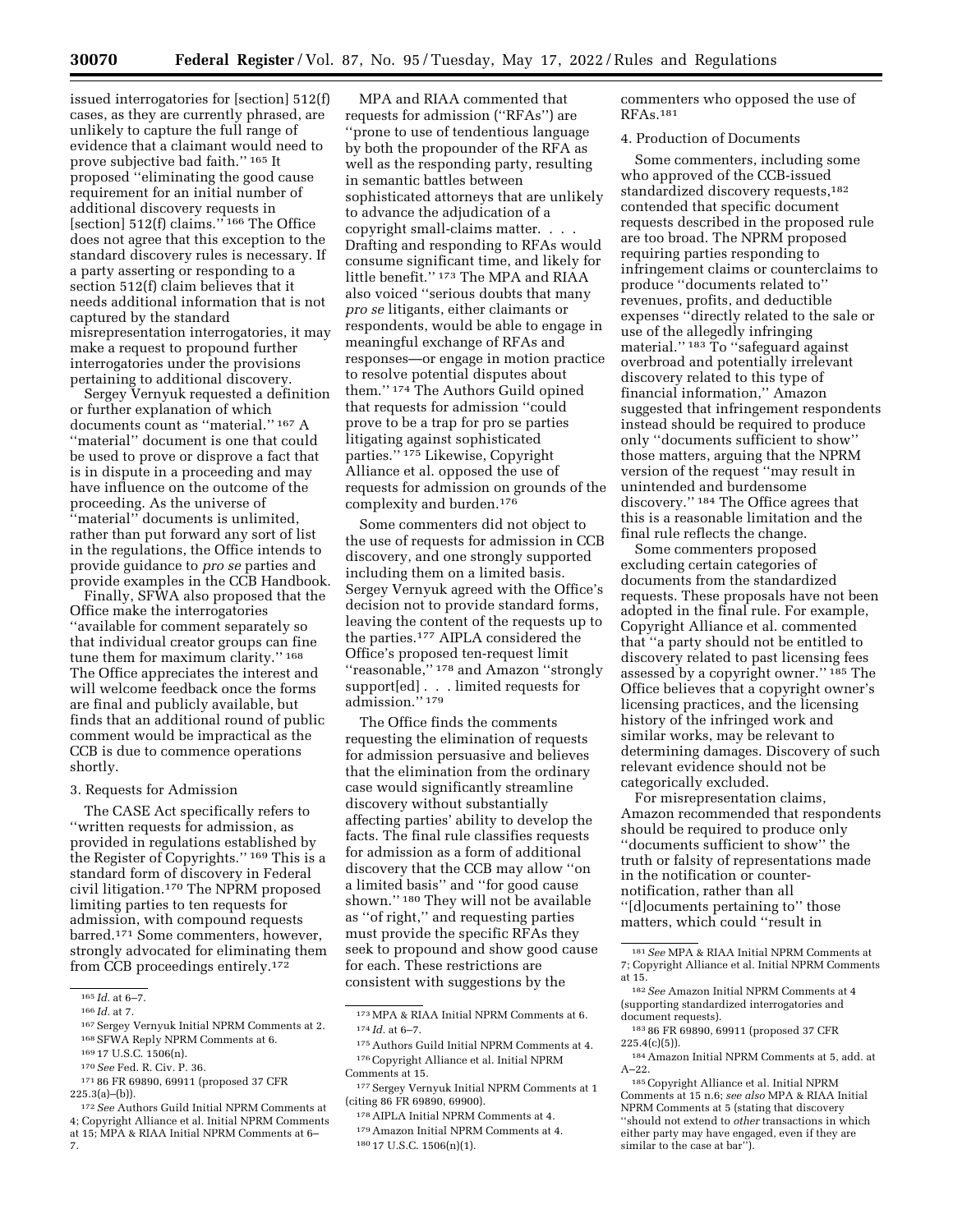issued interrogatories for [section] 512(f) cases, as they are currently phrased, are unlikely to capture the full range of evidence that a claimant would need to prove subjective bad faith.'' [165] It proposed ''eliminating the good cause requirement for an initial number of additional discovery requests in [section] 512(f) claims.'' [166] The Office does not agree that this exception to the standard discovery rules is necessary. If a party asserting or responding to a section 512(f) claim believes that it needs additional information that is not captured by the standard misrepresentation interrogatories, it may make a request to propound further interrogatories under the provisions pertaining to additional discovery.

Sergey Vernyuk requested a definition or further explanation of which documents count as ''material.'' [167] A ''material'' document is one that could be used to prove or disprove a fact that is in dispute in a proceeding and may have influence on the outcome of the proceeding. As the universe of ''material'' documents is unlimited, rather than put forward any sort of list in the regulations, the Office intends to provide guidance to *pro se* parties and provide examples in the CCB Handbook.

Finally, SFWA also proposed that the Office make the interrogatories ''available for comment separately so that individual creator groups can fine tune them for maximum clarity.'' [168] The Office appreciates the interest and will welcome feedback once the forms are final and publicly available, but finds that an additional round of public comment would be impractical as the CCB is due to commence operations shortly.

3. Requests for Admission

The CASE Act specifically refers to ''written requests for admission, as provided in regulations established by the Register of Copyrights.'' [169] This is a standard form of discovery in Federal civil litigation.[170] The NPRM proposed limiting parties to ten requests for admission, with compound requests barred.[171] Some commenters, however, strongly advocated for eliminating them from CCB proceedings entirely.[172]

MPA and RIAA commented that requests for admission (''RFAs'') are ''prone to use of tendentious language by both the propounder of the RFA as well as the responding party, resulting in semantic battles between sophisticated attorneys that are unlikely to advance the adjudication of a copyright small-claims matter. . . . Drafting and responding to RFAs would consume significant time, and likely for little benefit.'' [173] The MPA and RIAA also voiced ''serious doubts that many *pro se* litigants, either claimants or respondents, would be able to engage in meaningful exchange of RFAs and responses—or engage in motion practice to resolve potential disputes about them.'' [174] The Authors Guild opined that requests for admission ''could prove to be a trap for pro se parties litigating against sophisticated parties.'' [175] Likewise, Copyright Alliance et al. opposed the use of requests for admission on grounds of the complexity and burden.[176]

Some commenters did not object to the use of requests for admission in CCB discovery, and one strongly supported including them on a limited basis. Sergey Vernyuk agreed with the Office's decision not to provide standard forms, leaving the content of the requests up to the parties.[177] AIPLA considered the Office's proposed ten-request limit ''reasonable,'' [178] and Amazon ''strongly support[ed] . . . limited requests for admission.'' [179]

The Office finds the comments requesting the elimination of requests for admission persuasive and believes that the elimination from the ordinary case would significantly streamline discovery without substantially affecting parties' ability to develop the facts. The final rule classifies requests for admission as a form of additional discovery that the CCB may allow ''on a limited basis'' and ''for good cause shown.'' [180] They will not be available as ''of right,'' and requesting parties must provide the specific RFAs they seek to propound and show good cause for each. These restrictions are consistent with suggestions by the commenters who opposed the use of RFAs.[181]

4. Production of Documents

Some commenters, including some who approved of the CCB-issued standardized discovery requests,[182] contended that specific document requests described in the proposed rule are too broad. The NPRM proposed requiring parties responding to infringement claims or counterclaims to produce ''documents related to'' revenues, profits, and deductible expenses ''directly related to the sale or use of the allegedly infringing material.'' [183] To ''safeguard against overbroad and potentially irrelevant discovery related to this type of financial information,'' Amazon suggested that infringement respondents instead should be required to produce only ''documents sufficient to show'' those matters, arguing that the NPRM version of the request ''may result in unintended and burdensome discovery.'' [184] The Office agrees that this is a reasonable limitation and the final rule reflects the change.

Some commenters proposed excluding certain categories of documents from the standardized requests. These proposals have not been adopted in the final rule. For example, Copyright Alliance et al. commented that ''a party should not be entitled to discovery related to past licensing fees assessed by a copyright owner.'' [185] The Office believes that a copyright owner's licensing practices, and the licensing history of the infringed work and similar works, may be relevant to determining damages. Discovery of such relevant evidence should not be categorically excluded.

For misrepresentation claims, Amazon recommended that respondents should be required to produce only ''documents sufficient to show'' the truth or falsity of representations made in the notification or counter-notification, rather than all ''[d]ocuments pertaining to'' those matters, which could ''result in

---

[165] *Id.* at 6–7.

[166] *Id.* at 7.

[167] Sergey Vernyuk Initial NPRM Comments at 2.

[168] SFWA Reply NPRM Comments at 6.

[169] 17 U.S.C. 1506(n).

[170] *See* Fed. R. Civ. P. 36.

[171] 86 FR 69890, 69911 (proposed 37 CFR 225.3(a)–(b)).

[172] *See* Authors Guild Initial NPRM Comments at 4; Copyright Alliance et al. Initial NPRM Comments at 15; MPA & RIAA Initial NPRM Comments at 6–7.

[173] MPA & RIAA Initial NPRM Comments at 6.

[174] *Id.* at 6–7.

[175] Authors Guild Initial NPRM Comments at 4.

[176] Copyright Alliance et al. Initial NPRM Comments at 15.

[177] Sergey Vernyuk Initial NPRM Comments at 1 (citing 86 FR 69890, 69900).

[178] AIPLA Initial NPRM Comments at 4.

[179] Amazon Initial NPRM Comments at 4.

[180] 17 U.S.C. 1506(n)(1).

[181] *See* MPA & RIAA Initial NPRM Comments at 7; Copyright Alliance et al. Initial NPRM Comments at 15.

[182] *See* Amazon Initial NPRM Comments at 4 (supporting standardized interrogatories and document requests).

[183] 86 FR 69890, 69911 (proposed 37 CFR 225.4(c)(5)).

[184] Amazon Initial NPRM Comments at 5, add. at A–22.

[185] Copyright Alliance et al. Initial NPRM Comments at 15 n.6; *see also* MPA & RIAA Initial NPRM Comments at 5 (stating that discovery ''should not extend to *other* transactions in which either party may have engaged, even if they are similar to the case at bar'').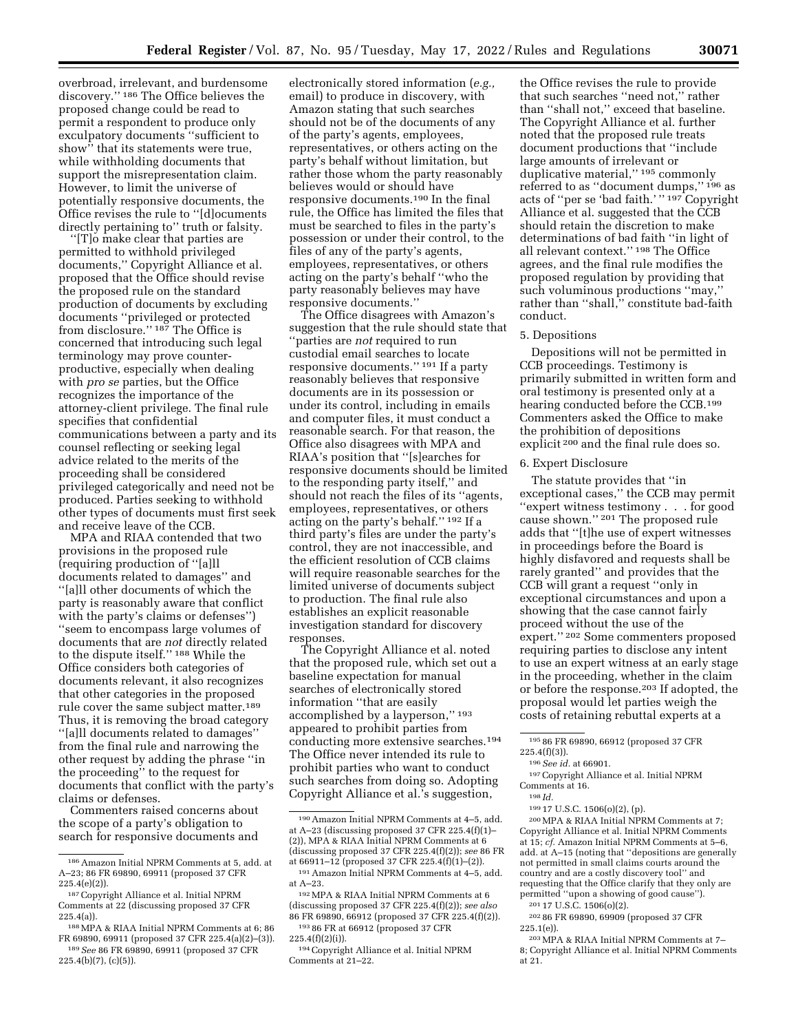overbroad, irrelevant, and burdensome discovery.'' [186] The Office believes the proposed change could be read to permit a respondent to produce only exculpatory documents ''sufficient to show'' that its statements were true, while withholding documents that support the misrepresentation claim. However, to limit the universe of potentially responsive documents, the Office revises the rule to ''[d]ocuments directly pertaining to'' truth or falsity.

''[T]o make clear that parties are permitted to withhold privileged documents,'' Copyright Alliance et al. proposed that the Office should revise the proposed rule on the standard production of documents by excluding documents ''privileged or protected from disclosure.'' [187] The Office is concerned that introducing such legal terminology may prove counter-productive, especially when dealing with *pro se* parties, but the Office recognizes the importance of the attorney-client privilege. The final rule specifies that confidential communications between a party and its counsel reflecting or seeking legal advice related to the merits of the proceeding shall be considered privileged categorically and need not be produced. Parties seeking to withhold other types of documents must first seek and receive leave of the CCB.

MPA and RIAA contended that two provisions in the proposed rule (requiring production of ''[a]ll documents related to damages'' and ''[a]ll other documents of which the party is reasonably aware that conflict with the party's claims or defenses'') ''seem to encompass large volumes of documents that are *not* directly related to the dispute itself.'' [188] While the Office considers both categories of documents relevant, it also recognizes that other categories in the proposed rule cover the same subject matter.[189] Thus, it is removing the broad category ''[a]ll documents related to damages'' from the final rule and narrowing the other request by adding the phrase ''in the proceeding'' to the request for documents that conflict with the party's claims or defenses.

Commenters raised concerns about the scope of a party's obligation to search for responsive documents and electronically stored information (*e.g.,* email) to produce in discovery, with Amazon stating that such searches should not be of the documents of any of the party's agents, employees, representatives, or others acting on the party's behalf without limitation, but rather those whom the party reasonably believes would or should have responsive documents.[190] In the final rule, the Office has limited the files that must be searched to files in the party's possession or under their control, to the files of any of the party's agents, employees, representatives, or others acting on the party's behalf ''who the party reasonably believes may have responsive documents.''

The Office disagrees with Amazon's suggestion that the rule should state that ''parties are *not* required to run custodial email searches to locate responsive documents.'' [191] If a party reasonably believes that responsive documents are in its possession or under its control, including in emails and computer files, it must conduct a reasonable search. For that reason, the Office also disagrees with MPA and RIAA's position that ''[s]earches for responsive documents should be limited to the responding party itself,'' and should not reach the files of its ''agents, employees, representatives, or others acting on the party's behalf.'' [192] If a third party's files are under the party's control, they are not inaccessible, and the efficient resolution of CCB claims will require reasonable searches for the limited universe of documents subject to production. The final rule also establishes an explicit reasonable investigation standard for discovery responses.

The Copyright Alliance et al. noted that the proposed rule, which set out a baseline expectation for manual searches of electronically stored information ''that are easily accomplished by a layperson,'' [193] appeared to prohibit parties from conducting more extensive searches.[194] The Office never intended its rule to prohibit parties who want to conduct such searches from doing so. Adopting Copyright Alliance et al.'s suggestion, the Office revises the rule to provide that such searches ''need not,'' rather than ''shall not,'' exceed that baseline. The Copyright Alliance et al. further noted that the proposed rule treats document productions that ''include large amounts of irrelevant or duplicative material,'' [195] commonly referred to as ''document dumps,'' [196] as acts of ''per se 'bad faith.' '' [197] Copyright Alliance et al. suggested that the CCB should retain the discretion to make determinations of bad faith ''in light of all relevant context.'' [198] The Office agrees, and the final rule modifies the proposed regulation by providing that such voluminous productions ''may,'' rather than ''shall,'' constitute bad-faith conduct.

5. Depositions

Depositions will not be permitted in CCB proceedings. Testimony is primarily submitted in written form and oral testimony is presented only at a hearing conducted before the CCB.[199] Commenters asked the Office to make the prohibition of depositions explicit [200] and the final rule does so.

6. Expert Disclosure

The statute provides that ''in exceptional cases,'' the CCB may permit ''expert witness testimony . . . for good cause shown.'' [201] The proposed rule adds that ''[t]he use of expert witnesses in proceedings before the Board is highly disfavored and requests shall be rarely granted'' and provides that the CCB will grant a request ''only in exceptional circumstances and upon a showing that the case cannot fairly proceed without the use of the expert.'' [202] Some commenters proposed requiring parties to disclose any intent to use an expert witness at an early stage in the proceeding, whether in the claim or before the response.[203] If adopted, the proposal would let parties weigh the costs of retaining rebuttal experts at a

---

[186] Amazon Initial NPRM Comments at 5, add. at A–23; 86 FR 69890, 69911 (proposed 37 CFR 225.4(e)(2)).

[187] Copyright Alliance et al. Initial NPRM Comments at 22 (discussing proposed 37 CFR 225.4(a)).

[188] MPA & RIAA Initial NPRM Comments at 6; 86 FR 69890, 69911 (proposed 37 CFR 225.4(a)(2)–(3)).

[189] *See* 86 FR 69890, 69911 (proposed 37 CFR 225.4(b)(7), (c)(5)).

[190] Amazon Initial NPRM Comments at 4–5, add. at A–23 (discussing proposed 37 CFR 225.4(f)(1)–(2)), MPA & RIAA Initial NPRM Comments at 6 (discussing proposed 37 CFR 225.4(f)(2)); *see* 86 FR at 66911–12 (proposed 37 CFR 225.4(f)(1)–(2)).

[191] Amazon Initial NPRM Comments at 4–5, add. at A–23.

[192] MPA & RIAA Initial NPRM Comments at 6 (discussing proposed 37 CFR 225.4(f)(2)); *see also* 86 FR 69890, 66912 (proposed 37 CFR 225.4(f)(2)).

[193] 86 FR at 66912 (proposed 37 CFR 225.4(f)(2)(i)).

[194] Copyright Alliance et al. Initial NPRM Comments at 21–22.

[195] 86 FR 69890, 66912 (proposed 37 CFR 225.4(f)(3)).

[196] *See id.* at 66901.

[197] Copyright Alliance et al. Initial NPRM Comments at 16.

[198] *Id.*

[199] 17 U.S.C. 1506(o)(2), (p).

[200] MPA & RIAA Initial NPRM Comments at 7; Copyright Alliance et al. Initial NPRM Comments at 15; *cf.* Amazon Initial NPRM Comments at 5–6, add. at A–15 (noting that ''depositions are generally not permitted in small claims courts around the country and are a costly discovery tool'' and requesting that the Office clarify that they only are permitted ''upon a showing of good cause'').

[201] 17 U.S.C. 1506(o)(2).

[202] 86 FR 69890, 69909 (proposed 37 CFR 225.1(e)).

[203] MPA & RIAA Initial NPRM Comments at 7–8; Copyright Alliance et al. Initial NPRM Comments at 21.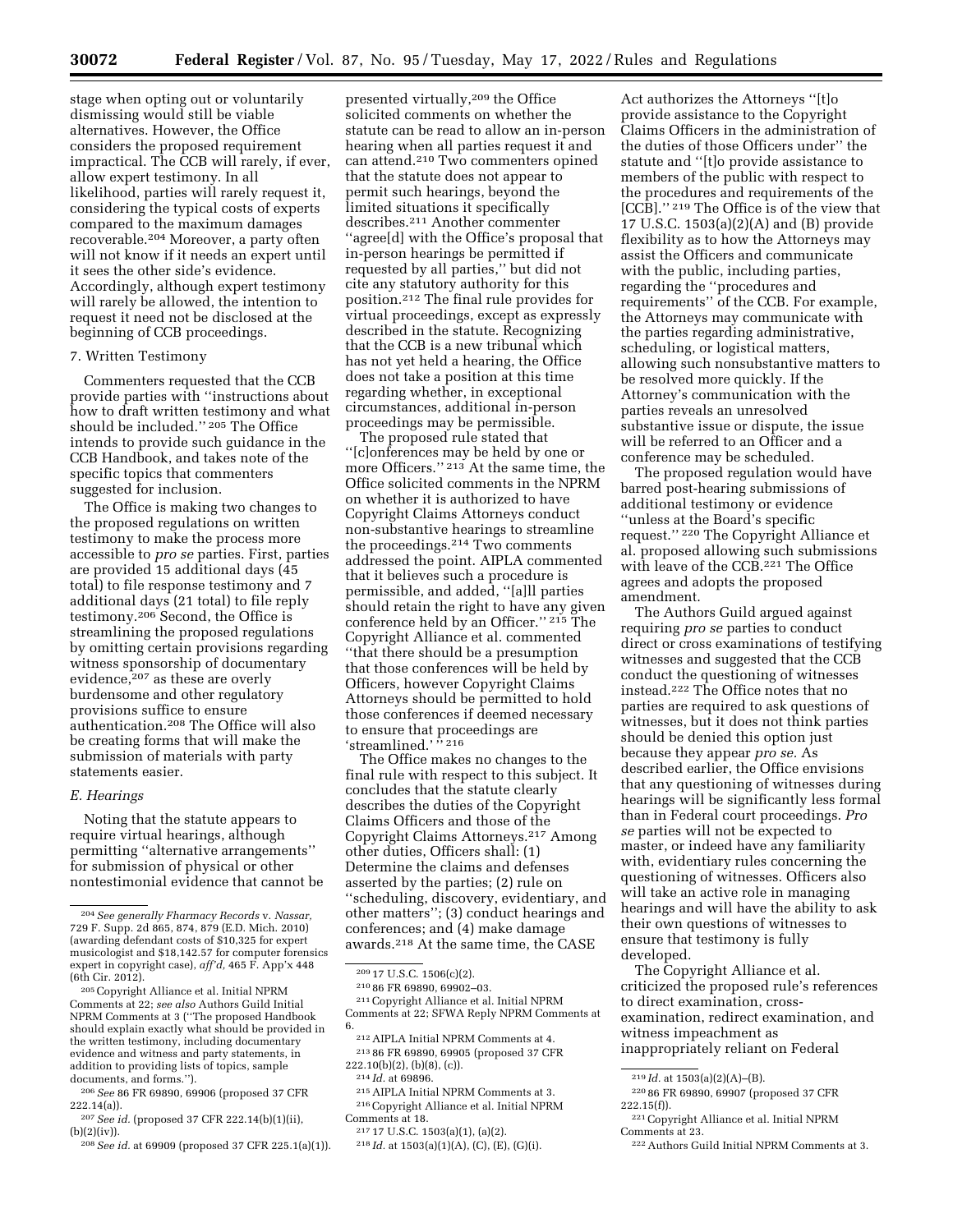stage when opting out or voluntarily dismissing would still be viable alternatives. However, the Office considers the proposed requirement impractical. The CCB will rarely, if ever, allow expert testimony. In all likelihood, parties will rarely request it, considering the typical costs of experts compared to the maximum damages recoverable.[204] Moreover, a party often will not know if it needs an expert until it sees the other side's evidence. Accordingly, although expert testimony will rarely be allowed, the intention to request it need not be disclosed at the beginning of CCB proceedings.

### 7. Written Testimony

Commenters requested that the CCB provide parties with ''instructions about how to draft written testimony and what should be included.'' [205] The Office intends to provide such guidance in the CCB Handbook, and takes note of the specific topics that commenters suggested for inclusion.

The Office is making two changes to the proposed regulations on written testimony to make the process more accessible to *pro se* parties. First, parties are provided 15 additional days (45 total) to file response testimony and 7 additional days (21 total) to file reply testimony.[206] Second, the Office is streamlining the proposed regulations by omitting certain provisions regarding witness sponsorship of documentary evidence,[207] as these are overly burdensome and other regulatory provisions suffice to ensure authentication.[208] The Office will also be creating forms that will make the submission of materials with party statements easier.

### *E. Hearings*

Noting that the statute appears to require virtual hearings, although permitting ''alternative arrangements'' for submission of physical or other nontestimonial evidence that cannot be presented virtually,[209] the Office solicited comments on whether the statute can be read to allow an in-person hearing when all parties request it and can attend.[210] Two commenters opined that the statute does not appear to permit such hearings, beyond the limited situations it specifically describes.[211] Another commenter ''agree[d] with the Office's proposal that in-person hearings be permitted if requested by all parties,'' but did not cite any statutory authority for this position.[212] The final rule provides for virtual proceedings, except as expressly described in the statute. Recognizing that the CCB is a new tribunal which has not yet held a hearing, the Office does not take a position at this time regarding whether, in exceptional circumstances, additional in-person proceedings may be permissible.

The proposed rule stated that ''[c]onferences may be held by one or more Officers.'' [213] At the same time, the Office solicited comments in the NPRM on whether it is authorized to have Copyright Claims Attorneys conduct non-substantive hearings to streamline the proceedings.[214] Two comments addressed the point. AIPLA commented that it believes such a procedure is permissible, and added, ''[a]ll parties should retain the right to have any given conference held by an Officer.'' [215] The Copyright Alliance et al. commented ''that there should be a presumption that those conferences will be held by Officers, however Copyright Claims Attorneys should be permitted to hold those conferences if deemed necessary to ensure that proceedings are 'streamlined.' '' [216]

The Office makes no changes to the final rule with respect to this subject. It concludes that the statute clearly describes the duties of the Copyright Claims Officers and those of the Copyright Claims Attorneys.[217] Among other duties, Officers shall: (1) Determine the claims and defenses asserted by the parties; (2) rule on ''scheduling, discovery, evidentiary, and other matters''; (3) conduct hearings and conferences; and (4) make damage awards.[218] At the same time, the CASE Act authorizes the Attorneys ''[t]o provide assistance to the Copyright Claims Officers in the administration of the duties of those Officers under'' the statute and ''[t]o provide assistance to members of the public with respect to the procedures and requirements of the [CCB].'' [219] The Office is of the view that 17 U.S.C. 1503(a)(2)(A) and (B) provide flexibility as to how the Attorneys may assist the Officers and communicate with the public, including parties, regarding the ''procedures and requirements'' of the CCB. For example, the Attorneys may communicate with the parties regarding administrative, scheduling, or logistical matters, allowing such nonsubstantive matters to be resolved more quickly. If the Attorney's communication with the parties reveals an unresolved substantive issue or dispute, the issue will be referred to an Officer and a conference may be scheduled.

The proposed regulation would have barred post-hearing submissions of additional testimony or evidence ''unless at the Board's specific request.'' [220] The Copyright Alliance et al. proposed allowing such submissions with leave of the CCB.[221] The Office agrees and adopts the proposed amendment.

The Authors Guild argued against requiring *pro se* parties to conduct direct or cross examinations of testifying witnesses and suggested that the CCB conduct the questioning of witnesses instead.[222] The Office notes that no parties are required to ask questions of witnesses, but it does not think parties should be denied this option just because they appear *pro se.* As described earlier, the Office envisions that any questioning of witnesses during hearings will be significantly less formal than in Federal court proceedings. *Pro se* parties will not be expected to master, or indeed have any familiarity with, evidentiary rules concerning the questioning of witnesses. Officers also will take an active role in managing hearings and will have the ability to ask their own questions of witnesses to ensure that testimony is fully developed.

The Copyright Alliance et al. criticized the proposed rule's references to direct examination, cross-examination, redirect examination, and witness impeachment as inappropriately reliant on Federal

---

[204] *See generally Fharmacy Records* v. *Nassar*, 729 F. Supp. 2d 865, 874, 879 (E.D. Mich. 2010) (awarding defendant costs of $10,325 for expert musicologist and $18,142.57 for computer forensics expert in copyright case), *aff'd,* 465 F. App'x 448 (6th Cir. 2012).

[205] Copyright Alliance et al. Initial NPRM Comments at 22; *see also* Authors Guild Initial NPRM Comments at 3 (''The proposed Handbook should explain exactly what should be provided in the written testimony, including documentary evidence and witness and party statements, in addition to providing lists of topics, sample documents, and forms.'').

[206] *See* 86 FR 69890, 69906 (proposed 37 CFR 222.14(a)).

[207] *See id.* (proposed 37 CFR 222.14(b)(1)(ii), (b)(2)(iv)).

[208] *See id.* at 69909 (proposed 37 CFR 225.1(a)(1)).

[209] 17 U.S.C. 1506(c)(2).

[210] 86 FR 69890, 69902–03.

[211] Copyright Alliance et al. Initial NPRM Comments at 22; SFWA Reply NPRM Comments at 6.

[212] AIPLA Initial NPRM Comments at 4.

[213] 86 FR 69890, 69905 (proposed 37 CFR 222.10(b)(2), (b)(8), (c)).

[214] *Id.* at 69896.

[215] AIPLA Initial NPRM Comments at 3.

[216] Copyright Alliance et al. Initial NPRM Comments at 18.

[217] 17 U.S.C. 1503(a)(1), (a)(2).

[218] *Id.* at 1503(a)(1)(A), (C), (E), (G)(i).

[219] *Id.* at 1503(a)(2)(A)–(B).

[220] 86 FR 69890, 69907 (proposed 37 CFR 222.15(f)).

[221] Copyright Alliance et al. Initial NPRM Comments at 23.

[222] Authors Guild Initial NPRM Comments at 3.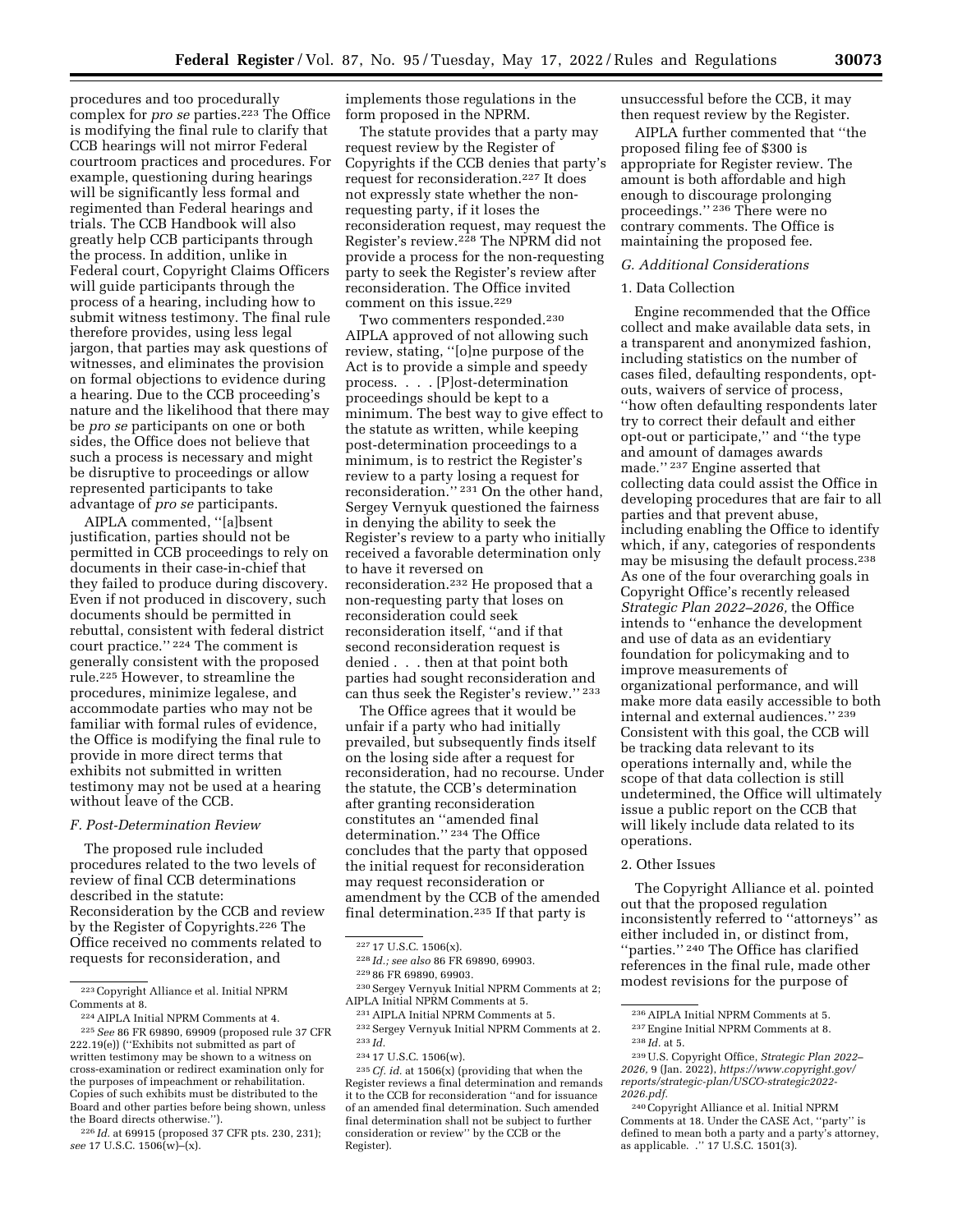procedures and too procedurally complex for *pro se* parties.[223] The Office is modifying the final rule to clarify that CCB hearings will not mirror Federal courtroom practices and procedures. For example, questioning during hearings will be significantly less formal and regimented than Federal hearings and trials. The CCB Handbook will also greatly help CCB participants through the process. In addition, unlike in Federal court, Copyright Claims Officers will guide participants through the process of a hearing, including how to submit witness testimony. The final rule therefore provides, using less legal jargon, that parties may ask questions of witnesses, and eliminates the provision on formal objections to evidence during a hearing. Due to the CCB proceeding's nature and the likelihood that there may be *pro se* participants on one or both sides, the Office does not believe that such a process is necessary and might be disruptive to proceedings or allow represented participants to take advantage of *pro se* participants.

AIPLA commented, ''[a]bsent justification, parties should not be permitted in CCB proceedings to rely on documents in their case-in-chief that they failed to produce during discovery. Even if not produced in discovery, such documents should be permitted in rebuttal, consistent with federal district court practice.'' [224] The comment is generally consistent with the proposed rule.[225] However, to streamline the procedures, minimize legalese, and accommodate parties who may not be familiar with formal rules of evidence, the Office is modifying the final rule to provide in more direct terms that exhibits not submitted in written testimony may not be used at a hearing without leave of the CCB.

### F. Post-Determination Review

The proposed rule included procedures related to the two levels of review of final CCB determinations described in the statute: Reconsideration by the CCB and review by the Register of Copyrights.[226] The Office received no comments related to requests for reconsideration, and implements those regulations in the form proposed in the NPRM.

The statute provides that a party may request review by the Register of Copyrights if the CCB denies that party's request for reconsideration.[227] It does not expressly state whether the non-requesting party, if it loses the reconsideration request, may request the Register's review.[228] The NPRM did not provide a process for the non-requesting party to seek the Register's review after reconsideration. The Office invited comment on this issue.[229]

Two commenters responded.[230] AIPLA approved of not allowing such review, stating, ''[o]ne purpose of the Act is to provide a simple and speedy process. . . . [P]ost-determination proceedings should be kept to a minimum. The best way to give effect to the statute as written, while keeping post-determination proceedings to a minimum, is to restrict the Register's review to a party losing a request for reconsideration.'' [231] On the other hand, Sergey Vernyuk questioned the fairness in denying the ability to seek the Register's review to a party who initially received a favorable determination only to have it reversed on reconsideration.[232] He proposed that a non-requesting party that loses on reconsideration could seek reconsideration itself, ''and if that second reconsideration request is denied . . . then at that point both parties had sought reconsideration and can thus seek the Register's review.'' [233]

The Office agrees that it would be unfair if a party who had initially prevailed, but subsequently finds itself on the losing side after a request for reconsideration, had no recourse. Under the statute, the CCB's determination after granting reconsideration constitutes an ''amended final determination.'' [234] The Office concludes that the party that opposed the initial request for reconsideration may request reconsideration or amendment by the CCB of the amended final determination.[235] If that party is unsuccessful before the CCB, it may then request review by the Register.

AIPLA further commented that ''the proposed filing fee of $300 is appropriate for Register review. The amount is both affordable and high enough to discourage prolonging proceedings.'' [236] There were no contrary comments. The Office is maintaining the proposed fee.

### G. Additional Considerations

#### 1. Data Collection

Engine recommended that the Office collect and make available data sets, in a transparent and anonymized fashion, including statistics on the number of cases filed, defaulting respondents, opt-outs, waivers of service of process, ''how often defaulting respondents later try to correct their default and either opt-out or participate,'' and ''the type and amount of damages awards made.'' [237] Engine asserted that collecting data could assist the Office in developing procedures that are fair to all parties and that prevent abuse, including enabling the Office to identify which, if any, categories of respondents may be misusing the default process.[238] As one of the four overarching goals in Copyright Office's recently released *Strategic Plan 2022–2026,* the Office intends to ''enhance the development and use of data as an evidentiary foundation for policymaking and to improve measurements of organizational performance, and will make more data easily accessible to both internal and external audiences.'' [239] Consistent with this goal, the CCB will be tracking data relevant to its operations internally and, while the scope of that data collection is still undetermined, the Office will ultimately issue a public report on the CCB that will likely include data related to its operations.

#### 2. Other Issues

The Copyright Alliance et al. pointed out that the proposed regulation inconsistently referred to ''attorneys'' as either included in, or distinct from, ''parties.'' [240] The Office has clarified references in the final rule, made other modest revisions for the purpose of

---

[223] Copyright Alliance et al. Initial NPRM Comments at 8.

[224] AIPLA Initial NPRM Comments at 4.

[225] *See* 86 FR 69890, 69909 (proposed rule 37 CFR 222.19(e)) (''Exhibits not submitted as part of written testimony may be shown to a witness on cross-examination or redirect examination only for the purposes of impeachment or rehabilitation. Copies of such exhibits must be distributed to the Board and other parties before being shown, unless the Board directs otherwise.'').

[226] *Id.* at 69915 (proposed 37 CFR pts. 230, 231); *see* 17 U.S.C. 1506(w)–(x).

[227] 17 U.S.C. 1506(x).

[228] *Id.; see also* 86 FR 69890, 69903.

[229] 86 FR 69890, 69903.

[230] Sergey Vernyuk Initial NPRM Comments at 2; AIPLA Initial NPRM Comments at 5.

[231] AIPLA Initial NPRM Comments at 5.

[232] Sergey Vernyuk Initial NPRM Comments at 2.

[233] *Id.*

[234] 17 U.S.C. 1506(w).

[235] *Cf. id.* at 1506(x) (providing that when the Register reviews a final determination and remands it to the CCB for reconsideration ''and for issuance of an amended final determination. Such amended final determination shall not be subject to further consideration or review'' by the CCB or the Register).

[236] AIPLA Initial NPRM Comments at 5.

[237] Engine Initial NPRM Comments at 8.

[238] *Id.* at 5.

[239] U.S. Copyright Office, *Strategic Plan 2022–2026,* 9 (Jan. 2022), *https://www.copyright.gov/reports/strategic-plan/USCO-strategic2022-2026.pdf.*

[240] Copyright Alliance et al. Initial NPRM Comments at 18. Under the CASE Act, ''party'' is defined to mean both a party and a party's attorney, as applicable. .'' 17 U.S.C. 1501(3).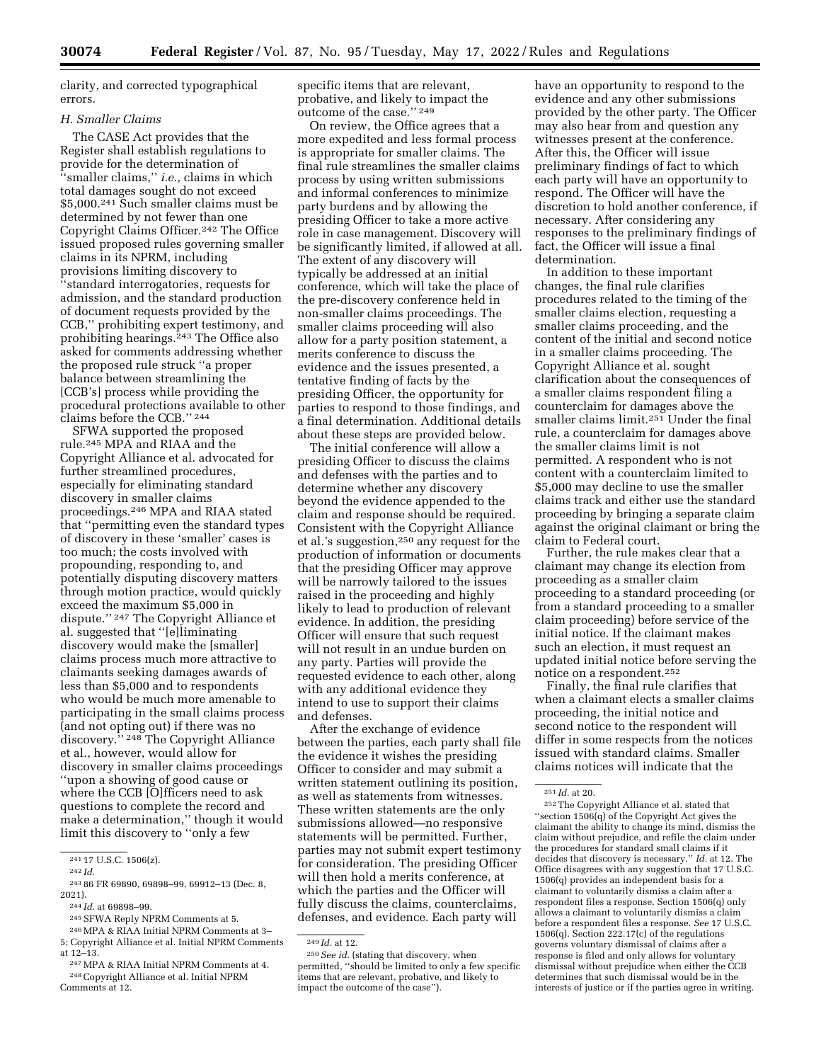clarity, and corrected typographical errors.

### H. Smaller Claims

The CASE Act provides that the Register shall establish regulations to provide for the determination of "smaller claims," *i.e.,* claims in which total damages sought do not exceed $5,000.[241] Such smaller claims must be determined by not fewer than one Copyright Claims Officer.[242] The Office issued proposed rules governing smaller claims in its NPRM, including provisions limiting discovery to "standard interrogatories, requests for admission, and the standard production of document requests provided by the CCB," prohibiting expert testimony, and prohibiting hearings.[243] The Office also asked for comments addressing whether the proposed rule struck "a proper balance between streamlining the [CCB's] process while providing the procedural protections available to other claims before the CCB."[244]

SFWA supported the proposed rule.[245] MPA and RIAA and the Copyright Alliance et al. advocated for further streamlined procedures, especially for eliminating standard discovery in smaller claims proceedings.[246] MPA and RIAA stated that "permitting even the standard types of discovery in these 'smaller' cases is too much; the costs involved with propounding, responding to, and potentially disputing discovery matters through motion practice, would quickly exceed the maximum $5,000 in dispute."[247] The Copyright Alliance et al. suggested that "[e]liminating discovery would make the [smaller] claims process much more attractive to claimants seeking damages awards of less than $5,000 and to respondents who would be much more amenable to participating in the small claims process (and not opting out) if there was no discovery."[248] The Copyright Alliance et al., however, would allow for discovery in smaller claims proceedings "upon a showing of good cause or where the CCB [O]fficers need to ask questions to complete the record and make a determination," though it would limit this discovery to "only a few specific items that are relevant, probative, and likely to impact the outcome of the case."[249]

On review, the Office agrees that a more expedited and less formal process is appropriate for smaller claims. The final rule streamlines the smaller claims process by using written submissions and informal conferences to minimize party burdens and by allowing the presiding Officer to take a more active role in case management. Discovery will be significantly limited, if allowed at all. The extent of any discovery will typically be addressed at an initial conference, which will take the place of the pre-discovery conference held in non-smaller claims proceedings. The smaller claims proceeding will also allow for a party position statement, a merits conference to discuss the evidence and the issues presented, a tentative finding of facts by the presiding Officer, the opportunity for parties to respond to those findings, and a final determination. Additional details about these steps are provided below.

The initial conference will allow a presiding Officer to discuss the claims and defenses with the parties and to determine whether any discovery beyond the evidence appended to the claim and response should be required. Consistent with the Copyright Alliance et al.'s suggestion,[250] any request for the production of information or documents that the presiding Officer may approve will be narrowly tailored to the issues raised in the proceeding and highly likely to lead to production of relevant evidence. In addition, the presiding Officer will ensure that such request will not result in an undue burden on any party. Parties will provide the requested evidence to each other, along with any additional evidence they intend to use to support their claims and defenses.

After the exchange of evidence between the parties, each party shall file the evidence it wishes the presiding Officer to consider and may submit a written statement outlining its position, as well as statements from witnesses. These written statements are the only submissions allowed—no responsive statements will be permitted. Further, parties may not submit expert testimony for consideration. The presiding Officer will then hold a merits conference, at which the parties and the Officer will fully discuss the claims, counterclaims, defenses, and evidence. Each party will have an opportunity to respond to the evidence and any other submissions provided by the other party. The Officer may also hear from and question any witnesses present at the conference. After this, the Officer will issue preliminary findings of fact to which each party will have an opportunity to respond. The Officer will have the discretion to hold another conference, if necessary. After considering any responses to the preliminary findings of fact, the Officer will issue a final determination.

In addition to these important changes, the final rule clarifies procedures related to the timing of the smaller claims election, requesting a smaller claims proceeding, and the content of the initial and second notice in a smaller claims proceeding. The Copyright Alliance et al. sought clarification about the consequences of a smaller claims respondent filing a counterclaim for damages above the smaller claims limit.[251] Under the final rule, a counterclaim for damages above the smaller claims limit is not permitted. A respondent who is not content with a counterclaim limited to $5,000 may decline to use the smaller claims track and either use the standard proceeding by bringing a separate claim against the original claimant or bring the claim to Federal court.

Further, the rule makes clear that a claimant may change its election from proceeding as a smaller claim proceeding to a standard proceeding (or from a standard proceeding to a smaller claim proceeding) before service of the initial notice. If the claimant makes such an election, it must request an updated initial notice before serving the notice on a respondent.[252]

Finally, the final rule clarifies that when a claimant elects a smaller claims proceeding, the initial notice and second notice to the respondent will differ in some respects from the notices issued with standard claims. Smaller claims notices will indicate that the

---

[241] 17 U.S.C. 1506(z).

[242] *Id.*

[243] 86 FR 69890, 69898–99, 69912–13 (Dec. 8, 2021).

[244] *Id.* at 69898–99.

[245] SFWA Reply NPRM Comments at 5.

[246] MPA & RIAA Initial NPRM Comments at 3–5; Copyright Alliance et al. Initial NPRM Comments at 12–13.

[247] MPA & RIAA Initial NPRM Comments at 4.

[248] Copyright Alliance et al. Initial NPRM Comments at 12.

[249] *Id.* at 12.

[250] *See id.* (stating that discovery, when permitted, "should be limited to only a few specific items that are relevant, probative, and likely to impact the outcome of the case").

[251] *Id.* at 20.

[252] The Copyright Alliance et al. stated that "section 1506(q) of the Copyright Act gives the claimant the ability to change its mind, dismiss the claim without prejudice, and refile the claim under the procedures for standard small claims if it decides that discovery is necessary." *Id.* at 12. The Office disagrees with any suggestion that 17 U.S.C. 1506(q) provides an independent basis for a claimant to voluntarily dismiss a claim after a respondent files a response. Section 1506(q) only allows a claimant to voluntarily dismiss a claim before a respondent files a response. *See* 17 U.S.C. 1506(q). Section 222.17(c) of the regulations governs voluntary dismissal of claims after a response is filed and only allows for voluntary dismissal without prejudice when either the CCB determines that such dismissal would be in the interests of justice or if the parties agree in writing.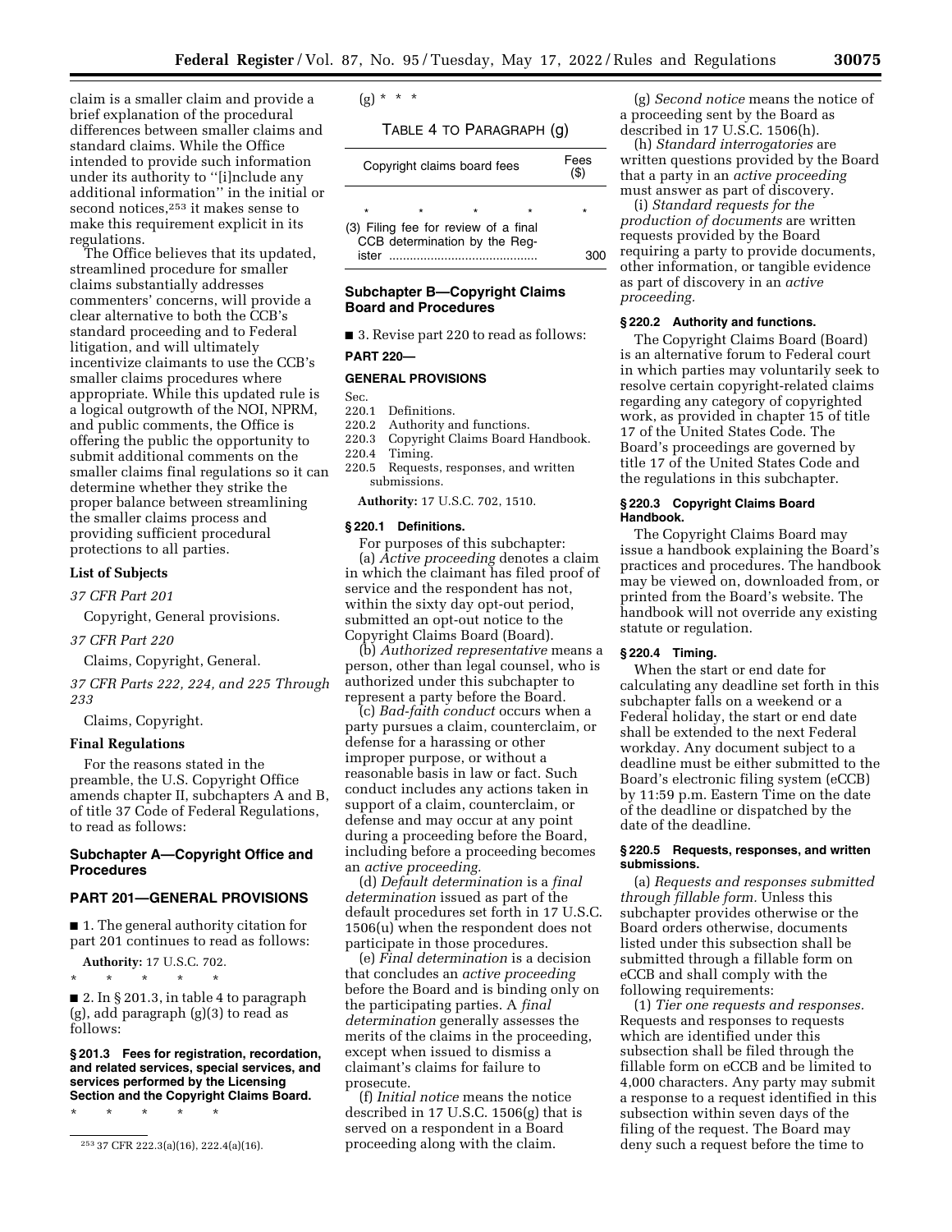claim is a smaller claim and provide a brief explanation of the procedural differences between smaller claims and standard claims. While the Office intended to provide such information under its authority to ''[i]nclude any additional information'' in the initial or second notices,[253] it makes sense to make this requirement explicit in its regulations.

The Office believes that its updated, streamlined procedure for smaller claims substantially addresses commenters' concerns, will provide a clear alternative to both the CCB's standard proceeding and to Federal litigation, and will ultimately incentivize claimants to use the CCB's smaller claims procedures where appropriate. While this updated rule is a logical outgrowth of the NOI, NPRM, and public comments, the Office is offering the public the opportunity to submit additional comments on the smaller claims final regulations so it can determine whether they strike the proper balance between streamlining the smaller claims process and providing sufficient procedural protections to all parties.

### List of Subjects

*37 CFR Part 201*

Copyright, General provisions.

*37 CFR Part 220*

Claims, Copyright, General.

*37 CFR Parts 222, 224, and 225 Through 233*

Claims, Copyright.

### Final Regulations

For the reasons stated in the preamble, the U.S. Copyright Office amends chapter II, subchapters A and B, of title 37 Code of Federal Regulations, to read as follows:

## Subchapter A—Copyright Office and Procedures

## PART 201—GENERAL PROVISIONS

■ 1. The general authority citation for part 201 continues to read as follows:

**Authority:** 17 U.S.C. 702.

\* \* \* \* \*

■ 2. In § 201.3, in table 4 to paragraph (g), add paragraph (g)(3) to read as follows:

**§ 201.3 Fees for registration, recordation, and related services, special services, and services performed by the Licensing Section and the Copyright Claims Board.**

\* \* \* \* \*

(g) \* \* \*

TABLE 4 TO PARAGRAPH (g)

| Copyright claims board fees | Fees ($) |
|---|---|
| \* \* \* \* | \* |
| (3) Filing fee for review of a final CCB determination by the Register | 300 |

## Subchapter B—Copyright Claims Board and Procedures

■ 3. Revise part 220 to read as follows:

## PART 220—

## GENERAL PROVISIONS

Sec.
220.1 Definitions.
220.2 Authority and functions.
220.3 Copyright Claims Board Handbook.
220.4 Timing.
220.5 Requests, responses, and written submissions.

**Authority:** 17 U.S.C. 702, 1510.

### § 220.1 Definitions.

For purposes of this subchapter:

(a) *Active proceeding* denotes a claim in which the claimant has filed proof of service and the respondent has not, within the sixty day opt-out period, submitted an opt-out notice to the Copyright Claims Board (Board).

(b) *Authorized representative* means a person, other than legal counsel, who is authorized under this subchapter to represent a party before the Board.

(c) *Bad-faith conduct* occurs when a party pursues a claim, counterclaim, or defense for a harassing or other improper purpose, or without a reasonable basis in law or fact. Such conduct includes any actions taken in support of a claim, counterclaim, or defense and may occur at any point during a proceeding before the Board, including before a proceeding becomes an *active proceeding.*

(d) *Default determination* is a *final determination* issued as part of the default procedures set forth in 17 U.S.C. 1506(u) when the respondent does not participate in those procedures.

(e) *Final determination* is a decision that concludes an *active proceeding* before the Board and is binding only on the participating parties. A *final determination* generally assesses the merits of the claims in the proceeding, except when issued to dismiss a claimant's claims for failure to prosecute.

(f) *Initial notice* means the notice described in 17 U.S.C. 1506(g) that is served on a respondent in a Board proceeding along with the claim.

(g) *Second notice* means the notice of a proceeding sent by the Board as described in 17 U.S.C. 1506(h).

(h) *Standard interrogatories* are written questions provided by the Board that a party in an *active proceeding* must answer as part of discovery.

(i) *Standard requests for the production of documents* are written requests provided by the Board requiring a party to provide documents, other information, or tangible evidence as part of discovery in an *active proceeding.*

### § 220.2 Authority and functions.

The Copyright Claims Board (Board) is an alternative forum to Federal court in which parties may voluntarily seek to resolve certain copyright-related claims regarding any category of copyrighted work, as provided in chapter 15 of title 17 of the United States Code. The Board's proceedings are governed by title 17 of the United States Code and the regulations in this subchapter.

### § 220.3 Copyright Claims Board Handbook.

The Copyright Claims Board may issue a handbook explaining the Board's practices and procedures. The handbook may be viewed on, downloaded from, or printed from the Board's website. The handbook will not override any existing statute or regulation.

### § 220.4 Timing.

When the start or end date for calculating any deadline set forth in this subchapter falls on a weekend or a Federal holiday, the start or end date shall be extended to the next Federal workday. Any document subject to a deadline must be either submitted to the Board's electronic filing system (eCCB) by 11:59 p.m. Eastern Time on the date of the deadline or dispatched by the date of the deadline.

### § 220.5 Requests, responses, and written submissions.

(a) *Requests and responses submitted through fillable form.* Unless this subchapter provides otherwise or the Board orders otherwise, documents listed under this subsection shall be submitted through a fillable form on eCCB and shall comply with the following requirements:

(1) *Tier one requests and responses.* Requests and responses to requests which are identified under this subsection shall be filed through the fillable form on eCCB and be limited to 4,000 characters. Any party may submit a response to a request identified in this subsection within seven days of the filing of the request. The Board may deny such a request before the time to

[253] 37 CFR 222.3(a)(16), 222.4(a)(16).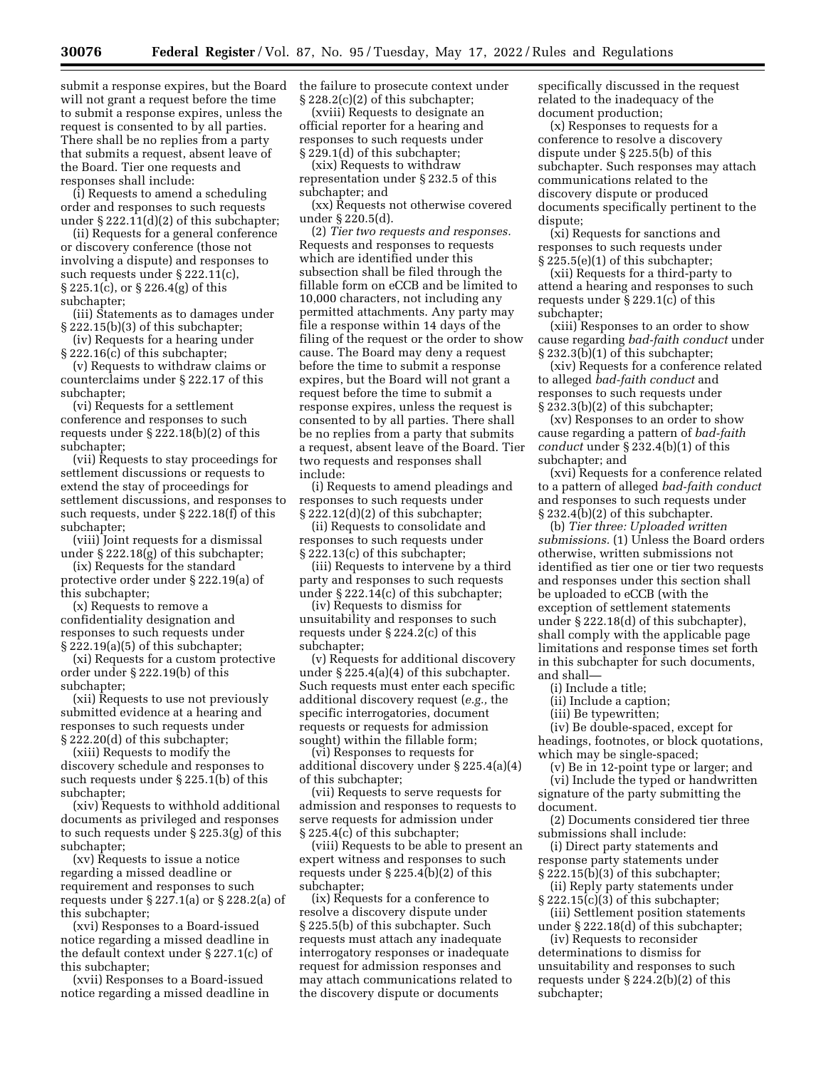submit a response expires, but the Board will not grant a request before the time to submit a response expires, unless the request is consented to by all parties. There shall be no replies from a party that submits a request, absent leave of the Board. Tier one requests and responses shall include:

(i) Requests to amend a scheduling order and responses to such requests under § 222.11(d)(2) of this subchapter;

(ii) Requests for a general conference or discovery conference (those not involving a dispute) and responses to such requests under § 222.11(c), § 225.1(c), or § 226.4(g) of this subchapter;

(iii) Statements as to damages under § 222.15(b)(3) of this subchapter;

(iv) Requests for a hearing under § 222.16(c) of this subchapter;

(v) Requests to withdraw claims or counterclaims under § 222.17 of this subchapter;

(vi) Requests for a settlement conference and responses to such requests under § 222.18(b)(2) of this subchapter;

(vii) Requests to stay proceedings for settlement discussions or requests to extend the stay of proceedings for settlement discussions, and responses to such requests, under § 222.18(f) of this subchapter;

(viii) Joint requests for a dismissal under § 222.18(g) of this subchapter;

(ix) Requests for the standard protective order under § 222.19(a) of this subchapter;

(x) Requests to remove a confidentiality designation and responses to such requests under § 222.19(a)(5) of this subchapter;

(xi) Requests for a custom protective order under § 222.19(b) of this subchapter;

(xii) Requests to use not previously submitted evidence at a hearing and responses to such requests under § 222.20(d) of this subchapter;

(xiii) Requests to modify the discovery schedule and responses to such requests under § 225.1(b) of this subchapter;

(xiv) Requests to withhold additional documents as privileged and responses to such requests under § 225.3(g) of this subchapter;

(xv) Requests to issue a notice regarding a missed deadline or requirement and responses to such requests under § 227.1(a) or § 228.2(a) of this subchapter;

(xvi) Responses to a Board-issued notice regarding a missed deadline in the default context under § 227.1(c) of this subchapter;

(xvii) Responses to a Board-issued notice regarding a missed deadline in the failure to prosecute context under § 228.2(c)(2) of this subchapter;

(xviii) Requests to designate an official reporter for a hearing and responses to such requests under § 229.1(d) of this subchapter;

(xix) Requests to withdraw representation under § 232.5 of this subchapter; and

(xx) Requests not otherwise covered under § 220.5(d).

(2) *Tier two requests and responses.* Requests and responses to requests which are identified under this subsection shall be filed through the fillable form on eCCB and be limited to 10,000 characters, not including any permitted attachments. Any party may file a response within 14 days of the filing of the request or the order to show cause. The Board may deny a request before the time to submit a response expires, but the Board will not grant a request before the time to submit a response expires, unless the request is consented to by all parties. There shall be no replies from a party that submits a request, absent leave of the Board. Tier two requests and responses shall include:

(i) Requests to amend pleadings and responses to such requests under § 222.12(d)(2) of this subchapter;

(ii) Requests to consolidate and responses to such requests under § 222.13(c) of this subchapter;

(iii) Requests to intervene by a third party and responses to such requests under § 222.14(c) of this subchapter;

(iv) Requests to dismiss for unsuitability and responses to such requests under § 224.2(c) of this subchapter;

(v) Requests for additional discovery under § 225.4(a)(4) of this subchapter. Such requests must enter each specific additional discovery request (*e.g.,* the specific interrogatories, document requests or requests for admission sought) within the fillable form;

(vi) Responses to requests for additional discovery under § 225.4(a)(4) of this subchapter;

(vii) Requests to serve requests for admission and responses to requests to serve requests for admission under § 225.4(c) of this subchapter;

(viii) Requests to be able to present an expert witness and responses to such requests under § 225.4(b)(2) of this subchapter;

(ix) Requests for a conference to resolve a discovery dispute under § 225.5(b) of this subchapter. Such requests must attach any inadequate interrogatory responses or inadequate request for admission responses and may attach communications related to the discovery dispute or documents specifically discussed in the request related to the inadequacy of the document production;

(x) Responses to requests for a conference to resolve a discovery dispute under § 225.5(b) of this subchapter. Such responses may attach communications related to the discovery dispute or produced documents specifically pertinent to the dispute;

(xi) Requests for sanctions and responses to such requests under § 225.5(e)(1) of this subchapter;

(xii) Requests for a third-party to attend a hearing and responses to such requests under § 229.1(c) of this subchapter;

(xiii) Responses to an order to show cause regarding *bad-faith conduct* under § 232.3(b)(1) of this subchapter;

(xiv) Requests for a conference related to alleged *bad-faith conduct* and responses to such requests under § 232.3(b)(2) of this subchapter;

(xv) Responses to an order to show cause regarding a pattern of *bad-faith conduct* under § 232.4(b)(1) of this subchapter; and

(xvi) Requests for a conference related to a pattern of alleged *bad-faith conduct* and responses to such requests under § 232.4(b)(2) of this subchapter.

(b) *Tier three: Uploaded written submissions.* (1) Unless the Board orders otherwise, written submissions not identified as tier one or tier two requests and responses under this section shall be uploaded to eCCB (with the exception of settlement statements under § 222.18(d) of this subchapter), shall comply with the applicable page limitations and response times set forth in this subchapter for such documents, and shall—

(i) Include a title;

(ii) Include a caption;

(iii) Be typewritten;

(iv) Be double-spaced, except for headings, footnotes, or block quotations, which may be single-spaced;

(v) Be in 12-point type or larger; and

(vi) Include the typed or handwritten signature of the party submitting the document.

(2) Documents considered tier three submissions shall include:

(i) Direct party statements and response party statements under § 222.15(b)(3) of this subchapter;

(ii) Reply party statements under § 222.15(c)(3) of this subchapter;

(iii) Settlement position statements under § 222.18(d) of this subchapter;

(iv) Requests to reconsider determinations to dismiss for unsuitability and responses to such requests under § 224.2(b)(2) of this subchapter;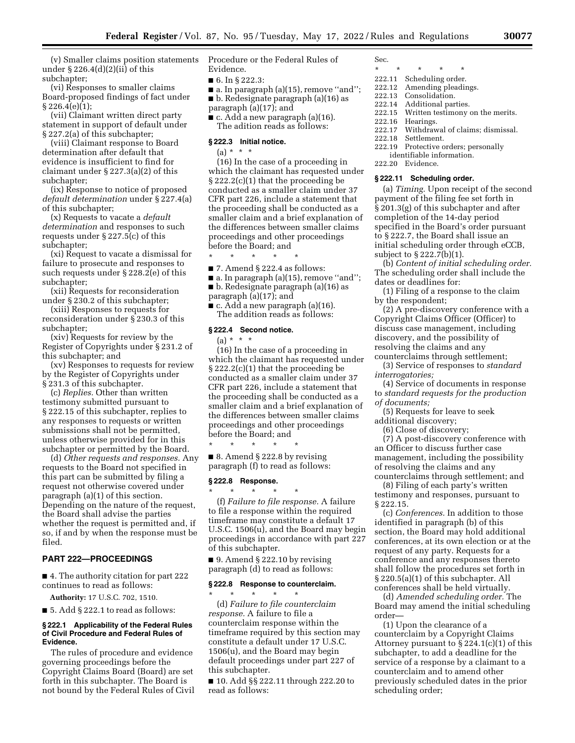(v) Smaller claims position statements under § 226.4(d)(2)(ii) of this subchapter;

(vi) Responses to smaller claims Board-proposed findings of fact under § 226.4(e)(1);

(vii) Claimant written direct party statement in support of default under § 227.2(a) of this subchapter;

(viii) Claimant response to Board determination after default that evidence is insufficient to find for claimant under § 227.3(a)(2) of this subchapter;

(ix) Response to notice of proposed *default determination* under § 227.4(a) of this subchapter;

(x) Requests to vacate a *default determination* and responses to such requests under § 227.5(c) of this subchapter;

(xi) Request to vacate a dismissal for failure to prosecute and responses to such requests under § 228.2(e) of this subchapter;

(xii) Requests for reconsideration under § 230.2 of this subchapter;

(xiii) Responses to requests for reconsideration under § 230.3 of this subchapter;

(xiv) Requests for review by the Register of Copyrights under § 231.2 of this subchapter; and

(xv) Responses to requests for review by the Register of Copyrights under § 231.3 of this subchapter.

(c) *Replies.* Other than written testimony submitted pursuant to § 222.15 of this subchapter, replies to any responses to requests or written submissions shall not be permitted, unless otherwise provided for in this subchapter or permitted by the Board.

(d) *Other requests and responses.* Any requests to the Board not specified in this part can be submitted by filing a request not otherwise covered under paragraph (a)(1) of this section. Depending on the nature of the request, the Board shall advise the parties whether the request is permitted and, if so, if and by when the response must be filed.

## PART 222—PROCEEDINGS

■ 4. The authority citation for part 222 continues to read as follows:

**Authority:** 17 U.S.C. 702, 1510.

■ 5. Add § 222.1 to read as follows:

### § 222.1 Applicability of the Federal Rules of Civil Procedure and Federal Rules of Evidence.

The rules of procedure and evidence governing proceedings before the Copyright Claims Board (Board) are set forth in this subchapter. The Board is not bound by the Federal Rules of Civil Procedure or the Federal Rules of Evidence.

■ 6. In § 222.3:

■ a. In paragraph (a)(15), remove ''and'';

■ b. Redesignate paragraph (a)(16) as paragraph (a)(17); and

■ c. Add a new paragraph (a)(16).

The adition reads as follows:

### § 222.3 Initial notice.

(a) * * *

(16) In the case of a proceeding in which the claimant has requested under § 222.2(c)(1) that the proceeding be conducted as a smaller claim under 37 CFR part 226, include a statement that the proceeding shall be conducted as a smaller claim and a brief explanation of the differences between smaller claims proceedings and other proceedings before the Board; and

\* \* \* \* \*

■ 7. Amend § 222.4 as follows:

■ a. In paragraph (a)(15), remove ''and'';

■ b. Redesignate paragraph (a)(16) as paragraph (a)(17); and

■ c. Add a new paragraph (a)(16).

The addition reads as follows:

### § 222.4 Second notice.

(a) * * *

(16) In the case of a proceeding in which the claimant has requested under § 222.2(c)(1) that the proceeding be conducted as a smaller claim under 37 CFR part 226, include a statement that the proceeding shall be conducted as a smaller claim and a brief explanation of the differences between smaller claims proceedings and other proceedings before the Board; and

\* \* \* \* \*

■ 8. Amend § 222.8 by revising paragraph (f) to read as follows:

### § 222.8 Response.

\* \* \* \* \*

(f) *Failure to file response.* A failure to file a response within the required timeframe may constitute a default 17 U.S.C. 1506(u), and the Board may begin proceedings in accordance with part 227 of this subchapter.

■ 9. Amend § 222.10 by revising paragraph (d) to read as follows:

### § 222.8 Response to counterclaim.

\* \* \* \* \*

(d) *Failure to file counterclaim response.* A failure to file a counterclaim response within the timeframe required by this section may constitute a default under 17 U.S.C. 1506(u), and the Board may begin default proceedings under part 227 of this subchapter.

■ 10. Add §§ 222.11 through 222.20 to read as follows:

Sec.

\* \* \* \* \*

222.11 Scheduling order.
222.12 Amending pleadings.
222.13 Consolidation.
222.14 Additional parties.
222.15 Written testimony on the merits.
222.16 Hearings.
222.17 Withdrawal of claims; dismissal.
222.18 Settlement.
222.19 Protective orders; personally identifiable information.
222.20 Evidence.

### § 222.11 Scheduling order.

(a) *Timing.* Upon receipt of the second payment of the filing fee set forth in § 201.3(g) of this subchapter and after completion of the 14-day period specified in the Board's order pursuant to § 222.7, the Board shall issue an initial scheduling order through eCCB, subject to § 222.7(b)(1).

(b) *Content of initial scheduling order.* The scheduling order shall include the dates or deadlines for:

(1) Filing of a response to the claim by the respondent;

(2) A pre-discovery conference with a Copyright Claims Officer (Officer) to discuss case management, including discovery, and the possibility of resolving the claims and any counterclaims through settlement;

(3) Service of responses to *standard interrogatories;*

(4) Service of documents in response to *standard requests for the production of documents;*

(5) Requests for leave to seek additional discovery;

(6) Close of discovery;

(7) A post-discovery conference with an Officer to discuss further case management, including the possibility of resolving the claims and any counterclaims through settlement; and

(8) Filing of each party's written testimony and responses, pursuant to § 222.15.

(c) *Conferences.* In addition to those identified in paragraph (b) of this section, the Board may hold additional conferences, at its own election or at the request of any party. Requests for a conference and any responses thereto shall follow the procedures set forth in § 220.5(a)(1) of this subchapter. All conferences shall be held virtually.

(d) *Amended scheduling order.* The Board may amend the initial scheduling order—

(1) Upon the clearance of a counterclaim by a Copyright Claims Attorney pursuant to § 224.1(c)(1) of this subchapter, to add a deadline for the service of a response by a claimant to a counterclaim and to amend other previously scheduled dates in the prior scheduling order;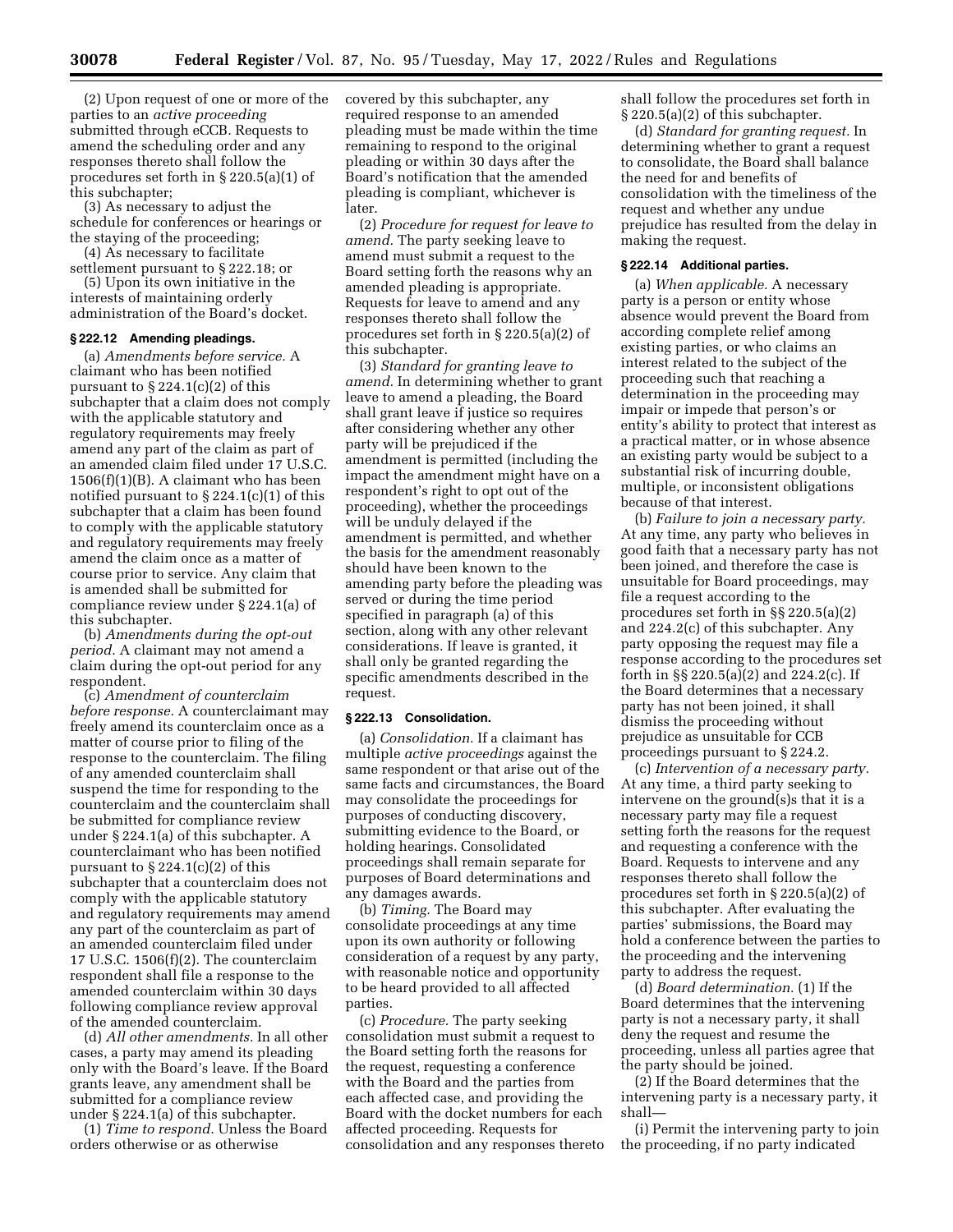(2) Upon request of one or more of the parties to an *active proceeding* submitted through eCCB. Requests to amend the scheduling order and any responses thereto shall follow the procedures set forth in § 220.5(a)(1) of this subchapter;

(3) As necessary to adjust the schedule for conferences or hearings or the staying of the proceeding;

(4) As necessary to facilitate settlement pursuant to § 222.18; or

(5) Upon its own initiative in the interests of maintaining orderly administration of the Board's docket.

### § 222.12 Amending pleadings.

(a) *Amendments before service.* A claimant who has been notified pursuant to § 224.1(c)(2) of this subchapter that a claim does not comply with the applicable statutory and regulatory requirements may freely amend any part of the claim as part of an amended claim filed under 17 U.S.C. 1506(f)(1)(B). A claimant who has been notified pursuant to § 224.1(c)(1) of this subchapter that a claim has been found to comply with the applicable statutory and regulatory requirements may freely amend the claim once as a matter of course prior to service. Any claim that is amended shall be submitted for compliance review under § 224.1(a) of this subchapter.

(b) *Amendments during the opt-out period.* A claimant may not amend a claim during the opt-out period for any respondent.

(c) *Amendment of counterclaim before response.* A counterclaimant may freely amend its counterclaim once as a matter of course prior to filing of the response to the counterclaim. The filing of any amended counterclaim shall suspend the time for responding to the counterclaim and the counterclaim shall be submitted for compliance review under § 224.1(a) of this subchapter. A counterclaimant who has been notified pursuant to § 224.1(c)(2) of this subchapter that a counterclaim does not comply with the applicable statutory and regulatory requirements may amend any part of the counterclaim as part of an amended counterclaim filed under 17 U.S.C. 1506(f)(2). The counterclaim respondent shall file a response to the amended counterclaim within 30 days following compliance review approval of the amended counterclaim.

(d) *All other amendments.* In all other cases, a party may amend its pleading only with the Board's leave. If the Board grants leave, any amendment shall be submitted for a compliance review under § 224.1(a) of this subchapter.

(1) *Time to respond.* Unless the Board orders otherwise or as otherwise covered by this subchapter, any required response to an amended pleading must be made within the time remaining to respond to the original pleading or within 30 days after the Board's notification that the amended pleading is compliant, whichever is later.

(2) *Procedure for request for leave to amend.* The party seeking leave to amend must submit a request to the Board setting forth the reasons why an amended pleading is appropriate. Requests for leave to amend and any responses thereto shall follow the procedures set forth in § 220.5(a)(2) of this subchapter.

(3) *Standard for granting leave to amend.* In determining whether to grant leave to amend a pleading, the Board shall grant leave if justice so requires after considering whether any other party will be prejudiced if the amendment is permitted (including the impact the amendment might have on a respondent's right to opt out of the proceeding), whether the proceedings will be unduly delayed if the amendment is permitted, and whether the basis for the amendment reasonably should have been known to the amending party before the pleading was served or during the time period specified in paragraph (a) of this section, along with any other relevant considerations. If leave is granted, it shall only be granted regarding the specific amendments described in the request.

### § 222.13 Consolidation.

(a) *Consolidation.* If a claimant has multiple *active proceedings* against the same respondent or that arise out of the same facts and circumstances, the Board may consolidate the proceedings for purposes of conducting discovery, submitting evidence to the Board, or holding hearings. Consolidated proceedings shall remain separate for purposes of Board determinations and any damages awards.

(b) *Timing.* The Board may consolidate proceedings at any time upon its own authority or following consideration of a request by any party, with reasonable notice and opportunity to be heard provided to all affected parties.

(c) *Procedure.* The party seeking consolidation must submit a request to the Board setting forth the reasons for the request, requesting a conference with the Board and the parties from each affected case, and providing the Board with the docket numbers for each affected proceeding. Requests for consolidation and any responses thereto shall follow the procedures set forth in § 220.5(a)(2) of this subchapter.

(d) *Standard for granting request.* In determining whether to grant a request to consolidate, the Board shall balance the need for and benefits of consolidation with the timeliness of the request and whether any undue prejudice has resulted from the delay in making the request.

### § 222.14 Additional parties.

(a) *When applicable.* A necessary party is a person or entity whose absence would prevent the Board from according complete relief among existing parties, or who claims an interest related to the subject of the proceeding such that reaching a determination in the proceeding may impair or impede that person's or entity's ability to protect that interest as a practical matter, or in whose absence an existing party would be subject to a substantial risk of incurring double, multiple, or inconsistent obligations because of that interest.

(b) *Failure to join a necessary party.* At any time, any party who believes in good faith that a necessary party has not been joined, and therefore the case is unsuitable for Board proceedings, may file a request according to the procedures set forth in §§ 220.5(a)(2) and 224.2(c) of this subchapter. Any party opposing the request may file a response according to the procedures set forth in §§ 220.5(a)(2) and 224.2(c). If the Board determines that a necessary party has not been joined, it shall dismiss the proceeding without prejudice as unsuitable for CCB proceedings pursuant to § 224.2.

(c) *Intervention of a necessary party.* At any time, a third party seeking to intervene on the ground(s)s that it is a necessary party may file a request setting forth the reasons for the request and requesting a conference with the Board. Requests to intervene and any responses thereto shall follow the procedures set forth in § 220.5(a)(2) of this subchapter. After evaluating the parties' submissions, the Board may hold a conference between the parties to the proceeding and the intervening party to address the request.

(d) *Board determination.* (1) If the Board determines that the intervening party is not a necessary party, it shall deny the request and resume the proceeding, unless all parties agree that the party should be joined.

(2) If the Board determines that the intervening party is a necessary party, it shall—

(i) Permit the intervening party to join the proceeding, if no party indicated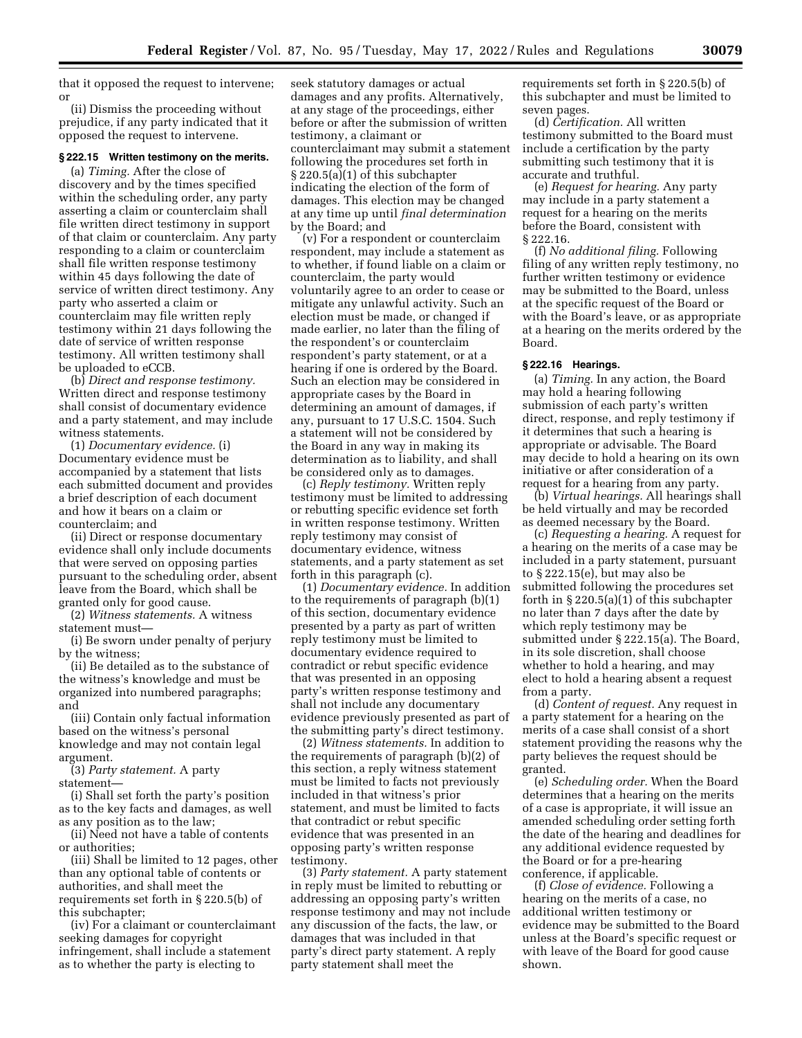that it opposed the request to intervene; or

(ii) Dismiss the proceeding without prejudice, if any party indicated that it opposed the request to intervene.

### § 222.15 Written testimony on the merits.

(a) *Timing.* After the close of discovery and by the times specified within the scheduling order, any party asserting a claim or counterclaim shall file written direct testimony in support of that claim or counterclaim. Any party responding to a claim or counterclaim shall file written response testimony within 45 days following the date of service of written direct testimony. Any party who asserted a claim or counterclaim may file written reply testimony within 21 days following the date of service of written response testimony. All written testimony shall be uploaded to eCCB.

(b) *Direct and response testimony.* Written direct and response testimony shall consist of documentary evidence and a party statement, and may include witness statements.

(1) *Documentary evidence.* (i) Documentary evidence must be accompanied by a statement that lists each submitted document and provides a brief description of each document and how it bears on a claim or counterclaim; and

(ii) Direct or response documentary evidence shall only include documents that were served on opposing parties pursuant to the scheduling order, absent leave from the Board, which shall be granted only for good cause.

(2) *Witness statements.* A witness statement must—

(i) Be sworn under penalty of perjury by the witness;

(ii) Be detailed as to the substance of the witness's knowledge and must be organized into numbered paragraphs; and

(iii) Contain only factual information based on the witness's personal knowledge and may not contain legal argument.

(3) *Party statement.* A party statement—

(i) Shall set forth the party's position as to the key facts and damages, as well as any position as to the law;

(ii) Need not have a table of contents or authorities;

(iii) Shall be limited to 12 pages, other than any optional table of contents or authorities, and shall meet the requirements set forth in § 220.5(b) of this subchapter;

(iv) For a claimant or counterclaimant seeking damages for copyright infringement, shall include a statement as to whether the party is electing to seek statutory damages or actual damages and any profits. Alternatively, at any stage of the proceedings, either before or after the submission of written testimony, a claimant or counterclaimant may submit a statement following the procedures set forth in § 220.5(a)(1) of this subchapter indicating the election of the form of damages. This election may be changed at any time up until *final determination* by the Board; and

(v) For a respondent or counterclaim respondent, may include a statement as to whether, if found liable on a claim or counterclaim, the party would voluntarily agree to an order to cease or mitigate any unlawful activity. Such an election must be made, or changed if made earlier, no later than the filing of the respondent's or counterclaim respondent's party statement, or at a hearing if one is ordered by the Board. Such an election may be considered in appropriate cases by the Board in determining an amount of damages, if any, pursuant to 17 U.S.C. 1504. Such a statement will not be considered by the Board in any way in making its determination as to liability, and shall be considered only as to damages.

(c) *Reply testimony.* Written reply testimony must be limited to addressing or rebutting specific evidence set forth in written response testimony. Written reply testimony may consist of documentary evidence, witness statements, and a party statement as set forth in this paragraph (c).

(1) *Documentary evidence.* In addition to the requirements of paragraph (b)(1) of this section, documentary evidence presented by a party as part of written reply testimony must be limited to documentary evidence required to contradict or rebut specific evidence that was presented in an opposing party's written response testimony and shall not include any documentary evidence previously presented as part of the submitting party's direct testimony.

(2) *Witness statements.* In addition to the requirements of paragraph (b)(2) of this section, a reply witness statement must be limited to facts not previously included in that witness's prior statement, and must be limited to facts that contradict or rebut specific evidence that was presented in an opposing party's written response testimony.

(3) *Party statement.* A party statement in reply must be limited to rebutting or addressing an opposing party's written response testimony and may not include any discussion of the facts, the law, or damages that was included in that party's direct party statement. A reply party statement shall meet the requirements set forth in § 220.5(b) of this subchapter and must be limited to seven pages.

(d) *Certification.* All written testimony submitted to the Board must include a certification by the party submitting such testimony that it is accurate and truthful.

(e) *Request for hearing.* Any party may include in a party statement a request for a hearing on the merits before the Board, consistent with § 222.16.

(f) *No additional filing.* Following filing of any written reply testimony, no further written testimony or evidence may be submitted to the Board, unless at the specific request of the Board or with the Board's leave, or as appropriate at a hearing on the merits ordered by the Board.

### § 222.16 Hearings.

(a) *Timing.* In any action, the Board may hold a hearing following submission of each party's written direct, response, and reply testimony if it determines that such a hearing is appropriate or advisable. The Board may decide to hold a hearing on its own initiative or after consideration of a request for a hearing from any party.

(b) *Virtual hearings.* All hearings shall be held virtually and may be recorded as deemed necessary by the Board.

(c) *Requesting a hearing.* A request for a hearing on the merits of a case may be included in a party statement, pursuant to § 222.15(e), but may also be submitted following the procedures set forth in § 220.5(a)(1) of this subchapter no later than 7 days after the date by which reply testimony may be submitted under § 222.15(a). The Board, in its sole discretion, shall choose whether to hold a hearing, and may elect to hold a hearing absent a request from a party.

(d) *Content of request.* Any request in a party statement for a hearing on the merits of a case shall consist of a short statement providing the reasons why the party believes the request should be granted.

(e) *Scheduling order.* When the Board determines that a hearing on the merits of a case is appropriate, it will issue an amended scheduling order setting forth the date of the hearing and deadlines for any additional evidence requested by the Board or for a pre-hearing conference, if applicable.

(f) *Close of evidence.* Following a hearing on the merits of a case, no additional written testimony or evidence may be submitted to the Board unless at the Board's specific request or with leave of the Board for good cause shown.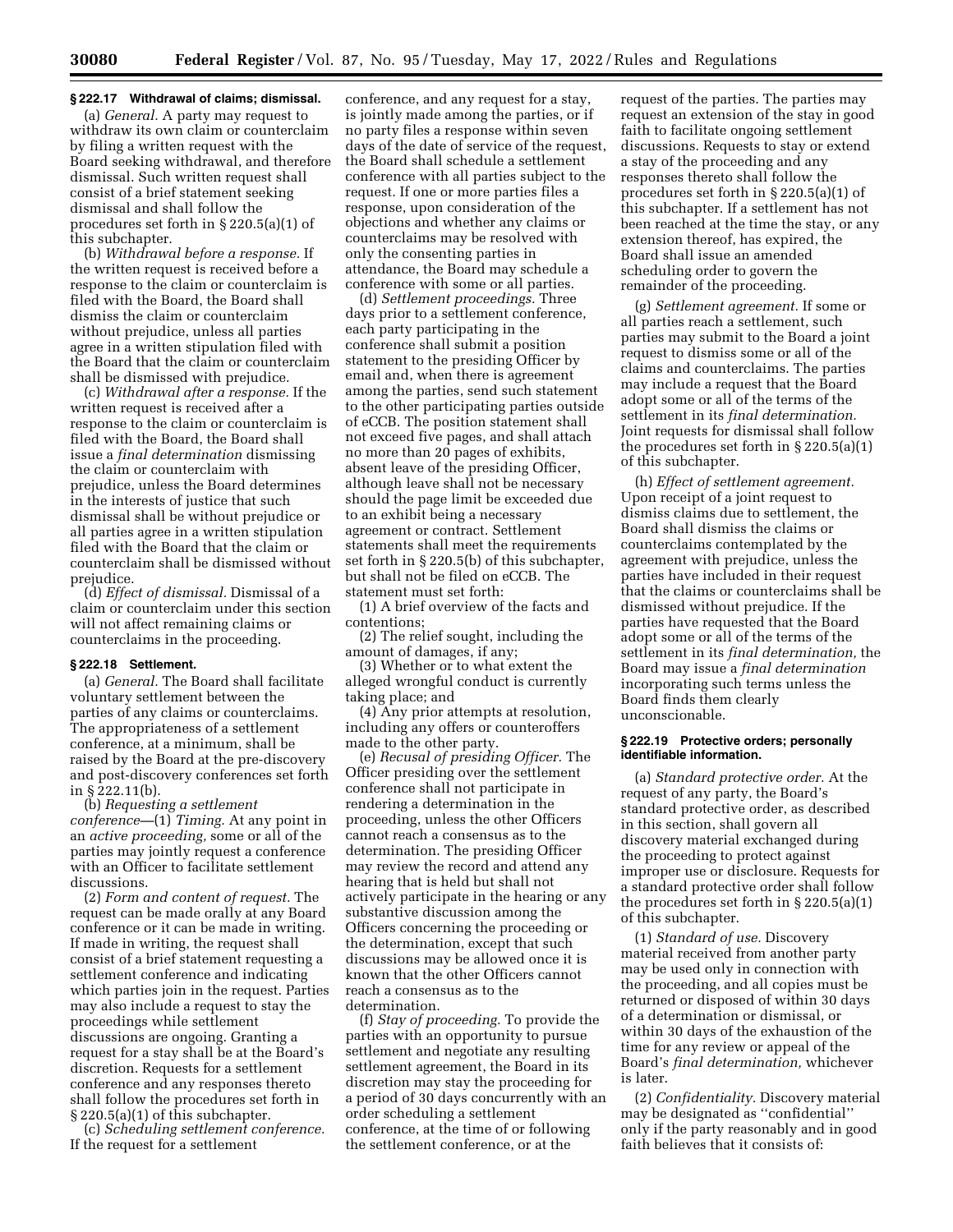### § 222.17 Withdrawal of claims; dismissal.

(a) *General.* A party may request to withdraw its own claim or counterclaim by filing a written request with the Board seeking withdrawal, and therefore dismissal. Such written request shall consist of a brief statement seeking dismissal and shall follow the procedures set forth in § 220.5(a)(1) of this subchapter.

(b) *Withdrawal before a response.* If the written request is received before a response to the claim or counterclaim is filed with the Board, the Board shall dismiss the claim or counterclaim without prejudice, unless all parties agree in a written stipulation filed with the Board that the claim or counterclaim shall be dismissed with prejudice.

(c) *Withdrawal after a response.* If the written request is received after a response to the claim or counterclaim is filed with the Board, the Board shall issue a *final determination* dismissing the claim or counterclaim with prejudice, unless the Board determines in the interests of justice that such dismissal shall be without prejudice or all parties agree in a written stipulation filed with the Board that the claim or counterclaim shall be dismissed without prejudice.

(d) *Effect of dismissal.* Dismissal of a claim or counterclaim under this section will not affect remaining claims or counterclaims in the proceeding.

### § 222.18 Settlement.

(a) *General.* The Board shall facilitate voluntary settlement between the parties of any claims or counterclaims. The appropriateness of a settlement conference, at a minimum, shall be raised by the Board at the pre-discovery and post-discovery conferences set forth in § 222.11(b).

(b) *Requesting a settlement conference*—(1) *Timing.* At any point in an *active proceeding,* some or all of the parties may jointly request a conference with an Officer to facilitate settlement discussions.

(2) *Form and content of request.* The request can be made orally at any Board conference or it can be made in writing. If made in writing, the request shall consist of a brief statement requesting a settlement conference and indicating which parties join in the request. Parties may also include a request to stay the proceedings while settlement discussions are ongoing. Granting a request for a stay shall be at the Board's discretion. Requests for a settlement conference and any responses thereto shall follow the procedures set forth in § 220.5(a)(1) of this subchapter.

(c) *Scheduling settlement conference.* If the request for a settlement conference, and any request for a stay, is jointly made among the parties, or if no party files a response within seven days of the date of service of the request, the Board shall schedule a settlement conference with all parties subject to the request. If one or more parties files a response, upon consideration of the objections and whether any claims or counterclaims may be resolved with only the consenting parties in attendance, the Board may schedule a conference with some or all parties.

(d) *Settlement proceedings.* Three days prior to a settlement conference, each party participating in the conference shall submit a position statement to the presiding Officer by email and, when there is agreement among the parties, send such statement to the other participating parties outside of eCCB. The position statement shall not exceed five pages, and shall attach no more than 20 pages of exhibits, absent leave of the presiding Officer, although leave shall not be necessary should the page limit be exceeded due to an exhibit being a necessary agreement or contract. Settlement statements shall meet the requirements set forth in § 220.5(b) of this subchapter, but shall not be filed on eCCB. The statement must set forth:

(1) A brief overview of the facts and contentions;

(2) The relief sought, including the amount of damages, if any;

(3) Whether or to what extent the alleged wrongful conduct is currently taking place; and

(4) Any prior attempts at resolution, including any offers or counteroffers made to the other party.

(e) *Recusal of presiding Officer.* The Officer presiding over the settlement conference shall not participate in rendering a determination in the proceeding, unless the other Officers cannot reach a consensus as to the determination. The presiding Officer may review the record and attend any hearing that is held but shall not actively participate in the hearing or any substantive discussion among the Officers concerning the proceeding or the determination, except that such discussions may be allowed once it is known that the other Officers cannot reach a consensus as to the determination.

(f) *Stay of proceeding.* To provide the parties with an opportunity to pursue settlement and negotiate any resulting settlement agreement, the Board in its discretion may stay the proceeding for a period of 30 days concurrently with an order scheduling a settlement conference, at the time of or following the settlement conference, or at the request of the parties. The parties may request an extension of the stay in good faith to facilitate ongoing settlement discussions. Requests to stay or extend a stay of the proceeding and any responses thereto shall follow the procedures set forth in § 220.5(a)(1) of this subchapter. If a settlement has not been reached at the time the stay, or any extension thereof, has expired, the Board shall issue an amended scheduling order to govern the remainder of the proceeding.

(g) *Settlement agreement.* If some or all parties reach a settlement, such parties may submit to the Board a joint request to dismiss some or all of the claims and counterclaims. The parties may include a request that the Board adopt some or all of the terms of the settlement in its *final determination.* Joint requests for dismissal shall follow the procedures set forth in § 220.5(a)(1) of this subchapter.

(h) *Effect of settlement agreement.* Upon receipt of a joint request to dismiss claims due to settlement, the Board shall dismiss the claims or counterclaims contemplated by the agreement with prejudice, unless the parties have included in their request that the claims or counterclaims shall be dismissed without prejudice. If the parties have requested that the Board adopt some or all of the terms of the settlement in its *final determination,* the Board may issue a *final determination* incorporating such terms unless the Board finds them clearly unconscionable.

### § 222.19 Protective orders; personally identifiable information.

(a) *Standard protective order.* At the request of any party, the Board's standard protective order, as described in this section, shall govern all discovery material exchanged during the proceeding to protect against improper use or disclosure. Requests for a standard protective order shall follow the procedures set forth in § 220.5(a)(1) of this subchapter.

(1) *Standard of use.* Discovery material received from another party may be used only in connection with the proceeding, and all copies must be returned or disposed of within 30 days of a determination or dismissal, or within 30 days of the exhaustion of the time for any review or appeal of the Board's *final determination,* whichever is later.

(2) *Confidentiality.* Discovery material may be designated as "confidential" only if the party reasonably and in good faith believes that it consists of: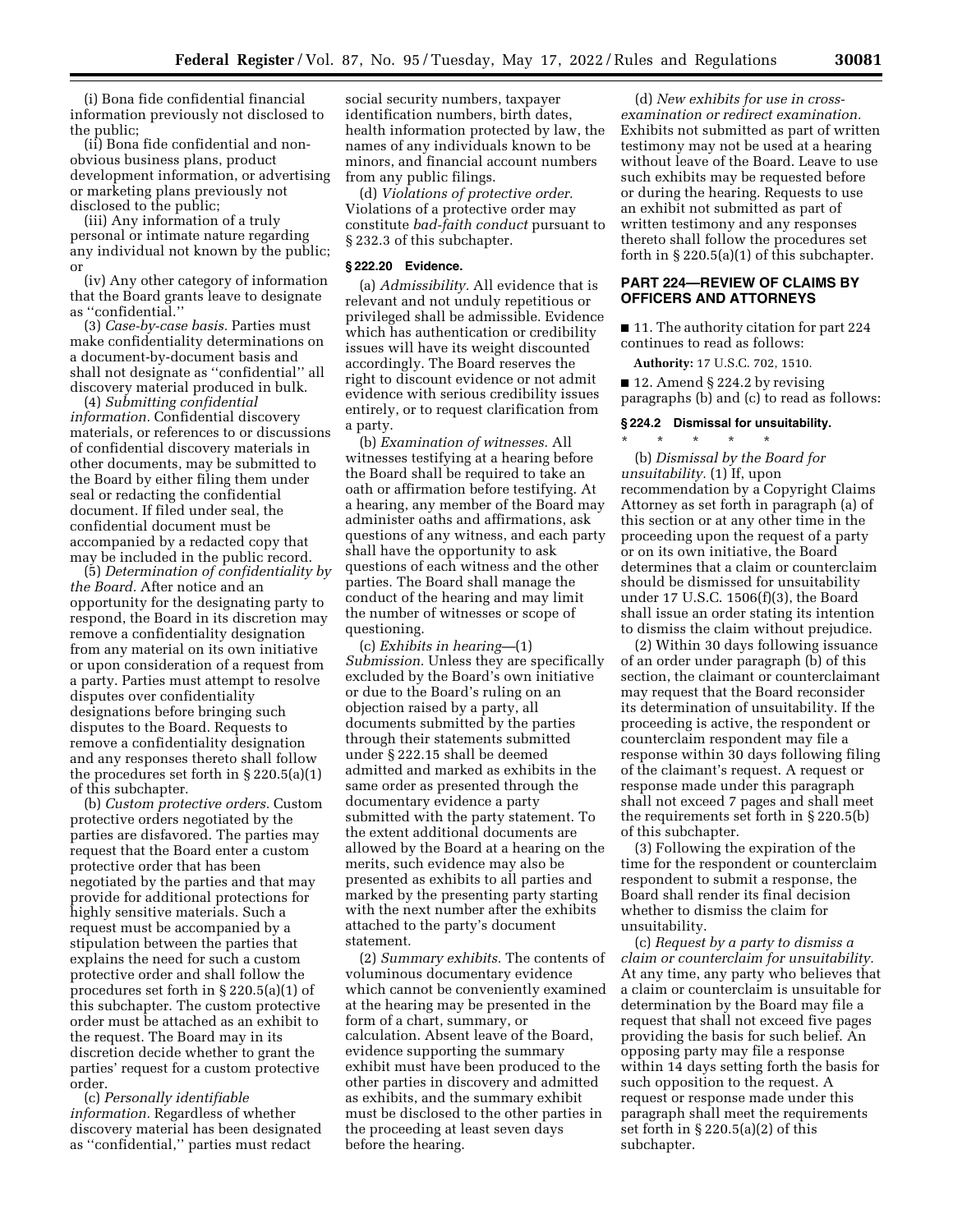(i) Bona fide confidential financial information previously not disclosed to the public;

(ii) Bona fide confidential and non-obvious business plans, product development information, or advertising or marketing plans previously not disclosed to the public;

(iii) Any information of a truly personal or intimate nature regarding any individual not known by the public; or

(iv) Any other category of information that the Board grants leave to designate as ''confidential.''

(3) *Case-by-case basis.* Parties must make confidentiality determinations on a document-by-document basis and shall not designate as ''confidential'' all discovery material produced in bulk.

(4) *Submitting confidential information.* Confidential discovery materials, or references to or discussions of confidential discovery materials in other documents, may be submitted to the Board by either filing them under seal or redacting the confidential document. If filed under seal, the confidential document must be accompanied by a redacted copy that may be included in the public record.

(5) *Determination of confidentiality by the Board.* After notice and an opportunity for the designating party to respond, the Board in its discretion may remove a confidentiality designation from any material on its own initiative or upon consideration of a request from a party. Parties must attempt to resolve disputes over confidentiality designations before bringing such disputes to the Board. Requests to remove a confidentiality designation and any responses thereto shall follow the procedures set forth in § 220.5(a)(1) of this subchapter.

(b) *Custom protective orders.* Custom protective orders negotiated by the parties are disfavored. The parties may request that the Board enter a custom protective order that has been negotiated by the parties and that may provide for additional protections for highly sensitive materials. Such a request must be accompanied by a stipulation between the parties that explains the need for such a custom protective order and shall follow the procedures set forth in § 220.5(a)(1) of this subchapter. The custom protective order must be attached as an exhibit to the request. The Board may in its discretion decide whether to grant the parties' request for a custom protective order.

(c) *Personally identifiable information.* Regardless of whether discovery material has been designated as ''confidential,'' parties must redact social security numbers, taxpayer identification numbers, birth dates, health information protected by law, the names of any individuals known to be minors, and financial account numbers from any public filings.

(d) *Violations of protective order.* Violations of a protective order may constitute *bad-faith conduct* pursuant to § 232.3 of this subchapter.

### § 222.20 Evidence.

(a) *Admissibility.* All evidence that is relevant and not unduly repetitious or privileged shall be admissible. Evidence which has authentication or credibility issues will have its weight discounted accordingly. The Board reserves the right to discount evidence or not admit evidence with serious credibility issues entirely, or to request clarification from a party.

(b) *Examination of witnesses.* All witnesses testifying at a hearing before the Board shall be required to take an oath or affirmation before testifying. At a hearing, any member of the Board may administer oaths and affirmations, ask questions of any witness, and each party shall have the opportunity to ask questions of each witness and the other parties. The Board shall manage the conduct of the hearing and may limit the number of witnesses or scope of questioning.

(c) *Exhibits in hearing*—(1) *Submission.* Unless they are specifically excluded by the Board's own initiative or due to the Board's ruling on an objection raised by a party, all documents submitted by the parties through their statements submitted under § 222.15 shall be deemed admitted and marked as exhibits in the same order as presented through the documentary evidence a party submitted with the party statement. To the extent additional documents are allowed by the Board at a hearing on the merits, such evidence may also be presented as exhibits to all parties and marked by the presenting party starting with the next number after the exhibits attached to the party's document statement.

(2) *Summary exhibits.* The contents of voluminous documentary evidence which cannot be conveniently examined at the hearing may be presented in the form of a chart, summary, or calculation. Absent leave of the Board, evidence supporting the summary exhibit must have been produced to the other parties in discovery and admitted as exhibits, and the summary exhibit must be disclosed to the other parties in the proceeding at least seven days before the hearing.

(d) *New exhibits for use in cross-examination or redirect examination.* Exhibits not submitted as part of written testimony may not be used at a hearing without leave of the Board. Leave to use such exhibits may be requested before or during the hearing. Requests to use an exhibit not submitted as part of written testimony and any responses thereto shall follow the procedures set forth in § 220.5(a)(1) of this subchapter.

## PART 224—REVIEW OF CLAIMS BY OFFICERS AND ATTORNEYS

■ 11. The authority citation for part 224 continues to read as follows:

**Authority:** 17 U.S.C. 702, 1510.

■ 12. Amend § 224.2 by revising paragraphs (b) and (c) to read as follows:

### § 224.2 Dismissal for unsuitability.

\* \* \* \* \*

(b) *Dismissal by the Board for unsuitability.* (1) If, upon recommendation by a Copyright Claims Attorney as set forth in paragraph (a) of this section or at any other time in the proceeding upon the request of a party or on its own initiative, the Board determines that a claim or counterclaim should be dismissed for unsuitability under 17 U.S.C. 1506(f)(3), the Board shall issue an order stating its intention to dismiss the claim without prejudice.

(2) Within 30 days following issuance of an order under paragraph (b) of this section, the claimant or counterclaimant may request that the Board reconsider its determination of unsuitability. If the proceeding is active, the respondent or counterclaim respondent may file a response within 30 days following filing of the claimant's request. A request or response made under this paragraph shall not exceed 7 pages and shall meet the requirements set forth in § 220.5(b) of this subchapter.

(3) Following the expiration of the time for the respondent or counterclaim respondent to submit a response, the Board shall render its final decision whether to dismiss the claim for unsuitability.

(c) *Request by a party to dismiss a claim or counterclaim for unsuitability.* At any time, any party who believes that a claim or counterclaim is unsuitable for determination by the Board may file a request that shall not exceed five pages providing the basis for such belief. An opposing party may file a response within 14 days setting forth the basis for such opposition to the request. A request or response made under this paragraph shall meet the requirements set forth in § 220.5(a)(2) of this subchapter.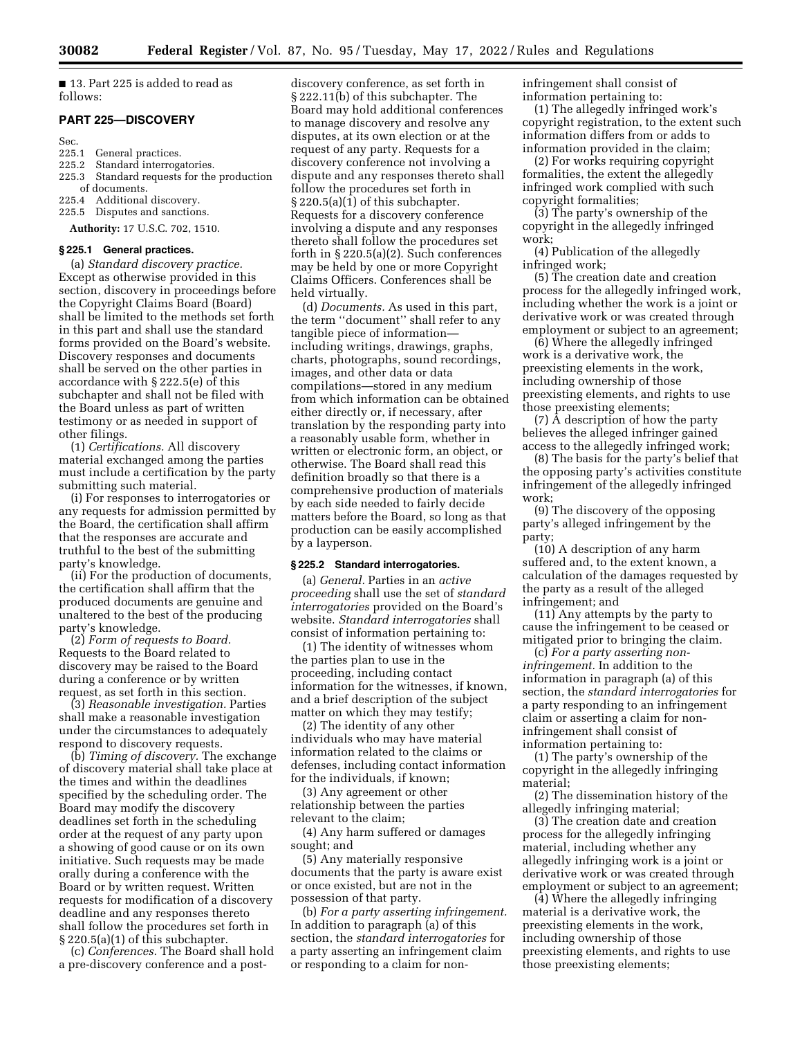■ 13. Part 225 is added to read as follows:

## PART 225—DISCOVERY

Sec.
225.1 General practices.
225.2 Standard interrogatories.
225.3 Standard requests for the production of documents.
225.4 Additional discovery.
225.5 Disputes and sanctions.

**Authority:** 17 U.S.C. 702, 1510.

### § 225.1 General practices.

(a) *Standard discovery practice.* Except as otherwise provided in this section, discovery in proceedings before the Copyright Claims Board (Board) shall be limited to the methods set forth in this part and shall use the standard forms provided on the Board's website. Discovery responses and documents shall be served on the other parties in accordance with § 222.5(e) of this subchapter and shall not be filed with the Board unless as part of written testimony or as needed in support of other filings.

(1) *Certifications.* All discovery material exchanged among the parties must include a certification by the party submitting such material.

(i) For responses to interrogatories or any requests for admission permitted by the Board, the certification shall affirm that the responses are accurate and truthful to the best of the submitting party's knowledge.

(ii) For the production of documents, the certification shall affirm that the produced documents are genuine and unaltered to the best of the producing party's knowledge.

(2) *Form of requests to Board.* Requests to the Board related to discovery may be raised to the Board during a conference or by written request, as set forth in this section.

(3) *Reasonable investigation.* Parties shall make a reasonable investigation under the circumstances to adequately respond to discovery requests.

(b) *Timing of discovery.* The exchange of discovery material shall take place at the times and within the deadlines specified by the scheduling order. The Board may modify the discovery deadlines set forth in the scheduling order at the request of any party upon a showing of good cause or on its own initiative. Such requests may be made orally during a conference with the Board or by written request. Written requests for modification of a discovery deadline and any responses thereto shall follow the procedures set forth in § 220.5(a)(1) of this subchapter.

(c) *Conferences.* The Board shall hold a pre-discovery conference and a post-discovery conference, as set forth in § 222.11(b) of this subchapter. The Board may hold additional conferences to manage discovery and resolve any disputes, at its own election or at the request of any party. Requests for a discovery conference not involving a dispute and any responses thereto shall follow the procedures set forth in § 220.5(a)(1) of this subchapter. Requests for a discovery conference involving a dispute and any responses thereto shall follow the procedures set forth in § 220.5(a)(2). Such conferences may be held by one or more Copyright Claims Officers. Conferences shall be held virtually.

(d) *Documents.* As used in this part, the term ''document'' shall refer to any tangible piece of information—including writings, drawings, graphs, charts, photographs, sound recordings, images, and other data or data compilations—stored in any medium from which information can be obtained either directly or, if necessary, after translation by the responding party into a reasonably usable form, whether in written or electronic form, an object, or otherwise. The Board shall read this definition broadly so that there is a comprehensive production of materials by each side needed to fairly decide matters before the Board, so long as that production can be easily accomplished by a layperson.

### § 225.2 Standard interrogatories.

(a) *General.* Parties in an *active proceeding* shall use the set of *standard interrogatories* provided on the Board's website. *Standard interrogatories* shall consist of information pertaining to:

(1) The identity of witnesses whom the parties plan to use in the proceeding, including contact information for the witnesses, if known, and a brief description of the subject matter on which they may testify;

(2) The identity of any other individuals who may have material information related to the claims or defenses, including contact information for the individuals, if known;

(3) Any agreement or other relationship between the parties relevant to the claim;

(4) Any harm suffered or damages sought; and

(5) Any materially responsive documents that the party is aware exist or once existed, but are not in the possession of that party.

(b) *For a party asserting infringement.* In addition to paragraph (a) of this section, the *standard interrogatories* for a party asserting an infringement claim or responding to a claim for non-infringement shall consist of information pertaining to:

(1) The allegedly infringed work's copyright registration, to the extent such information differs from or adds to information provided in the claim;

(2) For works requiring copyright formalities, the extent the allegedly infringed work complied with such copyright formalities;

(3) The party's ownership of the copyright in the allegedly infringed work;

(4) Publication of the allegedly infringed work;

(5) The creation date and creation process for the allegedly infringed work, including whether the work is a joint or derivative work or was created through employment or subject to an agreement;

(6) Where the allegedly infringed work is a derivative work, the preexisting elements in the work, including ownership of those preexisting elements, and rights to use those preexisting elements;

(7) A description of how the party believes the alleged infringer gained access to the allegedly infringed work;

(8) The basis for the party's belief that the opposing party's activities constitute infringement of the allegedly infringed work;

(9) The discovery of the opposing party's alleged infringement by the party;

(10) A description of any harm suffered and, to the extent known, a calculation of the damages requested by the party as a result of the alleged infringement; and

(11) Any attempts by the party to cause the infringement to be ceased or mitigated prior to bringing the claim.

(c) *For a party asserting non-infringement.* In addition to the information in paragraph (a) of this section, the *standard interrogatories* for a party responding to an infringement claim or asserting a claim for non-infringement shall consist of information pertaining to:

(1) The party's ownership of the copyright in the allegedly infringing material;

(2) The dissemination history of the allegedly infringing material;

(3) The creation date and creation process for the allegedly infringing material, including whether any allegedly infringing work is a joint or derivative work or was created through employment or subject to an agreement;

(4) Where the allegedly infringing material is a derivative work, the preexisting elements in the work, including ownership of those preexisting elements, and rights to use those preexisting elements;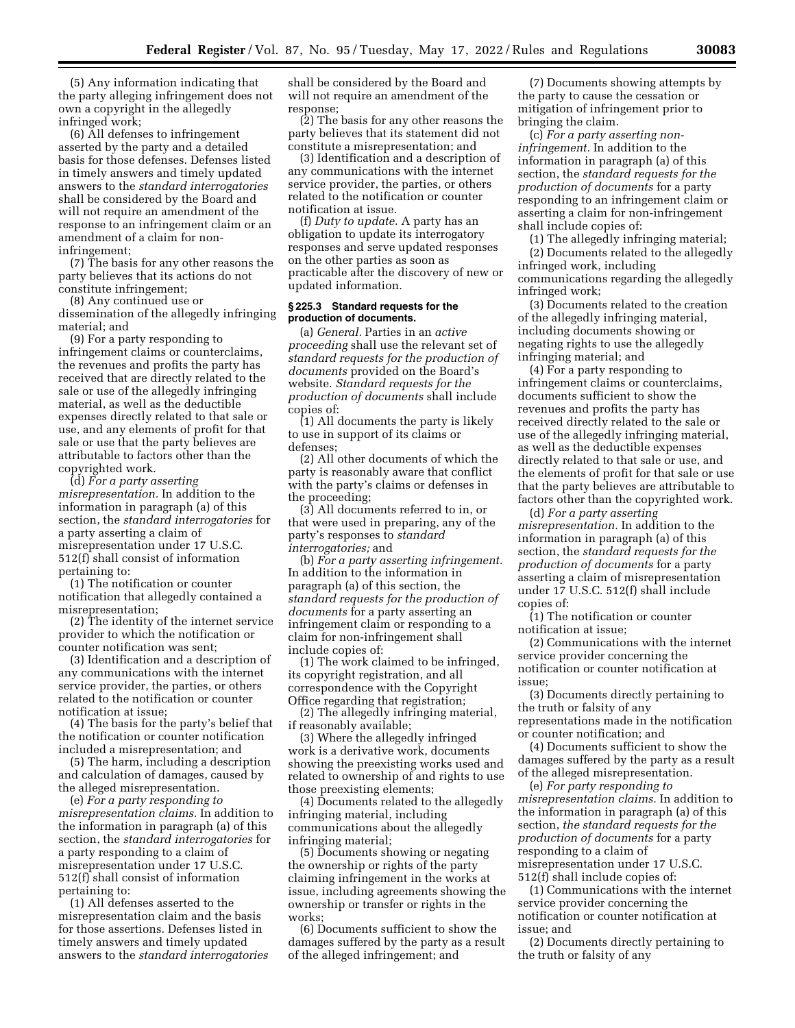(5) Any information indicating that the party alleging infringement does not own a copyright in the allegedly infringed work;

(6) All defenses to infringement asserted by the party and a detailed basis for those defenses. Defenses listed in timely answers and timely updated answers to the *standard interrogatories* shall be considered by the Board and will not require an amendment of the response to an infringement claim or an amendment of a claim for non-infringement;

(7) The basis for any other reasons the party believes that its actions do not constitute infringement;

(8) Any continued use or dissemination of the allegedly infringing material; and

(9) For a party responding to infringement claims or counterclaims, the revenues and profits the party has received that are directly related to the sale or use of the allegedly infringing material, as well as the deductible expenses directly related to that sale or use, and any elements of profit for that sale or use that the party believes are attributable to factors other than the copyrighted work.

(d) *For a party asserting misrepresentation.* In addition to the information in paragraph (a) of this section, the *standard interrogatories* for a party asserting a claim of misrepresentation under 17 U.S.C. 512(f) shall consist of information pertaining to:

(1) The notification or counter notification that allegedly contained a misrepresentation;

(2) The identity of the internet service provider to which the notification or counter notification was sent;

(3) Identification and a description of any communications with the internet service provider, the parties, or others related to the notification or counter notification at issue;

(4) The basis for the party's belief that the notification or counter notification included a misrepresentation; and

(5) The harm, including a description and calculation of damages, caused by the alleged misrepresentation.

(e) *For a party responding to misrepresentation claims.* In addition to the information in paragraph (a) of this section, the *standard interrogatories* for a party responding to a claim of misrepresentation under 17 U.S.C. 512(f) shall consist of information pertaining to:

(1) All defenses asserted to the misrepresentation claim and the basis for those assertions. Defenses listed in timely answers and timely updated answers to the *standard interrogatories* shall be considered by the Board and will not require an amendment of the response;

(2) The basis for any other reasons the party believes that its statement did not constitute a misrepresentation; and

(3) Identification and a description of any communications with the internet service provider, the parties, or others related to the notification or counter notification at issue.

(f) *Duty to update.* A party has an obligation to update its interrogatory responses and serve updated responses on the other parties as soon as practicable after the discovery of new or updated information.

### § 225.3 Standard requests for the production of documents.

(a) *General.* Parties in an *active proceeding* shall use the relevant set of *standard requests for the production of documents* provided on the Board's website. *Standard requests for the production of documents* shall include copies of:

(1) All documents the party is likely to use in support of its claims or defenses;

(2) All other documents of which the party is reasonably aware that conflict with the party's claims or defenses in the proceeding;

(3) All documents referred to in, or that were used in preparing, any of the party's responses to *standard interrogatories;* and

(b) *For a party asserting infringement.* In addition to the information in paragraph (a) of this section, the *standard requests for the production of documents* for a party asserting an infringement claim or responding to a claim for non-infringement shall include copies of:

(1) The work claimed to be infringed, its copyright registration, and all correspondence with the Copyright Office regarding that registration;

(2) The allegedly infringing material, if reasonably available;

(3) Where the allegedly infringed work is a derivative work, documents showing the preexisting works used and related to ownership of and rights to use those preexisting elements;

(4) Documents related to the allegedly infringing material, including communications about the allegedly infringing material;

(5) Documents showing or negating the ownership or rights of the party claiming infringement in the works at issue, including agreements showing the ownership or transfer or rights in the works;

(6) Documents sufficient to show the damages suffered by the party as a result of the alleged infringement; and

(7) Documents showing attempts by the party to cause the cessation or mitigation of infringement prior to bringing the claim.

(c) *For a party asserting non-infringement.* In addition to the information in paragraph (a) of this section, the *standard requests for the production of documents* for a party responding to an infringement claim or asserting a claim for non-infringement shall include copies of:

(1) The allegedly infringing material;

(2) Documents related to the allegedly infringed work, including communications regarding the allegedly infringed work;

(3) Documents related to the creation of the allegedly infringing material, including documents showing or negating rights to use the allegedly infringing material; and

(4) For a party responding to infringement claims or counterclaims, documents sufficient to show the revenues and profits the party has received directly related to the sale or use of the allegedly infringing material, as well as the deductible expenses directly related to that sale or use, and the elements of profit for that sale or use that the party believes are attributable to factors other than the copyrighted work.

(d) *For a party asserting misrepresentation.* In addition to the information in paragraph (a) of this section, the *standard requests for the production of documents* for a party asserting a claim of misrepresentation under 17 U.S.C. 512(f) shall include copies of:

(1) The notification or counter notification at issue;

(2) Communications with the internet service provider concerning the notification or counter notification at issue;

(3) Documents directly pertaining to the truth or falsity of any representations made in the notification or counter notification; and

(4) Documents sufficient to show the damages suffered by the party as a result of the alleged misrepresentation.

(e) *For party responding to misrepresentation claims.* In addition to the information in paragraph (a) of this section, *the standard requests for the production of documents* for a party responding to a claim of misrepresentation under 17 U.S.C. 512(f) shall include copies of:

(1) Communications with the internet service provider concerning the notification or counter notification at issue; and

(2) Documents directly pertaining to the truth or falsity of any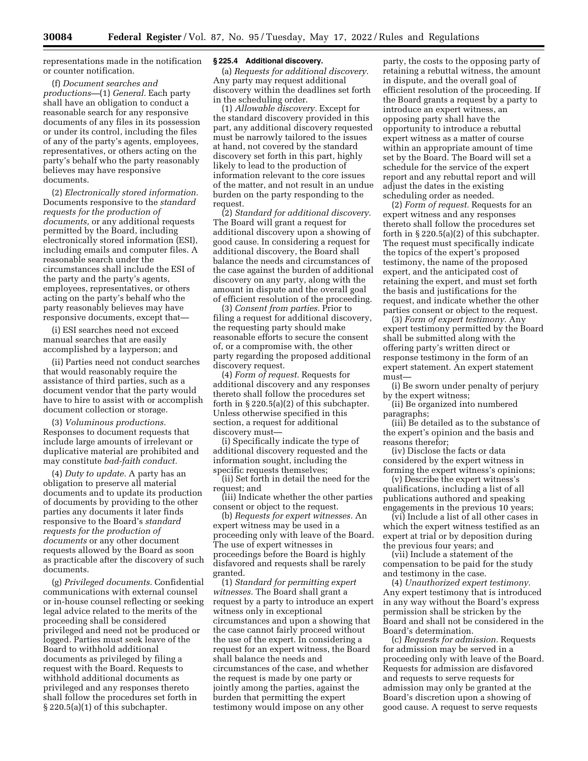representations made in the notification or counter notification.

(f) *Document searches and productions*—(1) *General.* Each party shall have an obligation to conduct a reasonable search for any responsive documents of any files in its possession or under its control, including the files of any of the party's agents, employees, representatives, or others acting on the party's behalf who the party reasonably believes may have responsive documents.

(2) *Electronically stored information.* Documents responsive to the *standard requests for the production of documents,* or any additional requests permitted by the Board, including electronically stored information (ESI), including emails and computer files. A reasonable search under the circumstances shall include the ESI of the party and the party's agents, employees, representatives, or others acting on the party's behalf who the party reasonably believes may have responsive documents, except that—

(i) ESI searches need not exceed manual searches that are easily accomplished by a layperson; and

(ii) Parties need not conduct searches that would reasonably require the assistance of third parties, such as a document vendor that the party would have to hire to assist with or accomplish document collection or storage.

(3) *Voluminous productions.* Responses to document requests that include large amounts of irrelevant or duplicative material are prohibited and may constitute *bad-faith conduct.*

(4) *Duty to update.* A party has an obligation to preserve all material documents and to update its production of documents by providing to the other parties any documents it later finds responsive to the Board's *standard requests for the production of documents* or any other document requests allowed by the Board as soon as practicable after the discovery of such documents.

(g) *Privileged documents.* Confidential communications with external counsel or in-house counsel reflecting or seeking legal advice related to the merits of the proceeding shall be considered privileged and need not be produced or logged. Parties must seek leave of the Board to withhold additional documents as privileged by filing a request with the Board. Requests to withhold additional documents as privileged and any responses thereto shall follow the procedures set forth in § 220.5(a)(1) of this subchapter.

## § 225.4 Additional discovery.

(a) *Requests for additional discovery.* Any party may request additional discovery within the deadlines set forth in the scheduling order.

(1) *Allowable discovery.* Except for the standard discovery provided in this part, any additional discovery requested must be narrowly tailored to the issues at hand, not covered by the standard discovery set forth in this part, highly likely to lead to the production of information relevant to the core issues of the matter, and not result in an undue burden on the party responding to the request.

(2) *Standard for additional discovery.* The Board will grant a request for additional discovery upon a showing of good cause. In considering a request for additional discovery, the Board shall balance the needs and circumstances of the case against the burden of additional discovery on any party, along with the amount in dispute and the overall goal of efficient resolution of the proceeding.

(3) *Consent from parties.* Prior to filing a request for additional discovery, the requesting party should make reasonable efforts to secure the consent of, or a compromise with, the other party regarding the proposed additional discovery request.

(4) *Form of request.* Requests for additional discovery and any responses thereto shall follow the procedures set forth in § 220.5(a)(2) of this subchapter. Unless otherwise specified in this section, a request for additional discovery must—

(i) Specifically indicate the type of additional discovery requested and the information sought, including the specific requests themselves;

(ii) Set forth in detail the need for the request; and

(iii) Indicate whether the other parties consent or object to the request.

(b) *Requests for expert witnesses.* An expert witness may be used in a proceeding only with leave of the Board. The use of expert witnesses in proceedings before the Board is highly disfavored and requests shall be rarely granted.

(1) *Standard for permitting expert witnesses.* The Board shall grant a request by a party to introduce an expert witness only in exceptional circumstances and upon a showing that the case cannot fairly proceed without the use of the expert. In considering a request for an expert witness, the Board shall balance the needs and circumstances of the case, and whether the request is made by one party or jointly among the parties, against the burden that permitting the expert testimony would impose on any other party, the costs to the opposing party of retaining a rebuttal witness, the amount in dispute, and the overall goal of efficient resolution of the proceeding. If the Board grants a request by a party to introduce an expert witness, an opposing party shall have the opportunity to introduce a rebuttal expert witness as a matter of course within an appropriate amount of time set by the Board. The Board will set a schedule for the service of the expert report and any rebuttal report and will adjust the dates in the existing scheduling order as needed.

(2) *Form of request.* Requests for an expert witness and any responses thereto shall follow the procedures set forth in § 220.5(a)(2) of this subchapter. The request must specifically indicate the topics of the expert's proposed testimony, the name of the proposed expert, and the anticipated cost of retaining the expert, and must set forth the basis and justifications for the request, and indicate whether the other parties consent or object to the request.

(3) *Form of expert testimony.* Any expert testimony permitted by the Board shall be submitted along with the offering party's written direct or response testimony in the form of an expert statement. An expert statement must—

(i) Be sworn under penalty of perjury by the expert witness;

(ii) Be organized into numbered paragraphs;

(iii) Be detailed as to the substance of the expert's opinion and the basis and reasons therefor;

(iv) Disclose the facts or data considered by the expert witness in forming the expert witness's opinions;

(v) Describe the expert witness's qualifications, including a list of all publications authored and speaking engagements in the previous 10 years;

(vi) Include a list of all other cases in which the expert witness testified as an expert at trial or by deposition during the previous four years; and

(vii) Include a statement of the compensation to be paid for the study and testimony in the case.

(4) *Unauthorized expert testimony.* Any expert testimony that is introduced in any way without the Board's express permission shall be stricken by the Board and shall not be considered in the Board's determination.

(c) *Requests for admission.* Requests for admission may be served in a proceeding only with leave of the Board. Requests for admission are disfavored and requests to serve requests for admission may only be granted at the Board's discretion upon a showing of good cause. A request to serve requests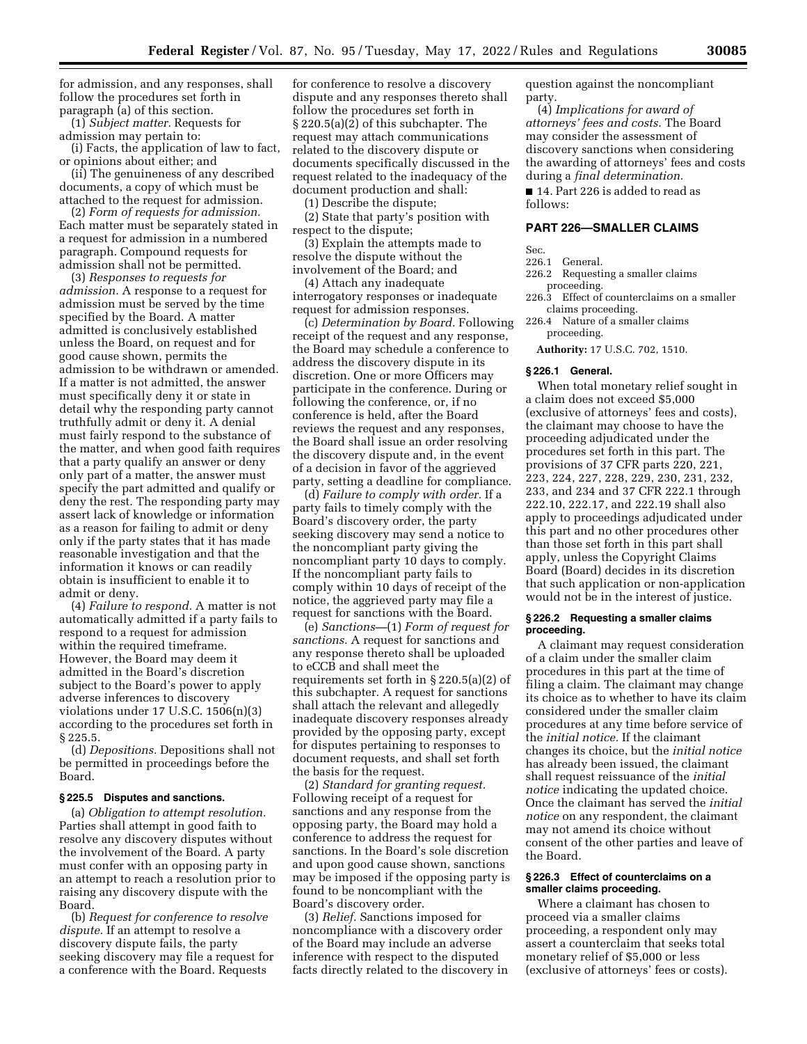for admission, and any responses, shall follow the procedures set forth in paragraph (a) of this section.

(1) *Subject matter.* Requests for admission may pertain to:

(i) Facts, the application of law to fact, or opinions about either; and

(ii) The genuineness of any described documents, a copy of which must be attached to the request for admission.

(2) *Form of requests for admission.* Each matter must be separately stated in a request for admission in a numbered paragraph. Compound requests for admission shall not be permitted.

(3) *Responses to requests for admission.* A response to a request for admission must be served by the time specified by the Board. A matter admitted is conclusively established unless the Board, on request and for good cause shown, permits the admission to be withdrawn or amended. If a matter is not admitted, the answer must specifically deny it or state in detail why the responding party cannot truthfully admit or deny it. A denial must fairly respond to the substance of the matter, and when good faith requires that a party qualify an answer or deny only part of a matter, the answer must specify the part admitted and qualify or deny the rest. The responding party may assert lack of knowledge or information as a reason for failing to admit or deny only if the party states that it has made reasonable investigation and that the information it knows or can readily obtain is insufficient to enable it to admit or deny.

(4) *Failure to respond.* A matter is not automatically admitted if a party fails to respond to a request for admission within the required timeframe. However, the Board may deem it admitted in the Board's discretion subject to the Board's power to apply adverse inferences to discovery violations under 17 U.S.C. 1506(n)(3) according to the procedures set forth in § 225.5.

(d) *Depositions.* Depositions shall not be permitted in proceedings before the Board.

### § 225.5 Disputes and sanctions.

(a) *Obligation to attempt resolution.* Parties shall attempt in good faith to resolve any discovery disputes without the involvement of the Board. A party must confer with an opposing party in an attempt to reach a resolution prior to raising any discovery dispute with the Board.

(b) *Request for conference to resolve dispute.* If an attempt to resolve a discovery dispute fails, the party seeking discovery may file a request for a conference with the Board. Requests for conference to resolve a discovery dispute and any responses thereto shall follow the procedures set forth in § 220.5(a)(2) of this subchapter. The request may attach communications related to the discovery dispute or documents specifically discussed in the request related to the inadequacy of the document production and shall:

(1) Describe the dispute;

(2) State that party's position with respect to the dispute;

(3) Explain the attempts made to resolve the dispute without the involvement of the Board; and

(4) Attach any inadequate interrogatory responses or inadequate request for admission responses.

(c) *Determination by Board.* Following receipt of the request and any response, the Board may schedule a conference to address the discovery dispute in its discretion. One or more Officers may participate in the conference. During or following the conference, or, if no conference is held, after the Board reviews the request and any responses, the Board shall issue an order resolving the discovery dispute and, in the event of a decision in favor of the aggrieved party, setting a deadline for compliance.

(d) *Failure to comply with order.* If a party fails to timely comply with the Board's discovery order, the party seeking discovery may send a notice to the noncompliant party giving the noncompliant party 10 days to comply. If the noncompliant party fails to comply within 10 days of receipt of the notice, the aggrieved party may file a request for sanctions with the Board.

(e) *Sanctions*—(1) *Form of request for sanctions.* A request for sanctions and any response thereto shall be uploaded to eCCB and shall meet the requirements set forth in § 220.5(a)(2) of this subchapter. A request for sanctions shall attach the relevant and allegedly inadequate discovery responses already provided by the opposing party, except for disputes pertaining to responses to document requests, and shall set forth the basis for the request.

(2) *Standard for granting request.* Following receipt of a request for sanctions and any response from the opposing party, the Board may hold a conference to address the request for sanctions. In the Board's sole discretion and upon good cause shown, sanctions may be imposed if the opposing party is found to be noncompliant with the Board's discovery order.

(3) *Relief.* Sanctions imposed for noncompliance with a discovery order of the Board may include an adverse inference with respect to the disputed facts directly related to the discovery in question against the noncompliant party.

(4) *Implications for award of attorneys' fees and costs.* The Board may consider the assessment of discovery sanctions when considering the awarding of attorneys' fees and costs during a *final determination.*

■ 14. Part 226 is added to read as follows:

## PART 226—SMALLER CLAIMS

Sec.
226.1 General.
226.2 Requesting a smaller claims proceeding.
226.3 Effect of counterclaims on a smaller claims proceeding.
226.4 Nature of a smaller claims proceeding.

**Authority:** 17 U.S.C. 702, 1510.

### § 226.1 General.

When total monetary relief sought in a claim does not exceed $5,000 (exclusive of attorneys' fees and costs), the claimant may choose to have the proceeding adjudicated under the procedures set forth in this part. The provisions of 37 CFR parts 220, 221, 223, 224, 227, 228, 229, 230, 231, 232, 233, and 234 and 37 CFR 222.1 through 222.10, 222.17, and 222.19 shall also apply to proceedings adjudicated under this part and no other procedures other than those set forth in this part shall apply, unless the Copyright Claims Board (Board) decides in its discretion that such application or non-application would not be in the interest of justice.

### § 226.2 Requesting a smaller claims proceeding.

A claimant may request consideration of a claim under the smaller claim procedures in this part at the time of filing a claim. The claimant may change its choice as to whether to have its claim considered under the smaller claim procedures at any time before service of the *initial notice.* If the claimant changes its choice, but the *initial notice* has already been issued, the claimant shall request reissuance of the *initial notice* indicating the updated choice. Once the claimant has served the *initial notice* on any respondent, the claimant may not amend its choice without consent of the other parties and leave of the Board.

### § 226.3 Effect of counterclaims on a smaller claims proceeding.

Where a claimant has chosen to proceed via a smaller claims proceeding, a respondent only may assert a counterclaim that seeks total monetary relief of $5,000 or less (exclusive of attorneys' fees or costs).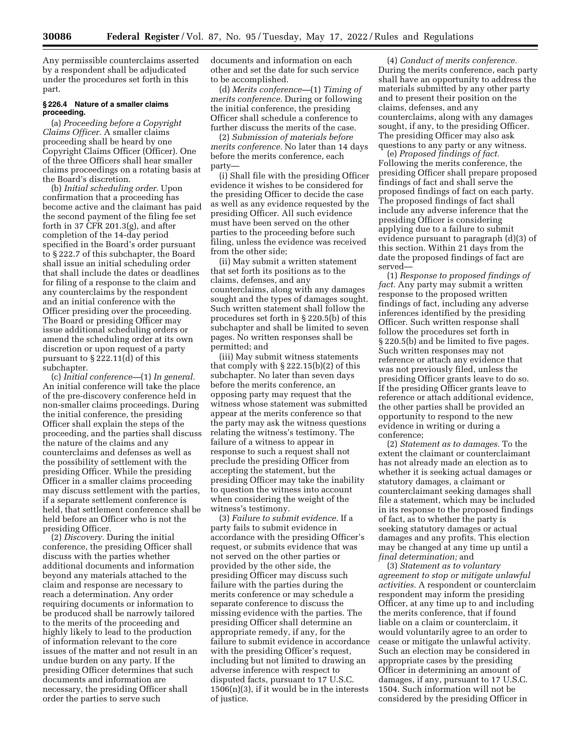Any permissible counterclaims asserted by a respondent shall be adjudicated under the procedures set forth in this part.

### § 226.4 Nature of a smaller claims proceeding.

(a) *Proceeding before a Copyright Claims Officer.* A smaller claims proceeding shall be heard by one Copyright Claims Officer (Officer). One of the three Officers shall hear smaller claims proceedings on a rotating basis at the Board's discretion.

(b) *Initial scheduling order.* Upon confirmation that a proceeding has become active and the claimant has paid the second payment of the filing fee set forth in 37 CFR 201.3(g), and after completion of the 14-day period specified in the Board's order pursuant to § 222.7 of this subchapter, the Board shall issue an initial scheduling order that shall include the dates or deadlines for filing of a response to the claim and any counterclaims by the respondent and an initial conference with the Officer presiding over the proceeding. The Board or presiding Officer may issue additional scheduling orders or amend the scheduling order at its own discretion or upon request of a party pursuant to § 222.11(d) of this subchapter.

(c) *Initial conference*—(1) *In general.* An initial conference will take the place of the pre-discovery conference held in non-smaller claims proceedings. During the initial conference, the presiding Officer shall explain the steps of the proceeding, and the parties shall discuss the nature of the claims and any counterclaims and defenses as well as the possibility of settlement with the presiding Officer. While the presiding Officer in a smaller claims proceeding may discuss settlement with the parties, if a separate settlement conference is held, that settlement conference shall be held before an Officer who is not the presiding Officer.

(2) *Discovery.* During the initial conference, the presiding Officer shall discuss with the parties whether additional documents and information beyond any materials attached to the claim and response are necessary to reach a determination. Any order requiring documents or information to be produced shall be narrowly tailored to the merits of the proceeding and highly likely to lead to the production of information relevant to the core issues of the matter and not result in an undue burden on any party. If the presiding Officer determines that such documents and information are necessary, the presiding Officer shall order the parties to serve such documents and information on each other and set the date for such service to be accomplished.

(d) *Merits conference*—(1) *Timing of merits conference.* During or following the initial conference, the presiding Officer shall schedule a conference to further discuss the merits of the case.

(2) *Submission of materials before merits conference.* No later than 14 days before the merits conference, each party—

(i) Shall file with the presiding Officer evidence it wishes to be considered for the presiding Officer to decide the case as well as any evidence requested by the presiding Officer. All such evidence must have been served on the other parties to the proceeding before such filing, unless the evidence was received from the other side;

(ii) May submit a written statement that set forth its positions as to the claims, defenses, and any counterclaims, along with any damages sought and the types of damages sought. Such written statement shall follow the procedures set forth in § 220.5(b) of this subchapter and shall be limited to seven pages. No written responses shall be permitted; and

(iii) May submit witness statements that comply with § 222.15(b)(2) of this subchapter. No later than seven days before the merits conference, an opposing party may request that the witness whose statement was submitted appear at the merits conference so that the party may ask the witness questions relating the witness's testimony. The failure of a witness to appear in response to such a request shall not preclude the presiding Officer from accepting the statement, but the presiding Officer may take the inability to question the witness into account when considering the weight of the witness's testimony.

(3) *Failure to submit evidence.* If a party fails to submit evidence in accordance with the presiding Officer's request, or submits evidence that was not served on the other parties or provided by the other side, the presiding Officer may discuss such failure with the parties during the merits conference or may schedule a separate conference to discuss the missing evidence with the parties. The presiding Officer shall determine an appropriate remedy, if any, for the failure to submit evidence in accordance with the presiding Officer's request, including but not limited to drawing an adverse inference with respect to disputed facts, pursuant to 17 U.S.C. 1506(n)(3), if it would be in the interests of justice.

(4) *Conduct of merits conference.* During the merits conference, each party shall have an opportunity to address the materials submitted by any other party and to present their position on the claims, defenses, and any counterclaims, along with any damages sought, if any, to the presiding Officer. The presiding Officer may also ask questions to any party or any witness.

(e) *Proposed findings of fact.* Following the merits conference, the presiding Officer shall prepare proposed findings of fact and shall serve the proposed findings of fact on each party. The proposed findings of fact shall include any adverse inference that the presiding Officer is considering applying due to a failure to submit evidence pursuant to paragraph (d)(3) of this section. Within 21 days from the date the proposed findings of fact are served—

(1) *Response to proposed findings of fact.* Any party may submit a written response to the proposed written findings of fact, including any adverse inferences identified by the presiding Officer. Such written response shall follow the procedures set forth in § 220.5(b) and be limited to five pages. Such written responses may not reference or attach any evidence that was not previously filed, unless the presiding Officer grants leave to do so. If the presiding Officer grants leave to reference or attach additional evidence, the other parties shall be provided an opportunity to respond to the new evidence in writing or during a conference;

(2) *Statement as to damages.* To the extent the claimant or counterclaimant has not already made an election as to whether it is seeking actual damages or statutory damages, a claimant or counterclaimant seeking damages shall file a statement, which may be included in its response to the proposed findings of fact, as to whether the party is seeking statutory damages or actual damages and any profits. This election may be changed at any time up until a *final determination;* and

(3) *Statement as to voluntary agreement to stop or mitigate unlawful activities.* A respondent or counterclaim respondent may inform the presiding Officer, at any time up to and including the merits conference, that if found liable on a claim or counterclaim, it would voluntarily agree to an order to cease or mitigate the unlawful activity. Such an election may be considered in appropriate cases by the presiding Officer in determining an amount of damages, if any, pursuant to 17 U.S.C. 1504. Such information will not be considered by the presiding Officer in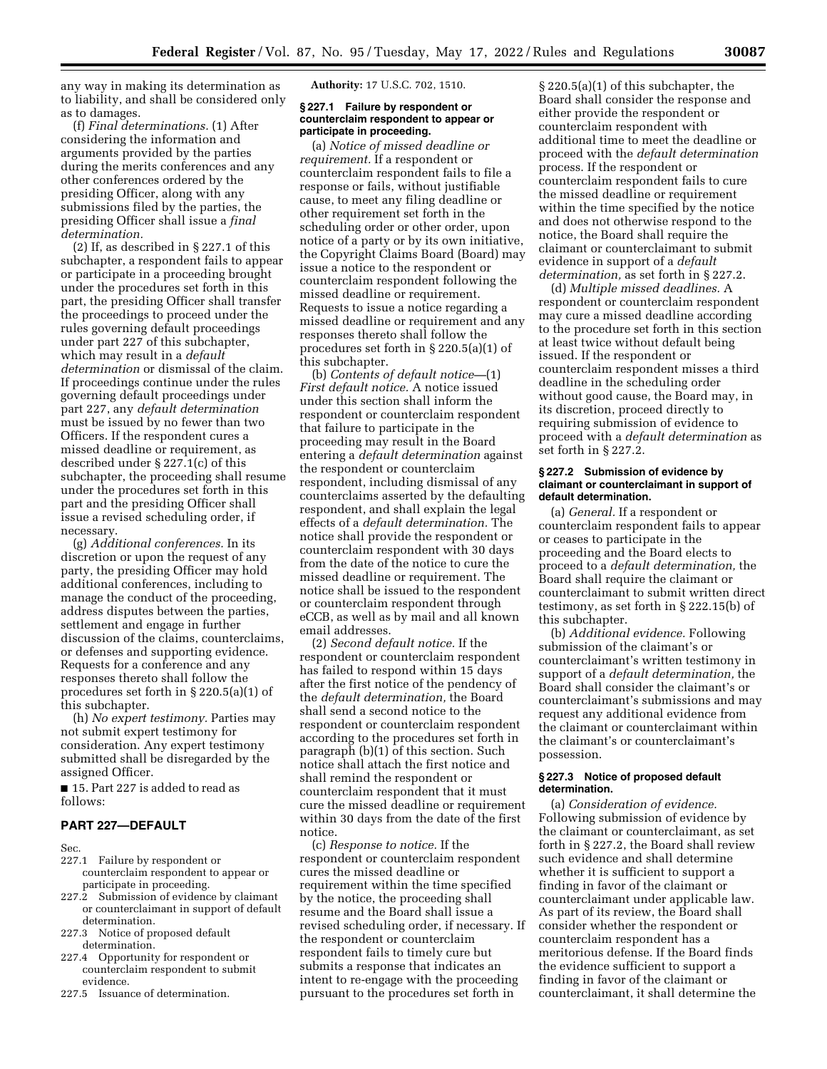any way in making its determination as to liability, and shall be considered only as to damages.

(f) *Final determinations.* (1) After considering the information and arguments provided by the parties during the merits conferences and any other conferences ordered by the presiding Officer, along with any submissions filed by the parties, the presiding Officer shall issue a *final determination.*

(2) If, as described in § 227.1 of this subchapter, a respondent fails to appear or participate in a proceeding brought under the procedures set forth in this part, the presiding Officer shall transfer the proceedings to proceed under the rules governing default proceedings under part 227 of this subchapter, which may result in a *default determination* or dismissal of the claim. If proceedings continue under the rules governing default proceedings under part 227, any *default determination* must be issued by no fewer than two Officers. If the respondent cures a missed deadline or requirement, as described under § 227.1(c) of this subchapter, the proceeding shall resume under the procedures set forth in this part and the presiding Officer shall issue a revised scheduling order, if necessary.

(g) *Additional conferences.* In its discretion or upon the request of any party, the presiding Officer may hold additional conferences, including to manage the conduct of the proceeding, address disputes between the parties, settlement and engage in further discussion of the claims, counterclaims, or defenses and supporting evidence. Requests for a conference and any responses thereto shall follow the procedures set forth in § 220.5(a)(1) of this subchapter.

(h) *No expert testimony.* Parties may not submit expert testimony for consideration. Any expert testimony submitted shall be disregarded by the assigned Officer.

■ 15. Part 227 is added to read as follows:

## PART 227—DEFAULT

Sec.
227.1 Failure by respondent or counterclaim respondent to appear or participate in proceeding.
227.2 Submission of evidence by claimant or counterclaimant in support of default determination.
227.3 Notice of proposed default determination.
227.4 Opportunity for respondent or counterclaim respondent to submit evidence.
227.5 Issuance of determination.

**Authority:** 17 U.S.C. 702, 1510.

### § 227.1 Failure by respondent or counterclaim respondent to appear or participate in proceeding.

(a) *Notice of missed deadline or requirement.* If a respondent or counterclaim respondent fails to file a response or fails, without justifiable cause, to meet any filing deadline or other requirement set forth in the scheduling order or other order, upon notice of a party or by its own initiative, the Copyright Claims Board (Board) may issue a notice to the respondent or counterclaim respondent following the missed deadline or requirement. Requests to issue a notice regarding a missed deadline or requirement and any responses thereto shall follow the procedures set forth in § 220.5(a)(1) of this subchapter.

(b) *Contents of default notice*—(1) *First default notice.* A notice issued under this section shall inform the respondent or counterclaim respondent that failure to participate in the proceeding may result in the Board entering a *default determination* against the respondent or counterclaim respondent, including dismissal of any counterclaims asserted by the defaulting respondent, and shall explain the legal effects of a *default determination.* The notice shall provide the respondent or counterclaim respondent with 30 days from the date of the notice to cure the missed deadline or requirement. The notice shall be issued to the respondent or counterclaim respondent through eCCB, as well as by mail and all known email addresses.

(2) *Second default notice.* If the respondent or counterclaim respondent has failed to respond within 15 days after the first notice of the pendency of the *default determination,* the Board shall send a second notice to the respondent or counterclaim respondent according to the procedures set forth in paragraph (b)(1) of this section. Such notice shall attach the first notice and shall remind the respondent or counterclaim respondent that it must cure the missed deadline or requirement within 30 days from the date of the first notice.

(c) *Response to notice.* If the respondent or counterclaim respondent cures the missed deadline or requirement within the time specified by the notice, the proceeding shall resume and the Board shall issue a revised scheduling order, if necessary. If the respondent or counterclaim respondent fails to timely cure but submits a response that indicates an intent to re-engage with the proceeding pursuant to the procedures set forth in § 220.5(a)(1) of this subchapter, the Board shall consider the response and either provide the respondent or counterclaim respondent with additional time to meet the deadline or proceed with the *default determination* process. If the respondent or counterclaim respondent fails to cure the missed deadline or requirement within the time specified by the notice and does not otherwise respond to the notice, the Board shall require the claimant or counterclaimant to submit evidence in support of a *default determination,* as set forth in § 227.2.

(d) *Multiple missed deadlines.* A respondent or counterclaim respondent may cure a missed deadline according to the procedure set forth in this section at least twice without default being issued. If the respondent or counterclaim respondent misses a third deadline in the scheduling order without good cause, the Board may, in its discretion, proceed directly to requiring submission of evidence to proceed with a *default determination* as set forth in § 227.2.

### § 227.2 Submission of evidence by claimant or counterclaimant in support of default determination.

(a) *General.* If a respondent or counterclaim respondent fails to appear or ceases to participate in the proceeding and the Board elects to proceed to a *default determination,* the Board shall require the claimant or counterclaimant to submit written direct testimony, as set forth in § 222.15(b) of this subchapter.

(b) *Additional evidence.* Following submission of the claimant's or counterclaimant's written testimony in support of a *default determination,* the Board shall consider the claimant's or counterclaimant's submissions and may request any additional evidence from the claimant or counterclaimant within the claimant's or counterclaimant's possession.

### § 227.3 Notice of proposed default determination.

(a) *Consideration of evidence.* Following submission of evidence by the claimant or counterclaimant, as set forth in § 227.2, the Board shall review such evidence and shall determine whether it is sufficient to support a finding in favor of the claimant or counterclaimant under applicable law. As part of its review, the Board shall consider whether the respondent or counterclaim respondent has a meritorious defense. If the Board finds the evidence sufficient to support a finding in favor of the claimant or counterclaimant, it shall determine the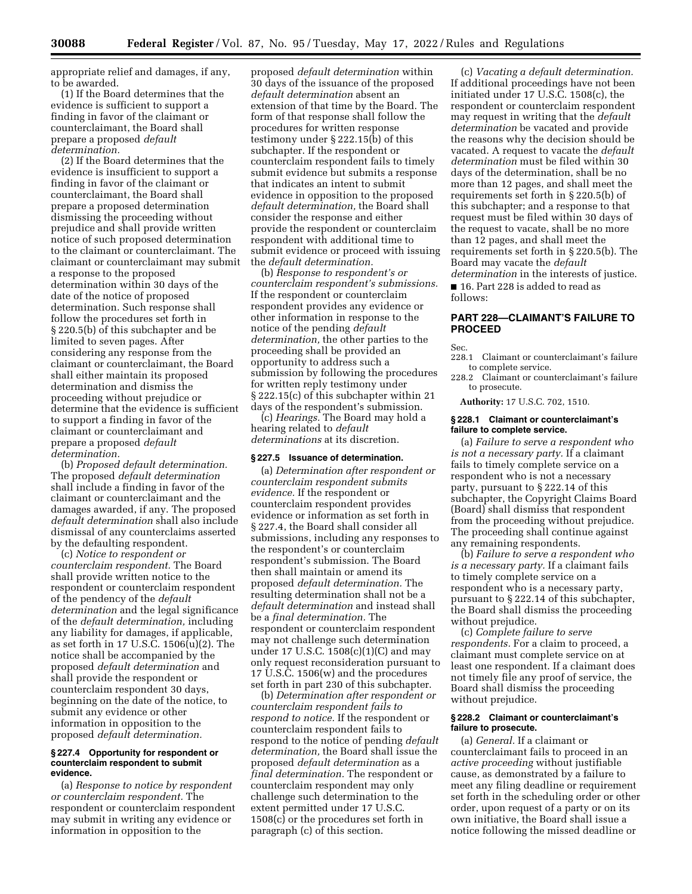appropriate relief and damages, if any, to be awarded.

(1) If the Board determines that the evidence is sufficient to support a finding in favor of the claimant or counterclaimant, the Board shall prepare a proposed *default determination.*

(2) If the Board determines that the evidence is insufficient to support a finding in favor of the claimant or counterclaimant, the Board shall prepare a proposed determination dismissing the proceeding without prejudice and shall provide written notice of such proposed determination to the claimant or counterclaimant. The claimant or counterclaimant may submit a response to the proposed determination within 30 days of the date of the notice of proposed determination. Such response shall follow the procedures set forth in § 220.5(b) of this subchapter and be limited to seven pages. After considering any response from the claimant or counterclaimant, the Board shall either maintain its proposed determination and dismiss the proceeding without prejudice or determine that the evidence is sufficient to support a finding in favor of the claimant or counterclaimant and prepare a proposed *default determination.*

(b) *Proposed default determination.* The proposed *default determination* shall include a finding in favor of the claimant or counterclaimant and the damages awarded, if any. The proposed *default determination* shall also include dismissal of any counterclaims asserted by the defaulting respondent.

(c) *Notice to respondent or counterclaim respondent.* The Board shall provide written notice to the respondent or counterclaim respondent of the pendency of the *default determination* and the legal significance of the *default determination,* including any liability for damages, if applicable, as set forth in 17 U.S.C. 1506(u)(2). The notice shall be accompanied by the proposed *default determination* and shall provide the respondent or counterclaim respondent 30 days, beginning on the date of the notice, to submit any evidence or other information in opposition to the proposed *default determination.*

**§ 227.4 Opportunity for respondent or counterclaim respondent to submit evidence.**

(a) *Response to notice by respondent or counterclaim respondent.* The respondent or counterclaim respondent may submit in writing any evidence or information in opposition to the proposed *default determination* within 30 days of the issuance of the proposed *default determination* absent an extension of that time by the Board. The form of that response shall follow the procedures for written response testimony under § 222.15(b) of this subchapter. If the respondent or counterclaim respondent fails to timely submit evidence but submits a response that indicates an intent to submit evidence in opposition to the proposed *default determination,* the Board shall consider the response and either provide the respondent or counterclaim respondent with additional time to submit evidence or proceed with issuing the *default determination.*

(b) *Response to respondent's or counterclaim respondent's submissions.* If the respondent or counterclaim respondent provides any evidence or other information in response to the notice of the pending *default determination,* the other parties to the proceeding shall be provided an opportunity to address such a submission by following the procedures for written reply testimony under § 222.15(c) of this subchapter within 21 days of the respondent's submission.

(c) *Hearings.* The Board may hold a hearing related to *default determinations* at its discretion.

**§ 227.5 Issuance of determination.**

(a) *Determination after respondent or counterclaim respondent submits evidence.* If the respondent or counterclaim respondent provides evidence or information as set forth in § 227.4, the Board shall consider all submissions, including any responses to the respondent's or counterclaim respondent's submission. The Board then shall maintain or amend its proposed *default determination.* The resulting determination shall not be a *default determination* and instead shall be a *final determination.* The respondent or counterclaim respondent may not challenge such determination under 17 U.S.C. 1508(c)(1)(C) and may only request reconsideration pursuant to 17 U.S.C. 1506(w) and the procedures set forth in part 230 of this subchapter.

(b) *Determination after respondent or counterclaim respondent fails to respond to notice.* If the respondent or counterclaim respondent fails to respond to the notice of pending *default determination,* the Board shall issue the proposed *default determination* as a *final determination.* The respondent or counterclaim respondent may only challenge such determination to the extent permitted under 17 U.S.C. 1508(c) or the procedures set forth in paragraph (c) of this section.

(c) *Vacating a default determination.* If additional proceedings have not been initiated under 17 U.S.C. 1508(c), the respondent or counterclaim respondent may request in writing that the *default determination* be vacated and provide the reasons why the decision should be vacated. A request to vacate the *default determination* must be filed within 30 days of the determination, shall be no more than 12 pages, and shall meet the requirements set forth in § 220.5(b) of this subchapter; and a response to that request must be filed within 30 days of the request to vacate, shall be no more than 12 pages, and shall meet the requirements set forth in § 220.5(b). The Board may vacate the *default determination* in the interests of justice.

■ 16. Part 228 is added to read as follows:

## PART 228—CLAIMANT'S FAILURE TO PROCEED

Sec.
228.1 Claimant or counterclaimant's failure to complete service.
228.2 Claimant or counterclaimant's failure to prosecute.

**Authority:** 17 U.S.C. 702, 1510.

**§ 228.1 Claimant or counterclaimant's failure to complete service.**

(a) *Failure to serve a respondent who is not a necessary party.* If a claimant fails to timely complete service on a respondent who is not a necessary party, pursuant to § 222.14 of this subchapter, the Copyright Claims Board (Board) shall dismiss that respondent from the proceeding without prejudice. The proceeding shall continue against any remaining respondents.

(b) *Failure to serve a respondent who is a necessary party.* If a claimant fails to timely complete service on a respondent who is a necessary party, pursuant to § 222.14 of this subchapter, the Board shall dismiss the proceeding without prejudice.

(c) *Complete failure to serve respondents.* For a claim to proceed, a claimant must complete service on at least one respondent. If a claimant does not timely file any proof of service, the Board shall dismiss the proceeding without prejudice.

**§ 228.2 Claimant or counterclaimant's failure to prosecute.**

(a) *General.* If a claimant or counterclaimant fails to proceed in an *active proceeding* without justifiable cause, as demonstrated by a failure to meet any filing deadline or requirement set forth in the scheduling order or other order, upon request of a party or on its own initiative, the Board shall issue a notice following the missed deadline or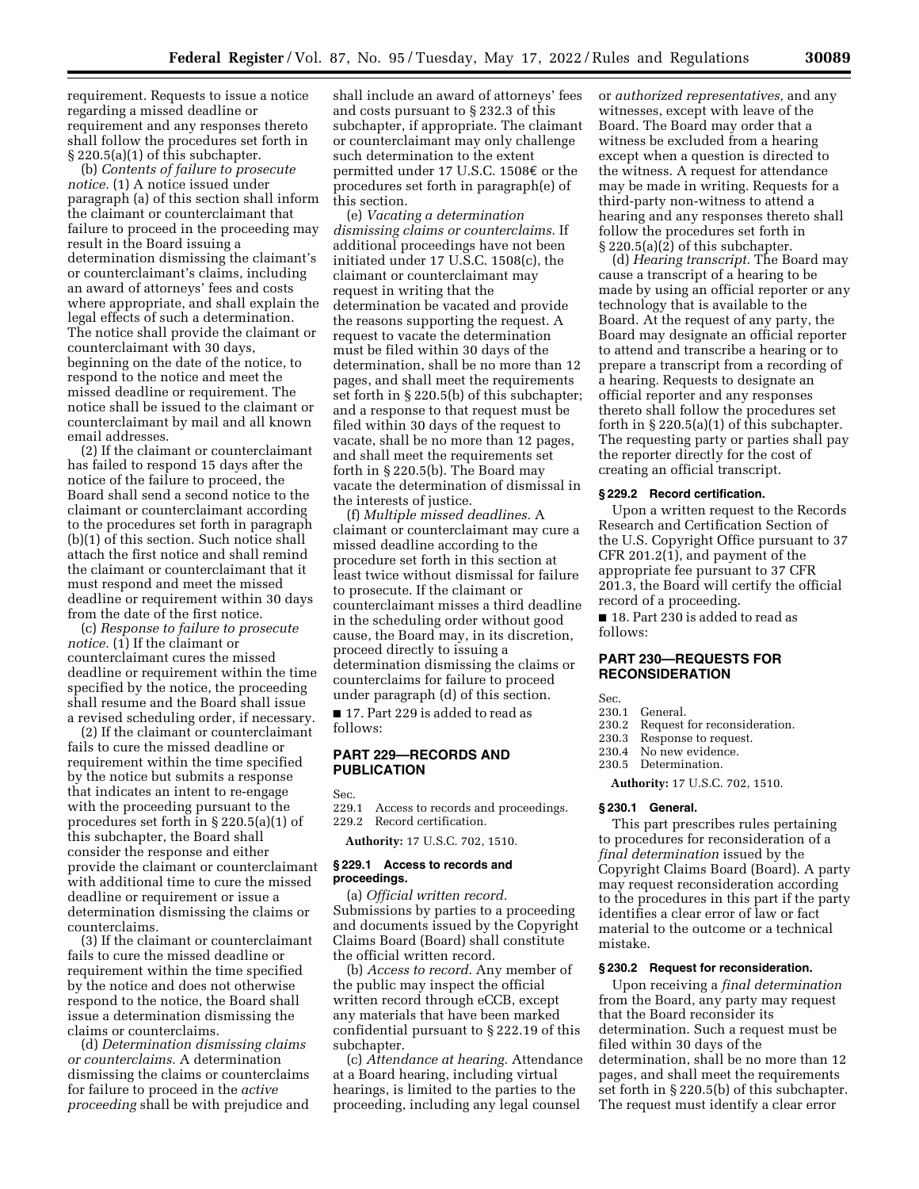requirement. Requests to issue a notice regarding a missed deadline or requirement and any responses thereto shall follow the procedures set forth in § 220.5(a)(1) of this subchapter.

(b) *Contents of failure to prosecute notice.* (1) A notice issued under paragraph (a) of this section shall inform the claimant or counterclaimant that failure to proceed in the proceeding may result in the Board issuing a determination dismissing the claimant's or counterclaimant's claims, including an award of attorneys' fees and costs where appropriate, and shall explain the legal effects of such a determination. The notice shall provide the claimant or counterclaimant with 30 days, beginning on the date of the notice, to respond to the notice and meet the missed deadline or requirement. The notice shall be issued to the claimant or counterclaimant by mail and all known email addresses.

(2) If the claimant or counterclaimant has failed to respond 15 days after the notice of the failure to proceed, the Board shall send a second notice to the claimant or counterclaimant according to the procedures set forth in paragraph (b)(1) of this section. Such notice shall attach the first notice and shall remind the claimant or counterclaimant that it must respond and meet the missed deadline or requirement within 30 days from the date of the first notice.

(c) *Response to failure to prosecute notice.* (1) If the claimant or counterclaimant cures the missed deadline or requirement within the time specified by the notice, the proceeding shall resume and the Board shall issue a revised scheduling order, if necessary.

(2) If the claimant or counterclaimant fails to cure the missed deadline or requirement within the time specified by the notice but submits a response that indicates an intent to re-engage with the proceeding pursuant to the procedures set forth in § 220.5(a)(1) of this subchapter, the Board shall consider the response and either provide the claimant or counterclaimant with additional time to cure the missed deadline or requirement or issue a determination dismissing the claims or counterclaims.

(3) If the claimant or counterclaimant fails to cure the missed deadline or requirement within the time specified by the notice and does not otherwise respond to the notice, the Board shall issue a determination dismissing the claims or counterclaims.

(d) *Determination dismissing claims or counterclaims.* A determination dismissing the claims or counterclaims for failure to proceed in the *active proceeding* shall be with prejudice and shall include an award of attorneys' fees and costs pursuant to § 232.3 of this subchapter, if appropriate. The claimant or counterclaimant may only challenge such determination to the extent permitted under 17 U.S.C. 1508€ or the procedures set forth in paragraph(e) of this section.

(e) *Vacating a determination dismissing claims or counterclaims.* If additional proceedings have not been initiated under 17 U.S.C. 1508(c), the claimant or counterclaimant may request in writing that the determination be vacated and provide the reasons supporting the request. A request to vacate the determination must be filed within 30 days of the determination, shall be no more than 12 pages, and shall meet the requirements set forth in § 220.5(b) of this subchapter; and a response to that request must be filed within 30 days of the request to vacate, shall be no more than 12 pages, and shall meet the requirements set forth in § 220.5(b). The Board may vacate the determination of dismissal in the interests of justice.

(f) *Multiple missed deadlines.* A claimant or counterclaimant may cure a missed deadline according to the procedure set forth in this section at least twice without dismissal for failure to prosecute. If the claimant or counterclaimant misses a third deadline in the scheduling order without good cause, the Board may, in its discretion, proceed directly to issuing a determination dismissing the claims or counterclaims for failure to proceed under paragraph (d) of this section.

■ 17. Part 229 is added to read as follows:

## PART 229—RECORDS AND PUBLICATION

Sec.
229.1 Access to records and proceedings.
229.2 Record certification.

**Authority:** 17 U.S.C. 702, 1510.

### § 229.1 Access to records and proceedings.

(a) *Official written record.* Submissions by parties to a proceeding and documents issued by the Copyright Claims Board (Board) shall constitute the official written record.

(b) *Access to record.* Any member of the public may inspect the official written record through eCCB, except any materials that have been marked confidential pursuant to § 222.19 of this subchapter.

(c) *Attendance at hearing.* Attendance at a Board hearing, including virtual hearings, is limited to the parties to the proceeding, including any legal counsel or *authorized representatives,* and any witnesses, except with leave of the Board. The Board may order that a witness be excluded from a hearing except when a question is directed to the witness. A request for attendance may be made in writing. Requests for a third-party non-witness to attend a hearing and any responses thereto shall follow the procedures set forth in § 220.5(a)(2) of this subchapter.

(d) *Hearing transcript.* The Board may cause a transcript of a hearing to be made by using an official reporter or any technology that is available to the Board. At the request of any party, the Board may designate an official reporter to attend and transcribe a hearing or to prepare a transcript from a recording of a hearing. Requests to designate an official reporter and any responses thereto shall follow the procedures set forth in § 220.5(a)(1) of this subchapter. The requesting party or parties shall pay the reporter directly for the cost of creating an official transcript.

### § 229.2 Record certification.

Upon a written request to the Records Research and Certification Section of the U.S. Copyright Office pursuant to 37 CFR 201.2(1), and payment of the appropriate fee pursuant to 37 CFR 201.3, the Board will certify the official record of a proceeding.

■ 18. Part 230 is added to read as follows:

## PART 230—REQUESTS FOR RECONSIDERATION

Sec.
230.1 General.
230.2 Request for reconsideration.
230.3 Response to request.
230.4 No new evidence.
230.5 Determination.

**Authority:** 17 U.S.C. 702, 1510.

### § 230.1 General.

This part prescribes rules pertaining to procedures for reconsideration of a *final determination* issued by the Copyright Claims Board (Board). A party may request reconsideration according to the procedures in this part if the party identifies a clear error of law or fact material to the outcome or a technical mistake.

### § 230.2 Request for reconsideration.

Upon receiving a *final determination* from the Board, any party may request that the Board reconsider its determination. Such a request must be filed within 30 days of the determination, shall be no more than 12 pages, and shall meet the requirements set forth in § 220.5(b) of this subchapter. The request must identify a clear error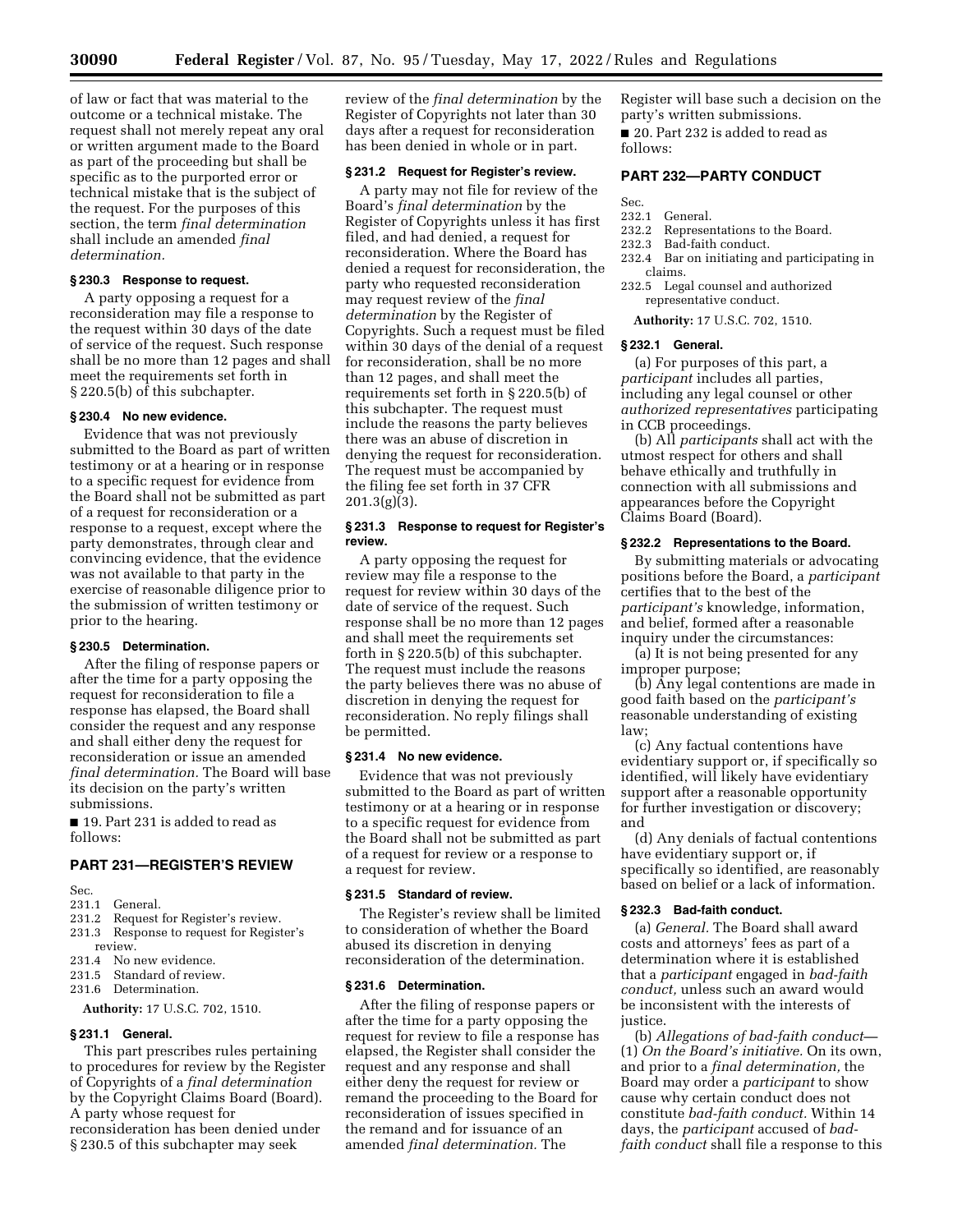of law or fact that was material to the outcome or a technical mistake. The request shall not merely repeat any oral or written argument made to the Board as part of the proceeding but shall be specific as to the purported error or technical mistake that is the subject of the request. For the purposes of this section, the term *final determination* shall include an amended *final determination.*

### § 230.3 Response to request.

A party opposing a request for a reconsideration may file a response to the request within 30 days of the date of service of the request. Such response shall be no more than 12 pages and shall meet the requirements set forth in § 220.5(b) of this subchapter.

### § 230.4 No new evidence.

Evidence that was not previously submitted to the Board as part of written testimony or at a hearing or in response to a specific request for evidence from the Board shall not be submitted as part of a request for reconsideration or a response to a request, except where the party demonstrates, through clear and convincing evidence, that the evidence was not available to that party in the exercise of reasonable diligence prior to the submission of written testimony or prior to the hearing.

### § 230.5 Determination.

After the filing of response papers or after the time for a party opposing the request for reconsideration to file a response has elapsed, the Board shall consider the request and any response and shall either deny the request for reconsideration or issue an amended *final determination.* The Board will base its decision on the party's written submissions.

■ 19. Part 231 is added to read as follows:

## PART 231—REGISTER'S REVIEW

Sec.
231.1 General.
231.2 Request for Register's review.
231.3 Response to request for Register's review.
231.4 No new evidence.
231.5 Standard of review.
231.6 Determination.

**Authority:** 17 U.S.C. 702, 1510.

### § 231.1 General.

This part prescribes rules pertaining to procedures for review by the Register of Copyrights of a *final determination* by the Copyright Claims Board (Board). A party whose request for reconsideration has been denied under § 230.5 of this subchapter may seek review of the *final determination* by the Register of Copyrights not later than 30 days after a request for reconsideration has been denied in whole or in part.

### § 231.2 Request for Register's review.

A party may not file for review of the Board's *final determination* by the Register of Copyrights unless it has first filed, and had denied, a request for reconsideration. Where the Board has denied a request for reconsideration, the party who requested reconsideration may request review of the *final determination* by the Register of Copyrights. Such a request must be filed within 30 days of the denial of a request for reconsideration, shall be no more than 12 pages, and shall meet the requirements set forth in § 220.5(b) of this subchapter. The request must include the reasons the party believes there was an abuse of discretion in denying the request for reconsideration. The request must be accompanied by the filing fee set forth in 37 CFR 201.3(g)(3).

### § 231.3 Response to request for Register's review.

A party opposing the request for review may file a response to the request for review within 30 days of the date of service of the request. Such response shall be no more than 12 pages and shall meet the requirements set forth in § 220.5(b) of this subchapter. The request must include the reasons the party believes there was no abuse of discretion in denying the request for reconsideration. No reply filings shall be permitted.

### § 231.4 No new evidence.

Evidence that was not previously submitted to the Board as part of written testimony or at a hearing or in response to a specific request for evidence from the Board shall not be submitted as part of a request for review or a response to a request for review.

### § 231.5 Standard of review.

The Register's review shall be limited to consideration of whether the Board abused its discretion in denying reconsideration of the determination.

### § 231.6 Determination.

After the filing of response papers or after the time for a party opposing the request for review to file a response has elapsed, the Register shall consider the request and any response and shall either deny the request for review or remand the proceeding to the Board for reconsideration of issues specified in the remand and for issuance of an amended *final determination.* The Register will base such a decision on the party's written submissions.

■ 20. Part 232 is added to read as follows:

## PART 232—PARTY CONDUCT

Sec.
232.1 General.
232.2 Representations to the Board.
232.3 Bad-faith conduct.
232.4 Bar on initiating and participating in claims.
232.5 Legal counsel and authorized representative conduct.

**Authority:** 17 U.S.C. 702, 1510.

### § 232.1 General.

(a) For purposes of this part, a *participant* includes all parties, including any legal counsel or other *authorized representatives* participating in CCB proceedings.

(b) All *participants* shall act with the utmost respect for others and shall behave ethically and truthfully in connection with all submissions and appearances before the Copyright Claims Board (Board).

### § 232.2 Representations to the Board.

By submitting materials or advocating positions before the Board, a *participant* certifies that to the best of the *participant's* knowledge, information, and belief, formed after a reasonable inquiry under the circumstances:

(a) It is not being presented for any improper purpose;

(b) Any legal contentions are made in good faith based on the *participant's* reasonable understanding of existing law;

(c) Any factual contentions have evidentiary support or, if specifically so identified, will likely have evidentiary support after a reasonable opportunity for further investigation or discovery; and

(d) Any denials of factual contentions have evidentiary support or, if specifically so identified, are reasonably based on belief or a lack of information.

### § 232.3 Bad-faith conduct.

(a) *General.* The Board shall award costs and attorneys' fees as part of a determination where it is established that a *participant* engaged in *bad-faith conduct,* unless such an award would be inconsistent with the interests of justice.

(b) *Allegations of bad-faith conduct*—(1) *On the Board's initiative.* On its own, and prior to a *final determination,* the Board may order a *participant* to show cause why certain conduct does not constitute *bad-faith conduct.* Within 14 days, the *participant* accused of *bad-faith conduct* shall file a response to this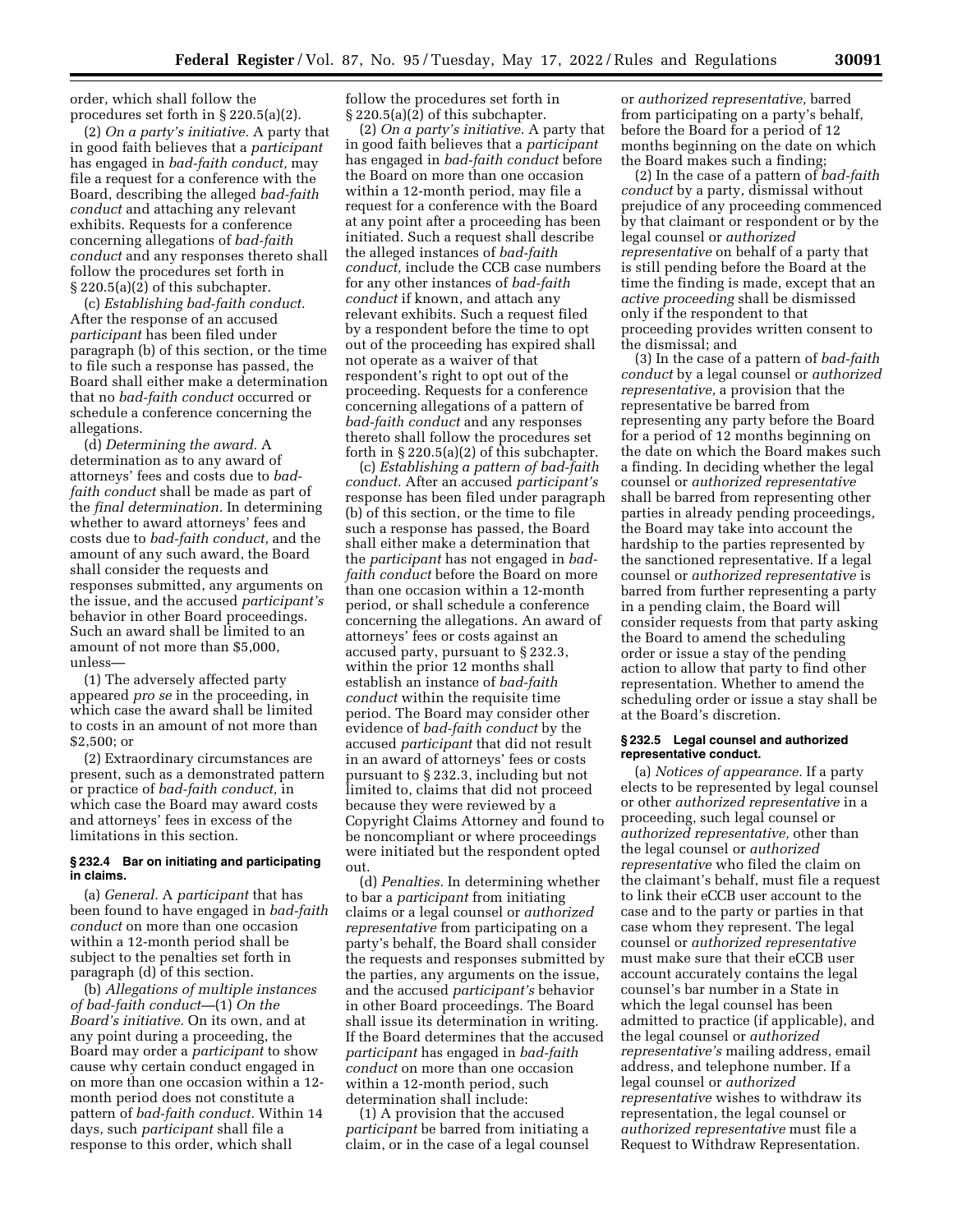order, which shall follow the procedures set forth in § 220.5(a)(2).

(2) *On a party's initiative.* A party that in good faith believes that a *participant* has engaged in *bad-faith conduct,* may file a request for a conference with the Board, describing the alleged *bad-faith conduct* and attaching any relevant exhibits. Requests for a conference concerning allegations of *bad-faith conduct* and any responses thereto shall follow the procedures set forth in § 220.5(a)(2) of this subchapter.

(c) *Establishing bad-faith conduct.* After the response of an accused *participant* has been filed under paragraph (b) of this section, or the time to file such a response has passed, the Board shall either make a determination that no *bad-faith conduct* occurred or schedule a conference concerning the allegations.

(d) *Determining the award.* A determination as to any award of attorneys' fees and costs due to *bad-faith conduct* shall be made as part of the *final determination.* In determining whether to award attorneys' fees and costs due to *bad-faith conduct,* and the amount of any such award, the Board shall consider the requests and responses submitted, any arguments on the issue, and the accused *participant's* behavior in other Board proceedings. Such an award shall be limited to an amount of not more than $5,000, unless—

(1) The adversely affected party appeared *pro se* in the proceeding, in which case the award shall be limited to costs in an amount of not more than $2,500; or

(2) Extraordinary circumstances are present, such as a demonstrated pattern or practice of *bad-faith conduct,* in which case the Board may award costs and attorneys' fees in excess of the limitations in this section.

#### § 232.4 Bar on initiating and participating in claims.

(a) *General.* A *participant* that has been found to have engaged in *bad-faith conduct* on more than one occasion within a 12-month period shall be subject to the penalties set forth in paragraph (d) of this section.

(b) *Allegations of multiple instances of bad-faith conduct*—(1) *On the Board's initiative.* On its own, and at any point during a proceeding, the Board may order a *participant* to show cause why certain conduct engaged in on more than one occasion within a 12-month period does not constitute a pattern of *bad-faith conduct.* Within 14 days, such *participant* shall file a response to this order, which shall follow the procedures set forth in § 220.5(a)(2) of this subchapter.

(2) *On a party's initiative.* A party that in good faith believes that a *participant* has engaged in *bad-faith conduct* before the Board on more than one occasion within a 12-month period, may file a request for a conference with the Board at any point after a proceeding has been initiated. Such a request shall describe the alleged instances of *bad-faith conduct,* include the CCB case numbers for any other instances of *bad-faith conduct* if known, and attach any relevant exhibits. Such a request filed by a respondent before the time to opt out of the proceeding has expired shall not operate as a waiver of that respondent's right to opt out of the proceeding. Requests for a conference concerning allegations of a pattern of *bad-faith conduct* and any responses thereto shall follow the procedures set forth in § 220.5(a)(2) of this subchapter.

(c) *Establishing a pattern of bad-faith conduct.* After an accused *participant's* response has been filed under paragraph (b) of this section, or the time to file such a response has passed, the Board shall either make a determination that the *participant* has not engaged in *bad-faith conduct* before the Board on more than one occasion within a 12-month period, or shall schedule a conference concerning the allegations. An award of attorneys' fees or costs against an accused party, pursuant to § 232.3, within the prior 12 months shall establish an instance of *bad-faith conduct* within the requisite time period. The Board may consider other evidence of *bad-faith conduct* by the accused *participant* that did not result in an award of attorneys' fees or costs pursuant to § 232.3, including but not limited to, claims that did not proceed because they were reviewed by a Copyright Claims Attorney and found to be noncompliant or where proceedings were initiated but the respondent opted out.

(d) *Penalties.* In determining whether to bar a *participant* from initiating claims or a legal counsel or *authorized representative* from participating on a party's behalf, the Board shall consider the requests and responses submitted by the parties, any arguments on the issue, and the accused *participant's* behavior in other Board proceedings. The Board shall issue its determination in writing. If the Board determines that the accused *participant* has engaged in *bad-faith conduct* on more than one occasion within a 12-month period, such determination shall include:

(1) A provision that the accused *participant* be barred from initiating a claim, or in the case of a legal counsel or *authorized representative,* barred from participating on a party's behalf, before the Board for a period of 12 months beginning on the date on which the Board makes such a finding;

(2) In the case of a pattern of *bad-faith conduct* by a party, dismissal without prejudice of any proceeding commenced by that claimant or respondent or by the legal counsel or *authorized representative* on behalf of a party that is still pending before the Board at the time the finding is made, except that an *active proceeding* shall be dismissed only if the respondent to that proceeding provides written consent to the dismissal; and

(3) In the case of a pattern of *bad-faith conduct* by a legal counsel or *authorized representative,* a provision that the representative be barred from representing any party before the Board for a period of 12 months beginning on the date on which the Board makes such a finding. In deciding whether the legal counsel or *authorized representative* shall be barred from representing other parties in already pending proceedings, the Board may take into account the hardship to the parties represented by the sanctioned representative. If a legal counsel or *authorized representative* is barred from further representing a party in a pending claim, the Board will consider requests from that party asking the Board to amend the scheduling order or issue a stay of the pending action to allow that party to find other representation. Whether to amend the scheduling order or issue a stay shall be at the Board's discretion.

#### § 232.5 Legal counsel and authorized representative conduct.

(a) *Notices of appearance.* If a party elects to be represented by legal counsel or other *authorized representative* in a proceeding, such legal counsel or *authorized representative,* other than the legal counsel or *authorized representative* who filed the claim on the claimant's behalf, must file a request to link their eCCB user account to the case and to the party or parties in that case whom they represent. The legal counsel or *authorized representative* must make sure that their eCCB user account accurately contains the legal counsel's bar number in a State in which the legal counsel has been admitted to practice (if applicable), and the legal counsel or *authorized representative's* mailing address, email address, and telephone number. If a legal counsel or *authorized representative* wishes to withdraw its representation, the legal counsel or *authorized representative* must file a Request to Withdraw Representation.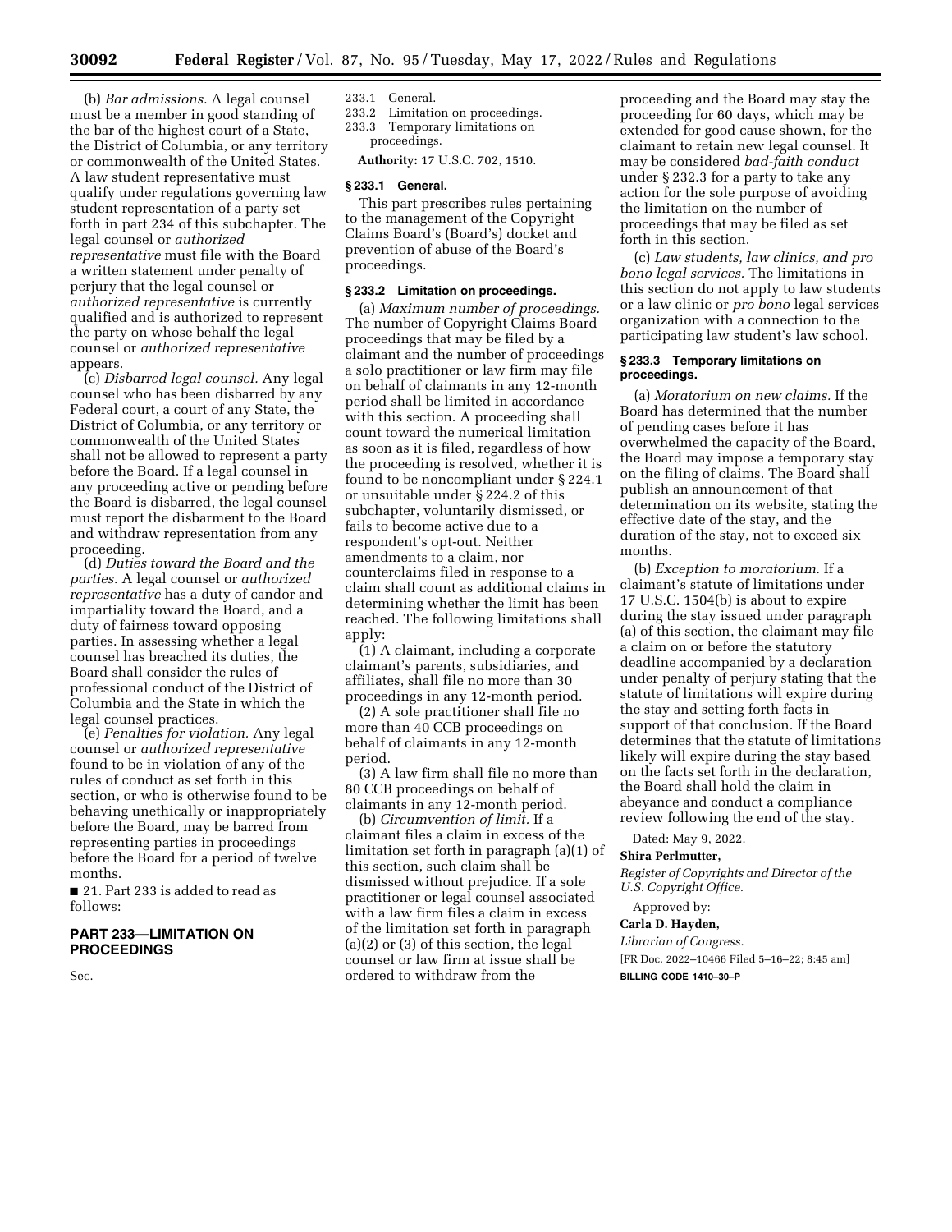(b) *Bar admissions.* A legal counsel must be a member in good standing of the bar of the highest court of a State, the District of Columbia, or any territory or commonwealth of the United States. A law student representative must qualify under regulations governing law student representation of a party set forth in part 234 of this subchapter. The legal counsel or *authorized representative* must file with the Board a written statement under penalty of perjury that the legal counsel or *authorized representative* is currently qualified and is authorized to represent the party on whose behalf the legal counsel or *authorized representative* appears.

(c) *Disbarred legal counsel.* Any legal counsel who has been disbarred by any Federal court, a court of any State, the District of Columbia, or any territory or commonwealth of the United States shall not be allowed to represent a party before the Board. If a legal counsel in any proceeding active or pending before the Board is disbarred, the legal counsel must report the disbarment to the Board and withdraw representation from any proceeding.

(d) *Duties toward the Board and the parties.* A legal counsel or *authorized representative* has a duty of candor and impartiality toward the Board, and a duty of fairness toward opposing parties. In assessing whether a legal counsel has breached its duties, the Board shall consider the rules of professional conduct of the District of Columbia and the State in which the legal counsel practices.

(e) *Penalties for violation.* Any legal counsel or *authorized representative* found to be in violation of any of the rules of conduct as set forth in this section, or who is otherwise found to be behaving unethically or inappropriately before the Board, may be barred from representing parties in proceedings before the Board for a period of twelve months.

■ 21. Part 233 is added to read as follows:

## PART 233—LIMITATION ON PROCEEDINGS

Sec.

233.1 General.
233.2 Limitation on proceedings.
233.3 Temporary limitations on proceedings.

**Authority:** 17 U.S.C. 702, 1510.

### § 233.1 General.

This part prescribes rules pertaining to the management of the Copyright Claims Board's (Board's) docket and prevention of abuse of the Board's proceedings.

### § 233.2 Limitation on proceedings.

(a) *Maximum number of proceedings.* The number of Copyright Claims Board proceedings that may be filed by a claimant and the number of proceedings a solo practitioner or law firm may file on behalf of claimants in any 12-month period shall be limited in accordance with this section. A proceeding shall count toward the numerical limitation as soon as it is filed, regardless of how the proceeding is resolved, whether it is found to be noncompliant under § 224.1 or unsuitable under § 224.2 of this subchapter, voluntarily dismissed, or fails to become active due to a respondent's opt-out. Neither amendments to a claim, nor counterclaims filed in response to a claim shall count as additional claims in determining whether the limit has been reached. The following limitations shall apply:

(1) A claimant, including a corporate claimant's parents, subsidiaries, and affiliates, shall file no more than 30 proceedings in any 12-month period.

(2) A sole practitioner shall file no more than 40 CCB proceedings on behalf of claimants in any 12-month period.

(3) A law firm shall file no more than 80 CCB proceedings on behalf of claimants in any 12-month period.

(b) *Circumvention of limit.* If a claimant files a claim in excess of the limitation set forth in paragraph (a)(1) of this section, such claim shall be dismissed without prejudice. If a sole practitioner or legal counsel associated with a law firm files a claim in excess of the limitation set forth in paragraph (a)(2) or (3) of this section, the legal counsel or law firm at issue shall be ordered to withdraw from the proceeding and the Board may stay the proceeding for 60 days, which may be extended for good cause shown, for the claimant to retain new legal counsel. It may be considered *bad-faith conduct* under § 232.3 for a party to take any action for the sole purpose of avoiding the limitation on the number of proceedings that may be filed as set forth in this section.

(c) *Law students, law clinics, and pro bono legal services.* The limitations in this section do not apply to law students or a law clinic or *pro bono* legal services organization with a connection to the participating law student's law school.

### § 233.3 Temporary limitations on proceedings.

(a) *Moratorium on new claims.* If the Board has determined that the number of pending cases before it has overwhelmed the capacity of the Board, the Board may impose a temporary stay on the filing of claims. The Board shall publish an announcement of that determination on its website, stating the effective date of the stay, and the duration of the stay, not to exceed six months.

(b) *Exception to moratorium.* If a claimant's statute of limitations under 17 U.S.C. 1504(b) is about to expire during the stay issued under paragraph (a) of this section, the claimant may file a claim on or before the statutory deadline accompanied by a declaration under penalty of perjury stating that the statute of limitations will expire during the stay and setting forth facts in support of that conclusion. If the Board determines that the statute of limitations likely will expire during the stay based on the facts set forth in the declaration, the Board shall hold the claim in abeyance and conduct a compliance review following the end of the stay.

Dated: May 9, 2022.

**Shira Perlmutter,**

*Register of Copyrights and Director of the U.S. Copyright Office.*

Approved by:

**Carla D. Hayden,**

*Librarian of Congress.*

[FR Doc. 2022–10466 Filed 5–16–22; 8:45 am]

**BILLING CODE 1410–30–P**